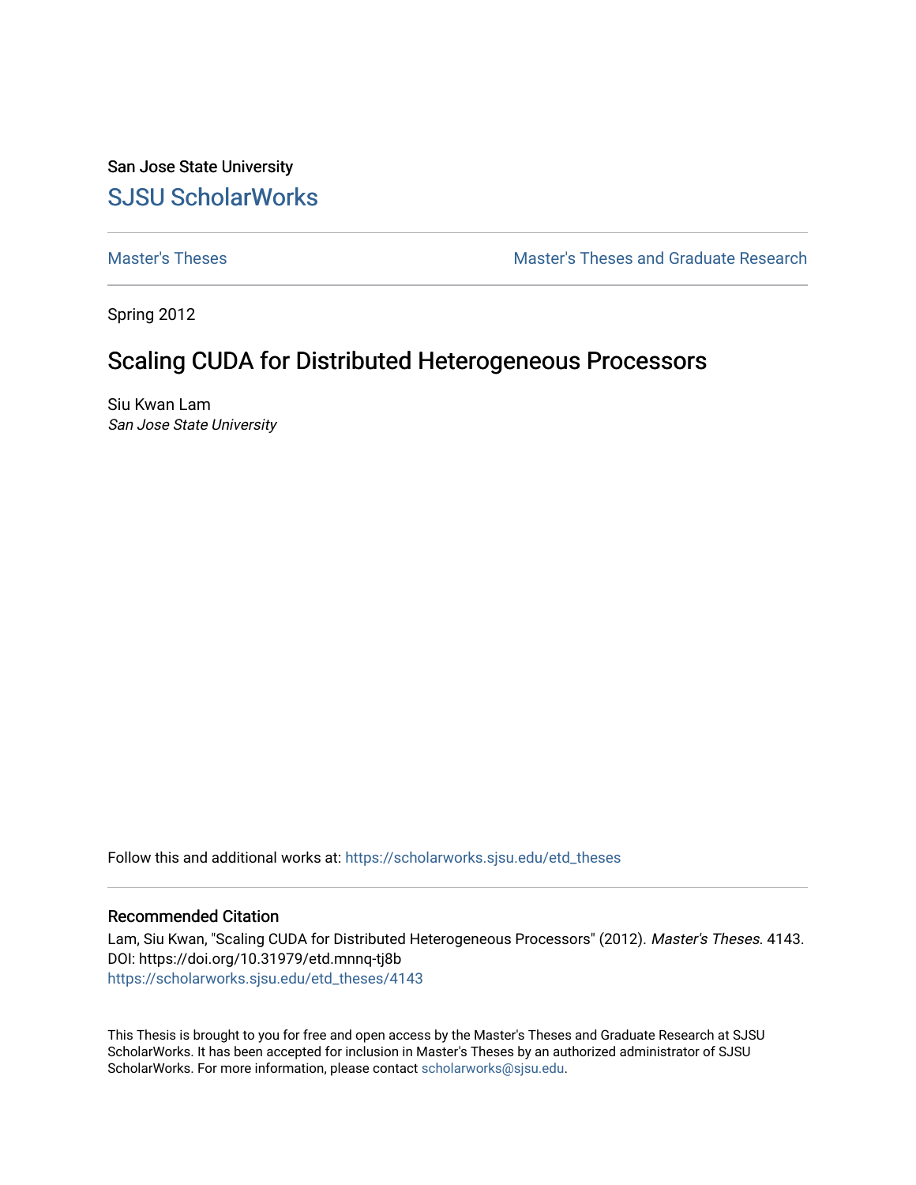San Jose State University

## SJSU ScholarWorks

Master's Theses | Master's Theses and Graduate Research

Spring 2012

# Scaling CUDA for Distributed Heterogeneous Processors

Siu Kwan Lam
*San Jose State University*

Follow this and additional works at: https://scholarworks.sjsu.edu/etd_theses

### Recommended Citation

Lam, Siu Kwan, "Scaling CUDA for Distributed Heterogeneous Processors" (2012). *Master's Theses*. 4143.
DOI: https://doi.org/10.31979/etd.mnnq-tj8b
https://scholarworks.sjsu.edu/etd_theses/4143

This Thesis is brought to you for free and open access by the Master's Theses and Graduate Research at SJSU ScholarWorks. It has been accepted for inclusion in Master's Theses by an authorized administrator of SJSU ScholarWorks. For more information, please contact scholarworks@sjsu.edu.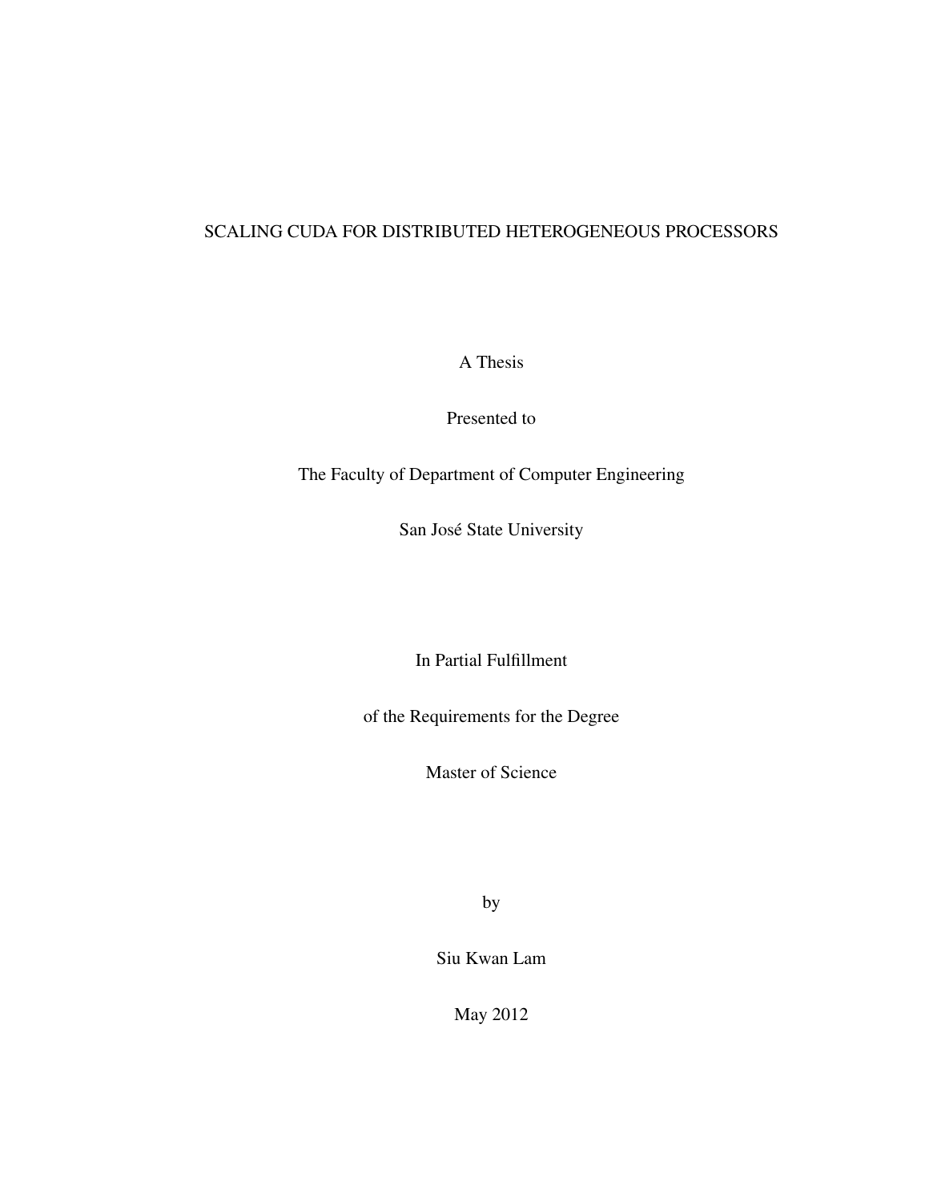# SCALING CUDA FOR DISTRIBUTED HETEROGENEOUS PROCESSORS

A Thesis

Presented to

The Faculty of Department of Computer Engineering

San José State University

In Partial Fulfillment

of the Requirements for the Degree

Master of Science

by

Siu Kwan Lam

May 2012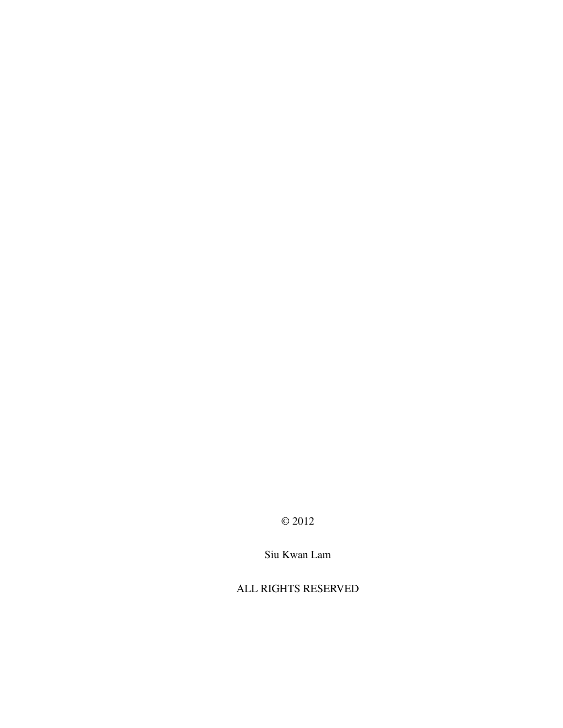© 2012

Siu Kwan Lam

ALL RIGHTS RESERVED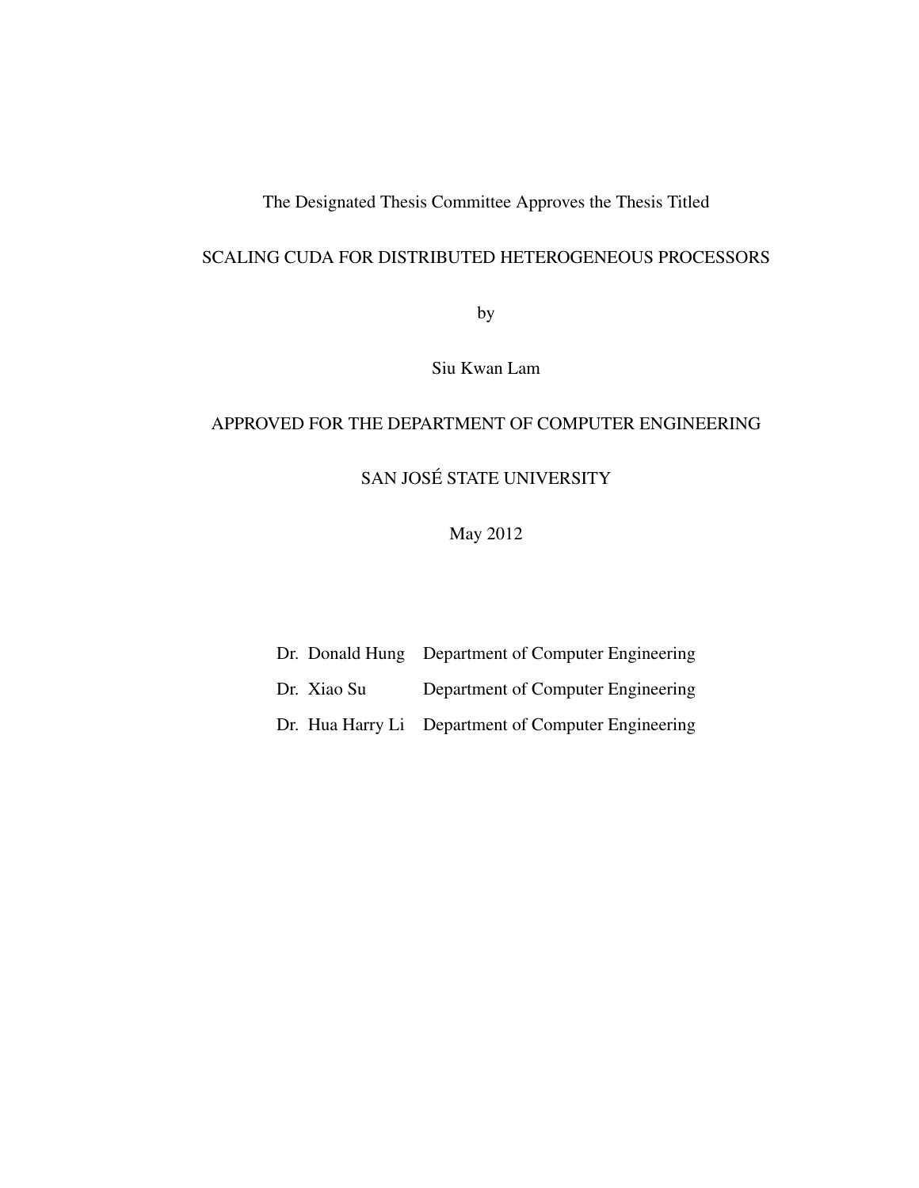The Designated Thesis Committee Approves the Thesis Titled

SCALING CUDA FOR DISTRIBUTED HETEROGENEOUS PROCESSORS

by

Siu Kwan Lam

APPROVED FOR THE DEPARTMENT OF COMPUTER ENGINEERING

SAN JOSÉ STATE UNIVERSITY

May 2012

| | |
|---|---|
| Dr. Donald Hung | Department of Computer Engineering |
| Dr. Xiao Su | Department of Computer Engineering |
| Dr. Hua Harry Li | Department of Computer Engineering |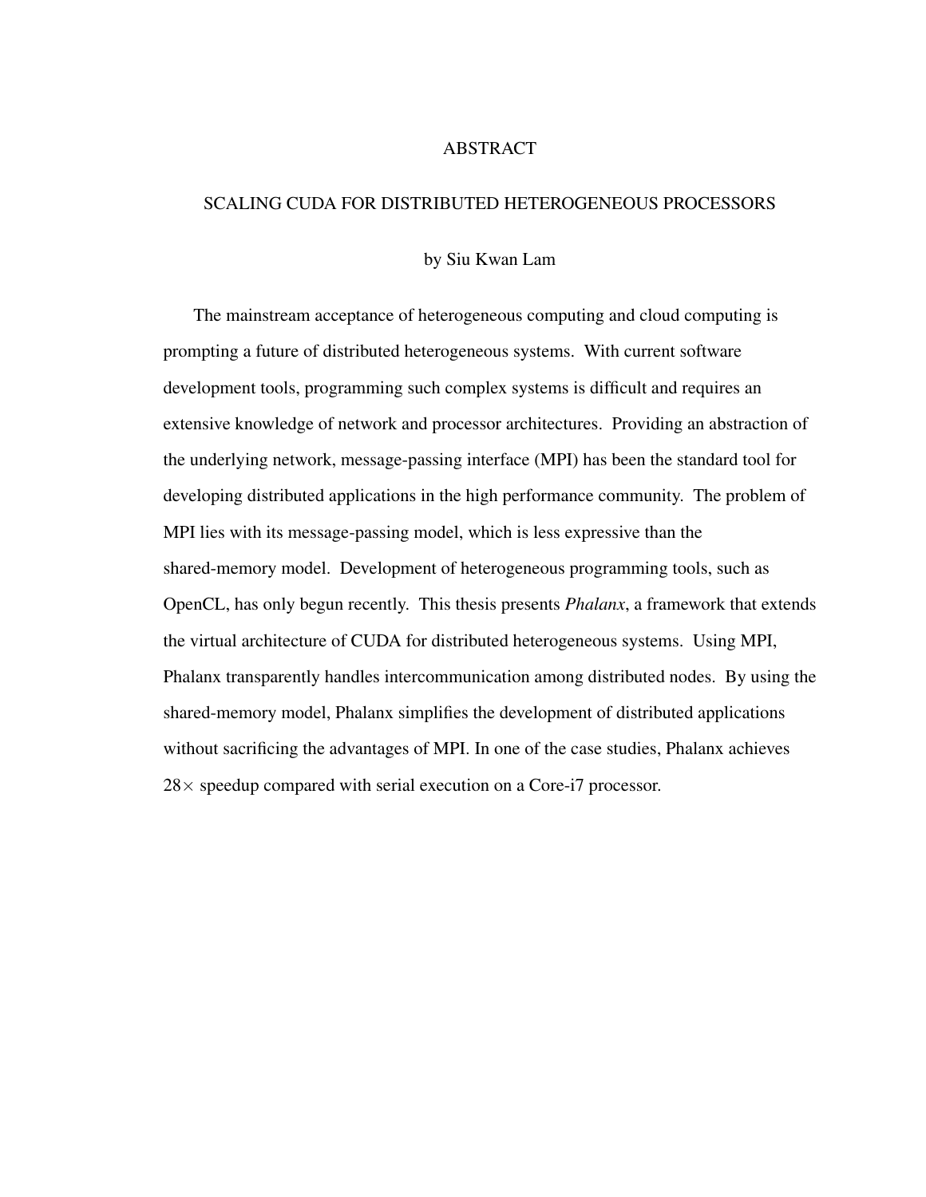# ABSTRACT

## SCALING CUDA FOR DISTRIBUTED HETEROGENEOUS PROCESSORS

by Siu Kwan Lam

The mainstream acceptance of heterogeneous computing and cloud computing is prompting a future of distributed heterogeneous systems. With current software development tools, programming such complex systems is difficult and requires an extensive knowledge of network and processor architectures. Providing an abstraction of the underlying network, message-passing interface (MPI) has been the standard tool for developing distributed applications in the high performance community. The problem of MPI lies with its message-passing model, which is less expressive than the shared-memory model. Development of heterogeneous programming tools, such as OpenCL, has only begun recently. This thesis presents *Phalanx*, a framework that extends the virtual architecture of CUDA for distributed heterogeneous systems. Using MPI, Phalanx transparently handles intercommunication among distributed nodes. By using the shared-memory model, Phalanx simplifies the development of distributed applications without sacrificing the advantages of MPI. In one of the case studies, Phalanx achieves $28\times$ speedup compared with serial execution on a Core-i7 processor.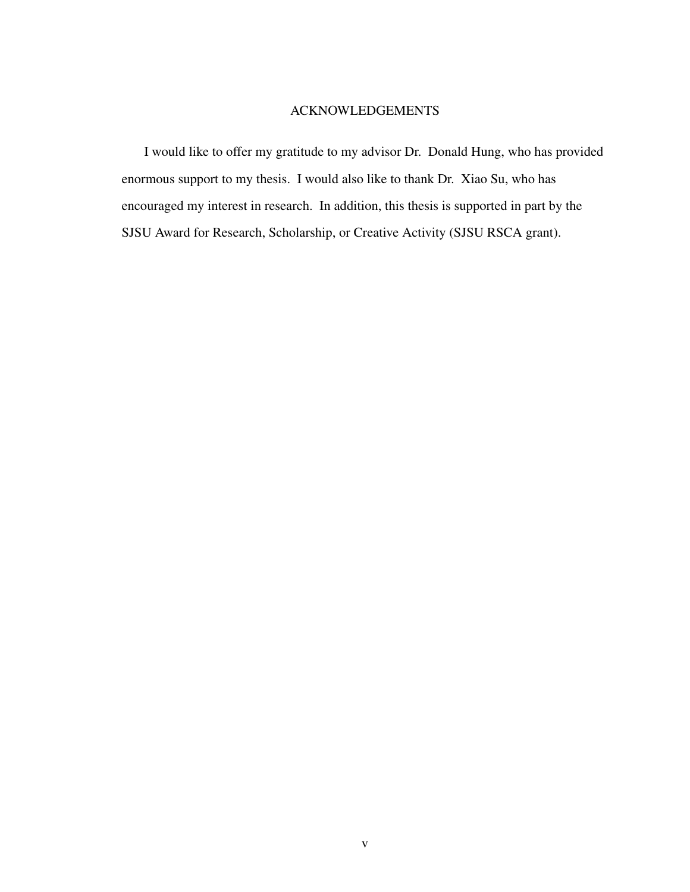# ACKNOWLEDGEMENTS

I would like to offer my gratitude to my advisor Dr. Donald Hung, who has provided enormous support to my thesis. I would also like to thank Dr. Xiao Su, who has encouraged my interest in research. In addition, this thesis is supported in part by the SJSU Award for Research, Scholarship, or Creative Activity (SJSU RSCA grant).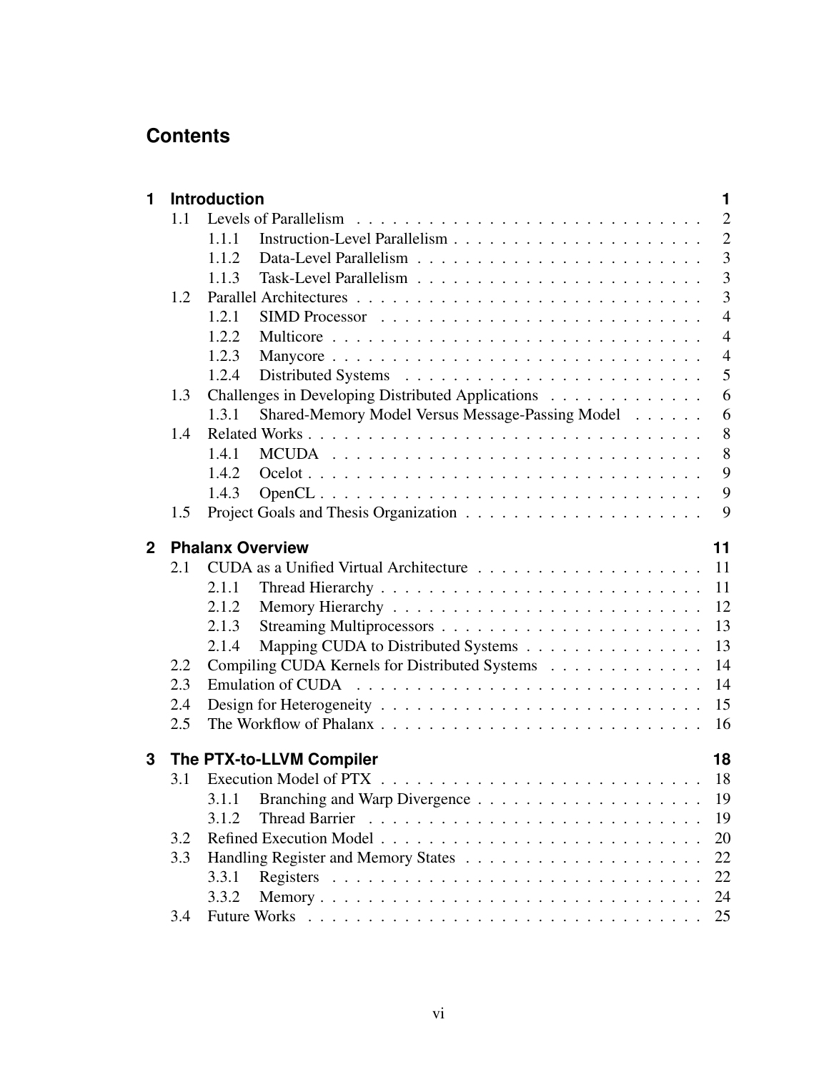# Contents

- **1 Introduction** — 1
  - 1.1 Levels of Parallelism — 2
    - 1.1.1 Instruction-Level Parallelism — 2
    - 1.1.2 Data-Level Parallelism — 3
    - 1.1.3 Task-Level Parallelism — 3
  - 1.2 Parallel Architectures — 3
    - 1.2.1 SIMD Processor — 4
    - 1.2.2 Multicore — 4
    - 1.2.3 Manycore — 4
    - 1.2.4 Distributed Systems — 5
  - 1.3 Challenges in Developing Distributed Applications — 6
    - 1.3.1 Shared-Memory Model Versus Message-Passing Model — 6
  - 1.4 Related Works — 8
    - 1.4.1 MCUDA — 8
    - 1.4.2 Ocelot — 9
    - 1.4.3 OpenCL — 9
  - 1.5 Project Goals and Thesis Organization — 9
- **2 Phalanx Overview** — 11
  - 2.1 CUDA as a Unified Virtual Architecture — 11
    - 2.1.1 Thread Hierarchy — 11
    - 2.1.2 Memory Hierarchy — 12
    - 2.1.3 Streaming Multiprocessors — 13
    - 2.1.4 Mapping CUDA to Distributed Systems — 13
  - 2.2 Compiling CUDA Kernels for Distributed Systems — 14
  - 2.3 Emulation of CUDA — 14
  - 2.4 Design for Heterogeneity — 15
  - 2.5 The Workflow of Phalanx — 16
- **3 The PTX-to-LLVM Compiler** — 18
  - 3.1 Execution Model of PTX — 18
    - 3.1.1 Branching and Warp Divergence — 19
    - 3.1.2 Thread Barrier — 19
  - 3.2 Refined Execution Model — 20
  - 3.3 Handling Register and Memory States — 22
    - 3.3.1 Registers — 22
    - 3.3.2 Memory — 24
  - 3.4 Future Works — 25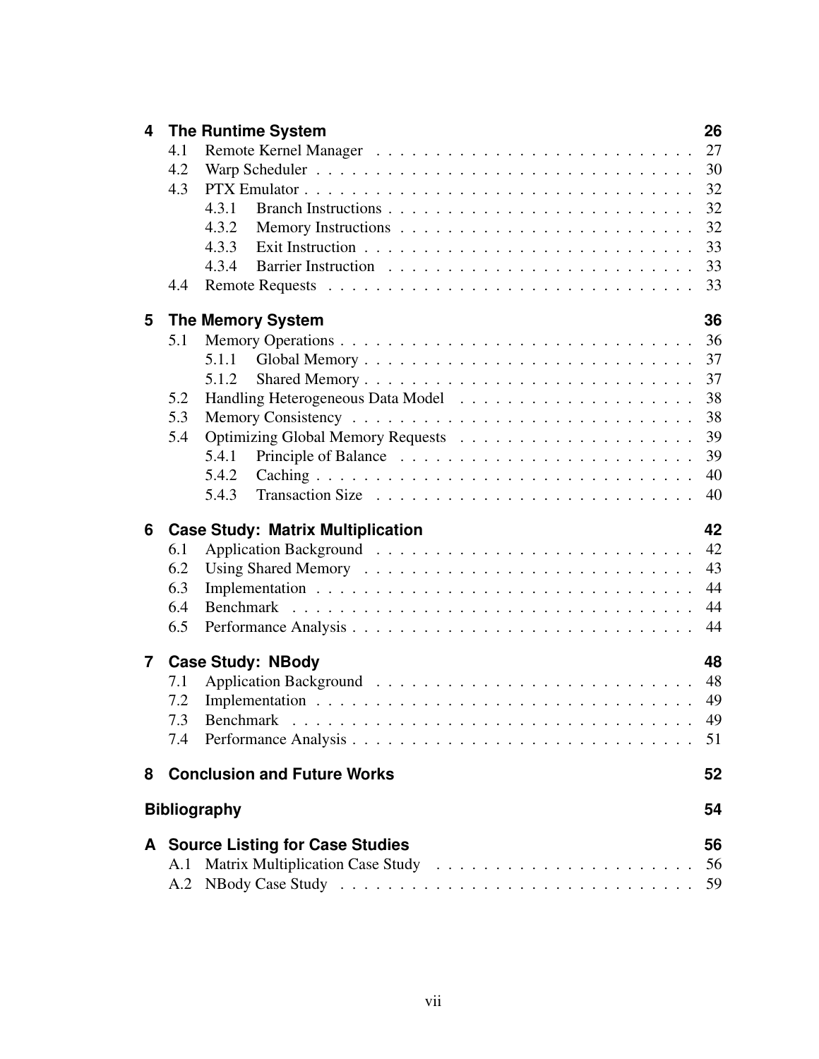**4 The Runtime System** 26

- 4.1 Remote Kernel Manager . . . 27
- 4.2 Warp Scheduler . . . 30
- 4.3 PTX Emulator . . . 32
  - 4.3.1 Branch Instructions . . . 32
  - 4.3.2 Memory Instructions . . . 32
  - 4.3.3 Exit Instruction . . . 33
  - 4.3.4 Barrier Instruction . . . 33
- 4.4 Remote Requests . . . 33

**5 The Memory System** 36

- 5.1 Memory Operations . . . 36
  - 5.1.1 Global Memory . . . 37
  - 5.1.2 Shared Memory . . . 37
- 5.2 Handling Heterogeneous Data Model . . . 38
- 5.3 Memory Consistency . . . 38
- 5.4 Optimizing Global Memory Requests . . . 39
  - 5.4.1 Principle of Balance . . . 39
  - 5.4.2 Caching . . . 40
  - 5.4.3 Transaction Size . . . 40

**6 Case Study: Matrix Multiplication** 42

- 6.1 Application Background . . . 42
- 6.2 Using Shared Memory . . . 43
- 6.3 Implementation . . . 44
- 6.4 Benchmark . . . 44
- 6.5 Performance Analysis . . . 44

**7 Case Study: NBody** 48

- 7.1 Application Background . . . 48
- 7.2 Implementation . . . 49
- 7.3 Benchmark . . . 49
- 7.4 Performance Analysis . . . 51

**8 Conclusion and Future Works** 52

**Bibliography** 54

**A Source Listing for Case Studies** 56

- A.1 Matrix Multiplication Case Study . . . 56
- A.2 NBody Case Study . . . 59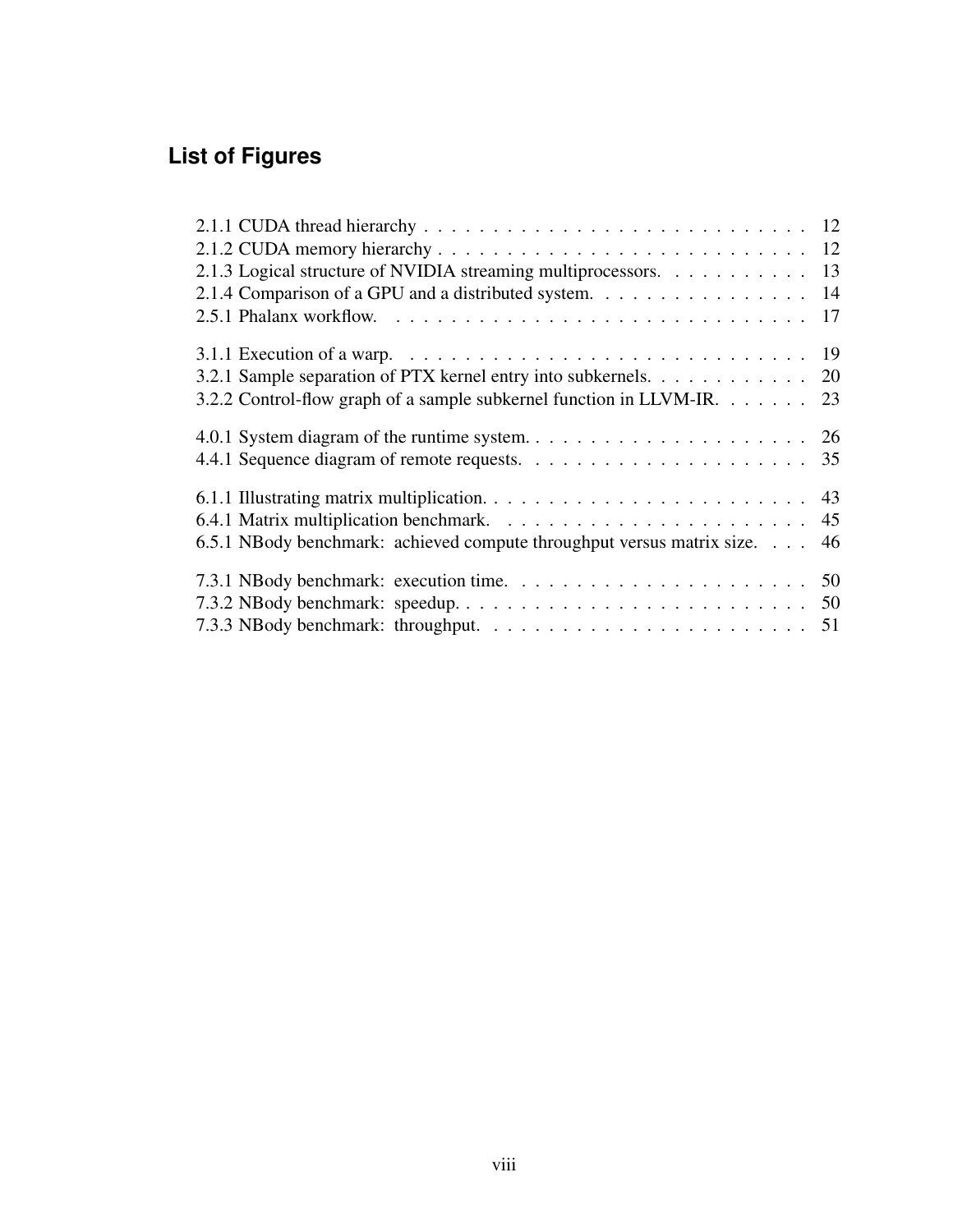# List of Figures

2.1.1 CUDA thread hierarchy . . . . . . . . . . . . . . . . . . . . . . . . . . . . 12
2.1.2 CUDA memory hierarchy . . . . . . . . . . . . . . . . . . . . . . . . . . . . 12
2.1.3 Logical structure of NVIDIA streaming multiprocessors. . . . . . . . . . . 13
2.1.4 Comparison of a GPU and a distributed system. . . . . . . . . . . . . . . . 14
2.5.1 Phalanx workflow. . . . . . . . . . . . . . . . . . . . . . . . . . . . . . . 17

3.1.1 Execution of a warp. . . . . . . . . . . . . . . . . . . . . . . . . . . . . . 19
3.2.1 Sample separation of PTX kernel entry into subkernels. . . . . . . . . . . . 20
3.2.2 Control-flow graph of a sample subkernel function in LLVM-IR. . . . . . . 23

4.0.1 System diagram of the runtime system. . . . . . . . . . . . . . . . . . . . . 26
4.4.1 Sequence diagram of remote requests. . . . . . . . . . . . . . . . . . . . . 35

6.1.1 Illustrating matrix multiplication. . . . . . . . . . . . . . . . . . . . . . . . 43
6.4.1 Matrix multiplication benchmark. . . . . . . . . . . . . . . . . . . . . . . 45
6.5.1 NBody benchmark: achieved compute throughput versus matrix size. . . . 46

7.3.1 NBody benchmark: execution time. . . . . . . . . . . . . . . . . . . . . . 50
7.3.2 NBody benchmark: speedup. . . . . . . . . . . . . . . . . . . . . . . . . . 50
7.3.3 NBody benchmark: throughput. . . . . . . . . . . . . . . . . . . . . . . . 51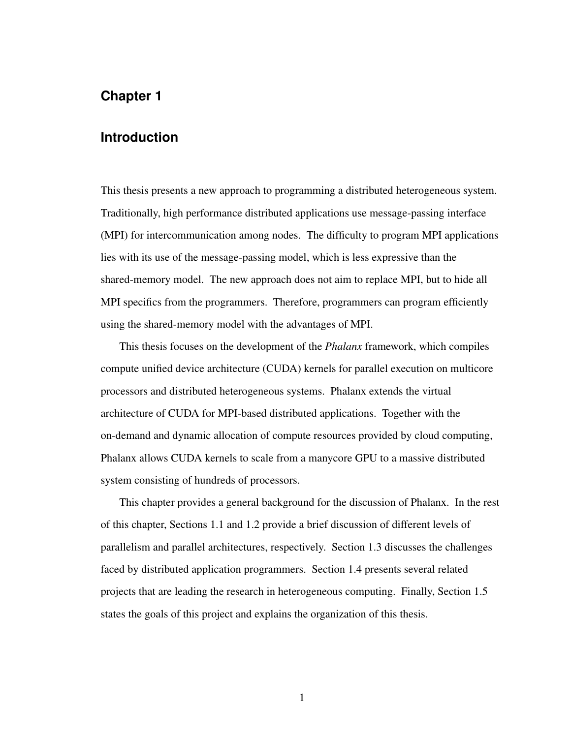# Chapter 1

## Introduction

This thesis presents a new approach to programming a distributed heterogeneous system. Traditionally, high performance distributed applications use message-passing interface (MPI) for intercommunication among nodes. The difficulty to program MPI applications lies with its use of the message-passing model, which is less expressive than the shared-memory model. The new approach does not aim to replace MPI, but to hide all MPI specifics from the programmers. Therefore, programmers can program efficiently using the shared-memory model with the advantages of MPI.

This thesis focuses on the development of the *Phalanx* framework, which compiles compute unified device architecture (CUDA) kernels for parallel execution on multicore processors and distributed heterogeneous systems. Phalanx extends the virtual architecture of CUDA for MPI-based distributed applications. Together with the on-demand and dynamic allocation of compute resources provided by cloud computing, Phalanx allows CUDA kernels to scale from a manycore GPU to a massive distributed system consisting of hundreds of processors.

This chapter provides a general background for the discussion of Phalanx. In the rest of this chapter, Sections 1.1 and 1.2 provide a brief discussion of different levels of parallelism and parallel architectures, respectively. Section 1.3 discusses the challenges faced by distributed application programmers. Section 1.4 presents several related projects that are leading the research in heterogeneous computing. Finally, Section 1.5 states the goals of this project and explains the organization of this thesis.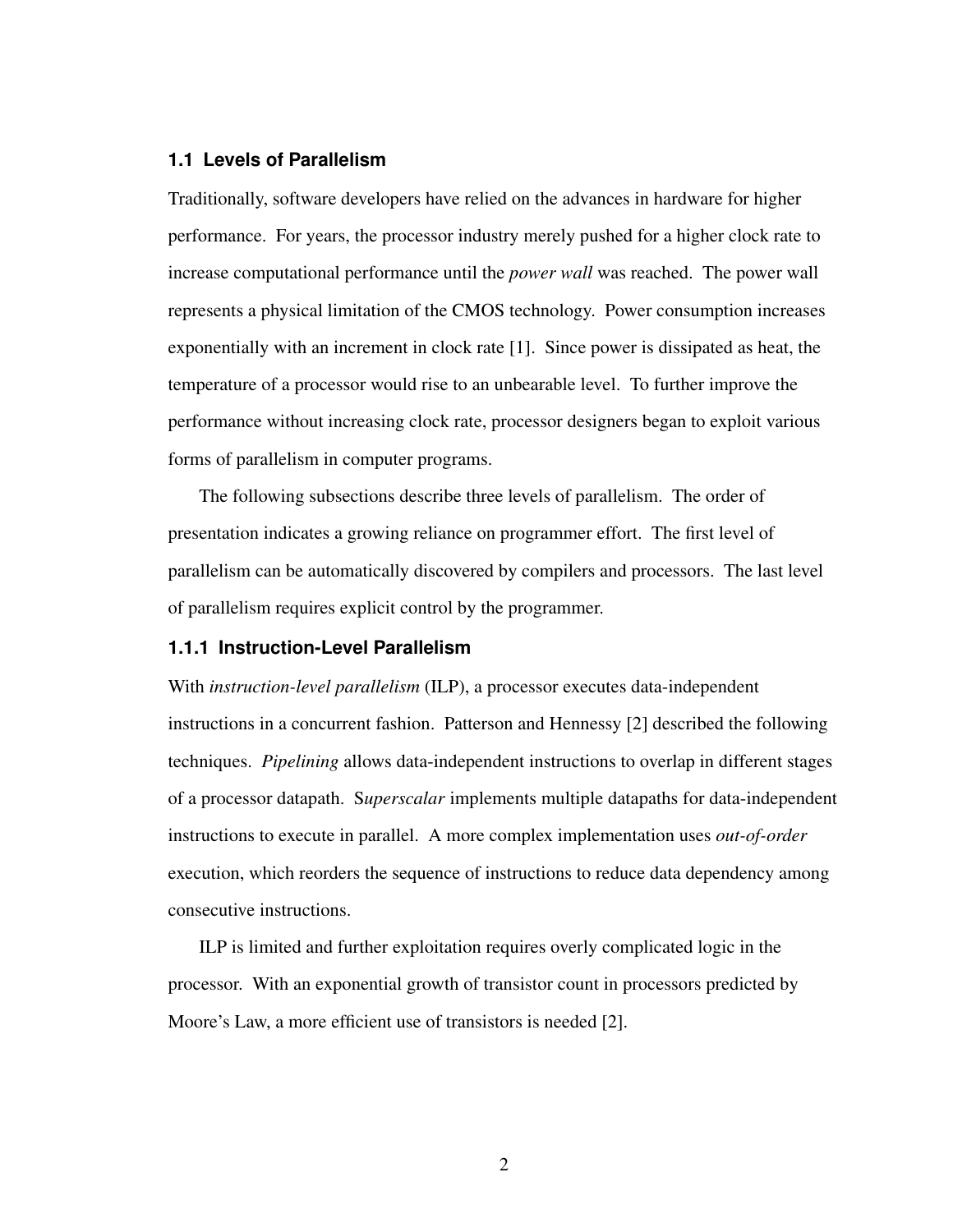## 1.1 Levels of Parallelism

Traditionally, software developers have relied on the advances in hardware for higher performance. For years, the processor industry merely pushed for a higher clock rate to increase computational performance until the *power wall* was reached. The power wall represents a physical limitation of the CMOS technology. Power consumption increases exponentially with an increment in clock rate [1]. Since power is dissipated as heat, the temperature of a processor would rise to an unbearable level. To further improve the performance without increasing clock rate, processor designers began to exploit various forms of parallelism in computer programs.

The following subsections describe three levels of parallelism. The order of presentation indicates a growing reliance on programmer effort. The first level of parallelism can be automatically discovered by compilers and processors. The last level of parallelism requires explicit control by the programmer.

### 1.1.1 Instruction-Level Parallelism

With *instruction-level parallelism* (ILP), a processor executes data-independent instructions in a concurrent fashion. Patterson and Hennessy [2] described the following techniques. *Pipelining* allows data-independent instructions to overlap in different stages of a processor datapath. S*uperscalar* implements multiple datapaths for data-independent instructions to execute in parallel. A more complex implementation uses *out-of-order* execution, which reorders the sequence of instructions to reduce data dependency among consecutive instructions.

ILP is limited and further exploitation requires overly complicated logic in the processor. With an exponential growth of transistor count in processors predicted by Moore's Law, a more efficient use of transistors is needed [2].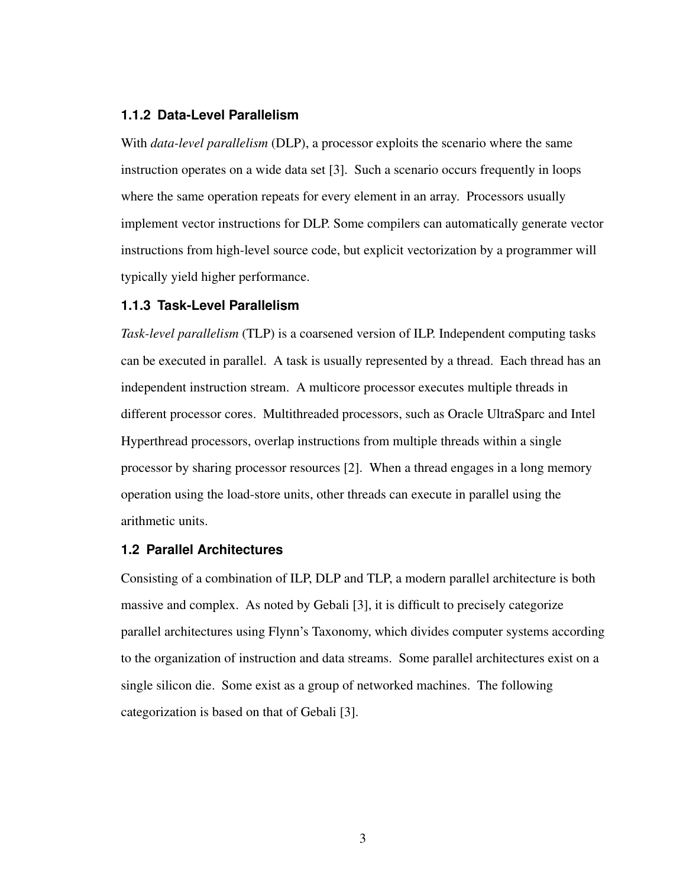### 1.1.2 Data-Level Parallelism

With *data-level parallelism* (DLP), a processor exploits the scenario where the same instruction operates on a wide data set [3]. Such a scenario occurs frequently in loops where the same operation repeats for every element in an array. Processors usually implement vector instructions for DLP. Some compilers can automatically generate vector instructions from high-level source code, but explicit vectorization by a programmer will typically yield higher performance.

### 1.1.3 Task-Level Parallelism

*Task-level parallelism* (TLP) is a coarsened version of ILP. Independent computing tasks can be executed in parallel. A task is usually represented by a thread. Each thread has an independent instruction stream. A multicore processor executes multiple threads in different processor cores. Multithreaded processors, such as Oracle UltraSparc and Intel Hyperthread processors, overlap instructions from multiple threads within a single processor by sharing processor resources [2]. When a thread engages in a long memory operation using the load-store units, other threads can execute in parallel using the arithmetic units.

## 1.2 Parallel Architectures

Consisting of a combination of ILP, DLP and TLP, a modern parallel architecture is both massive and complex. As noted by Gebali [3], it is difficult to precisely categorize parallel architectures using Flynn's Taxonomy, which divides computer systems according to the organization of instruction and data streams. Some parallel architectures exist on a single silicon die. Some exist as a group of networked machines. The following categorization is based on that of Gebali [3].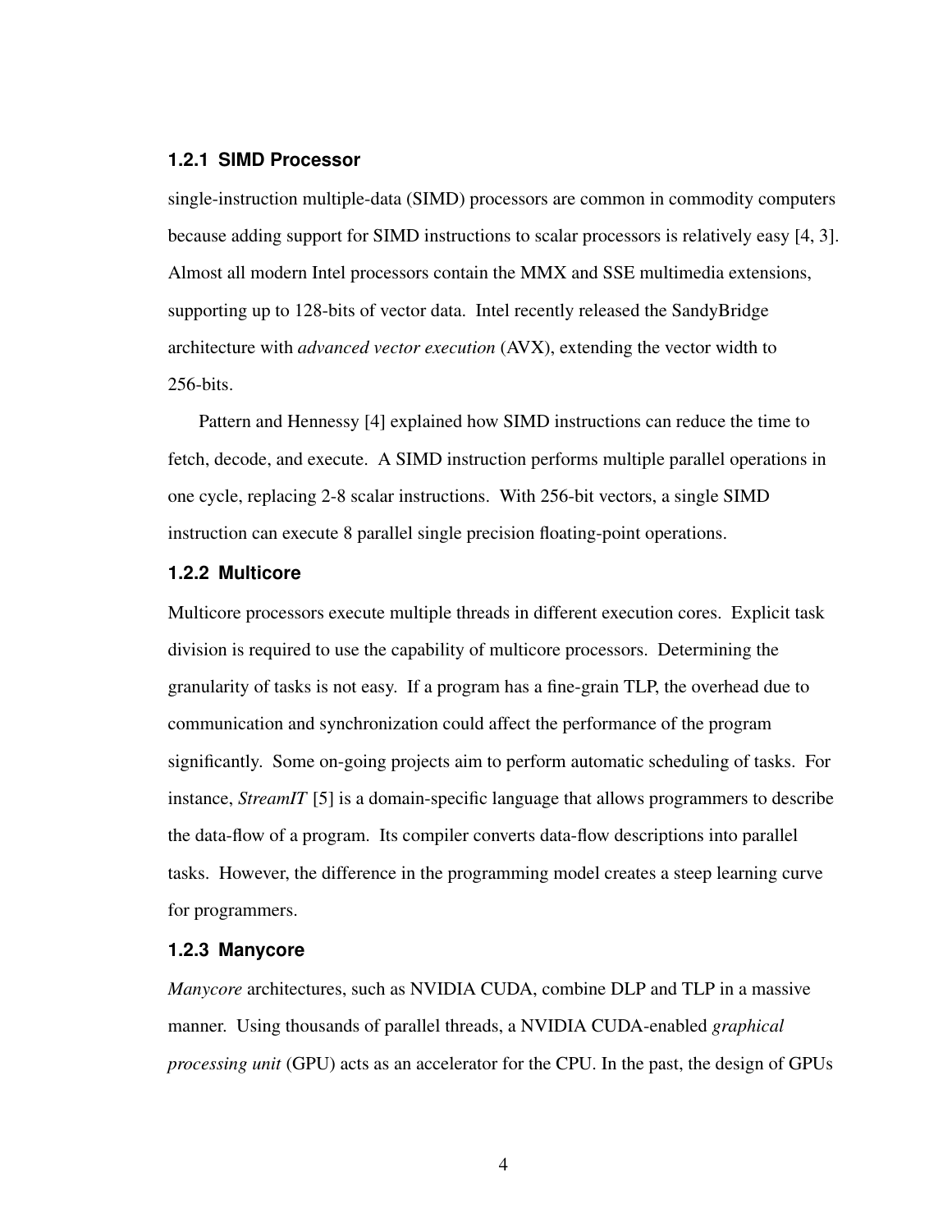### 1.2.1 SIMD Processor

single-instruction multiple-data (SIMD) processors are common in commodity computers because adding support for SIMD instructions to scalar processors is relatively easy [4, 3]. Almost all modern Intel processors contain the MMX and SSE multimedia extensions, supporting up to 128-bits of vector data. Intel recently released the SandyBridge architecture with *advanced vector execution* (AVX), extending the vector width to 256-bits.

Pattern and Hennessy [4] explained how SIMD instructions can reduce the time to fetch, decode, and execute. A SIMD instruction performs multiple parallel operations in one cycle, replacing 2-8 scalar instructions. With 256-bit vectors, a single SIMD instruction can execute 8 parallel single precision floating-point operations.

### 1.2.2 Multicore

Multicore processors execute multiple threads in different execution cores. Explicit task division is required to use the capability of multicore processors. Determining the granularity of tasks is not easy. If a program has a fine-grain TLP, the overhead due to communication and synchronization could affect the performance of the program significantly. Some on-going projects aim to perform automatic scheduling of tasks. For instance, *StreamIT* [5] is a domain-specific language that allows programmers to describe the data-flow of a program. Its compiler converts data-flow descriptions into parallel tasks. However, the difference in the programming model creates a steep learning curve for programmers.

### 1.2.3 Manycore

*Manycore* architectures, such as NVIDIA CUDA, combine DLP and TLP in a massive manner. Using thousands of parallel threads, a NVIDIA CUDA-enabled *graphical processing unit* (GPU) acts as an accelerator for the CPU. In the past, the design of GPUs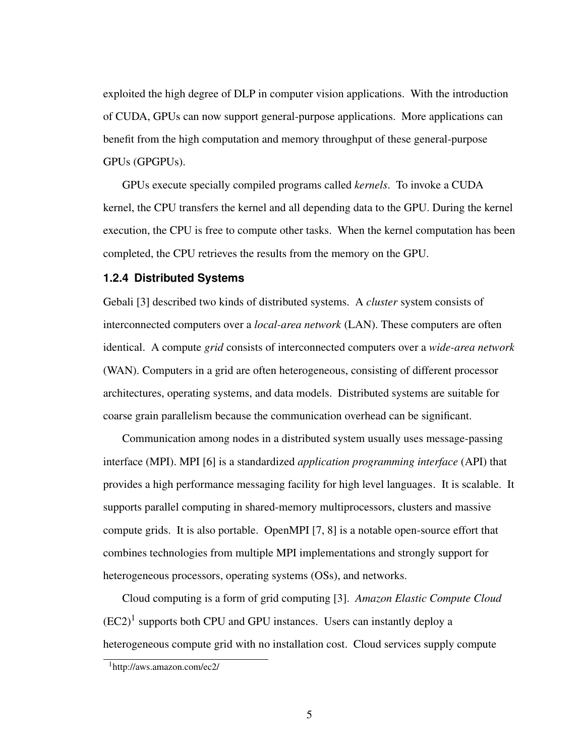exploited the high degree of DLP in computer vision applications. With the introduction of CUDA, GPUs can now support general-purpose applications. More applications can benefit from the high computation and memory throughput of these general-purpose GPUs (GPGPUs).

GPUs execute specially compiled programs called *kernels*. To invoke a CUDA kernel, the CPU transfers the kernel and all depending data to the GPU. During the kernel execution, the CPU is free to compute other tasks. When the kernel computation has been completed, the CPU retrieves the results from the memory on the GPU.

### 1.2.4 Distributed Systems

Gebali [3] described two kinds of distributed systems. A *cluster* system consists of interconnected computers over a *local-area network* (LAN). These computers are often identical. A compute *grid* consists of interconnected computers over a *wide-area network* (WAN). Computers in a grid are often heterogeneous, consisting of different processor architectures, operating systems, and data models. Distributed systems are suitable for coarse grain parallelism because the communication overhead can be significant.

Communication among nodes in a distributed system usually uses message-passing interface (MPI). MPI [6] is a standardized *application programming interface* (API) that provides a high performance messaging facility for high level languages. It is scalable. It supports parallel computing in shared-memory multiprocessors, clusters and massive compute grids. It is also portable. OpenMPI [7, 8] is a notable open-source effort that combines technologies from multiple MPI implementations and strongly support for heterogeneous processors, operating systems (OSs), and networks.

Cloud computing is a form of grid computing [3]. *Amazon Elastic Compute Cloud* (EC2)[1] supports both CPU and GPU instances. Users can instantly deploy a heterogeneous compute grid with no installation cost. Cloud services supply compute

[1] http://aws.amazon.com/ec2/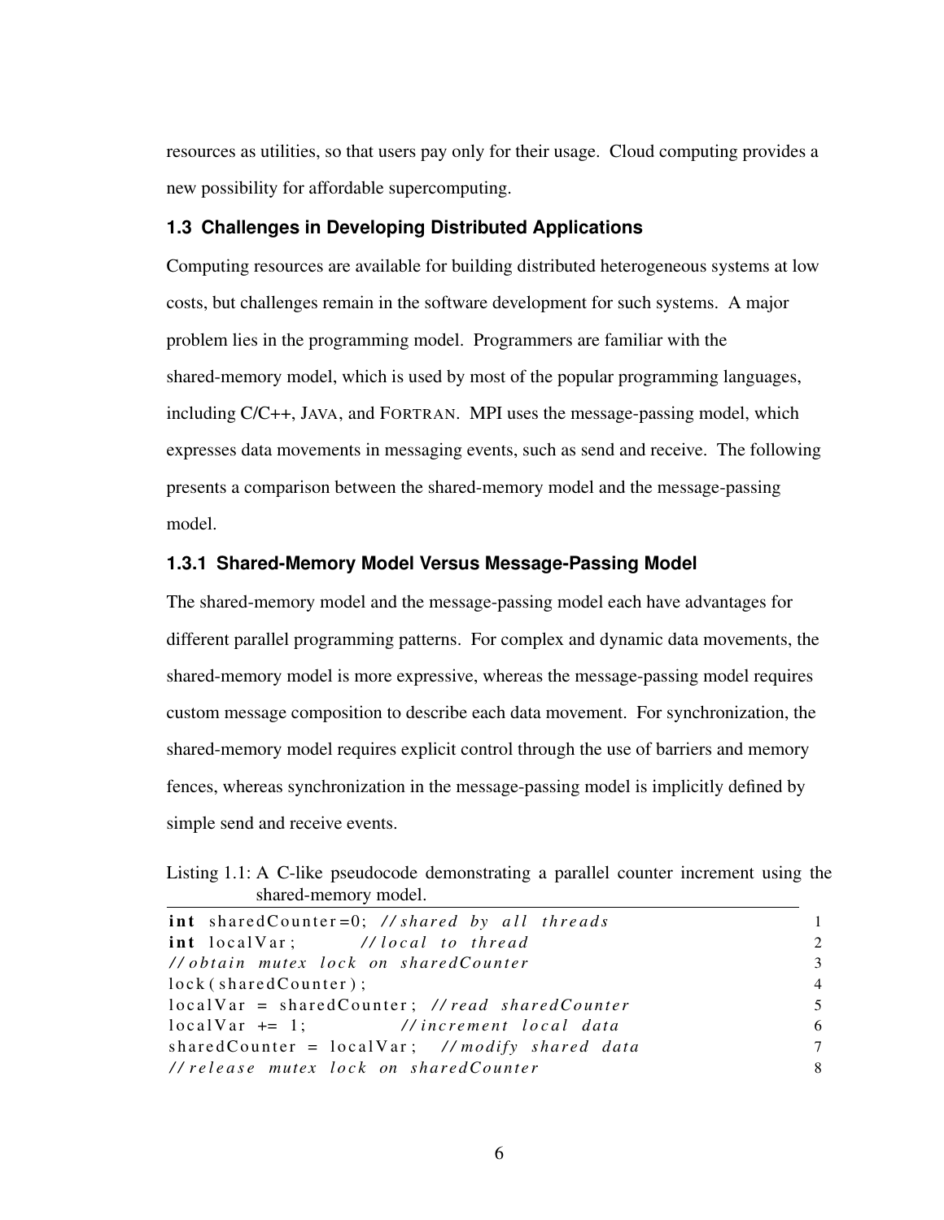resources as utilities, so that users pay only for their usage. Cloud computing provides a new possibility for affordable supercomputing.

### 1.3 Challenges in Developing Distributed Applications

Computing resources are available for building distributed heterogeneous systems at low costs, but challenges remain in the software development for such systems. A major problem lies in the programming model. Programmers are familiar with the shared-memory model, which is used by most of the popular programming languages, including C/C++, JAVA, and FORTRAN. MPI uses the message-passing model, which expresses data movements in messaging events, such as send and receive. The following presents a comparison between the shared-memory model and the message-passing model.

#### 1.3.1 Shared-Memory Model Versus Message-Passing Model

The shared-memory model and the message-passing model each have advantages for different parallel programming patterns. For complex and dynamic data movements, the shared-memory model is more expressive, whereas the message-passing model requires custom message composition to describe each data movement. For synchronization, the shared-memory model requires explicit control through the use of barriers and memory fences, whereas synchronization in the message-passing model is implicitly defined by simple send and receive events.

Listing 1.1: A C-like pseudocode demonstrating a parallel counter increment using the shared-memory model.

```
int sharedCounter=0; //shared by all threads                1
int localVar;        //local to thread                      2
//obtain mutex lock on sharedCounter                        3
lock(sharedCounter);                                        4
localVar = sharedCounter; //read sharedCounter              5
localVar += 1;            //increment local data            6
sharedCounter = localVar; //modify shared data              7
//release mutex lock on sharedCounter                       8
```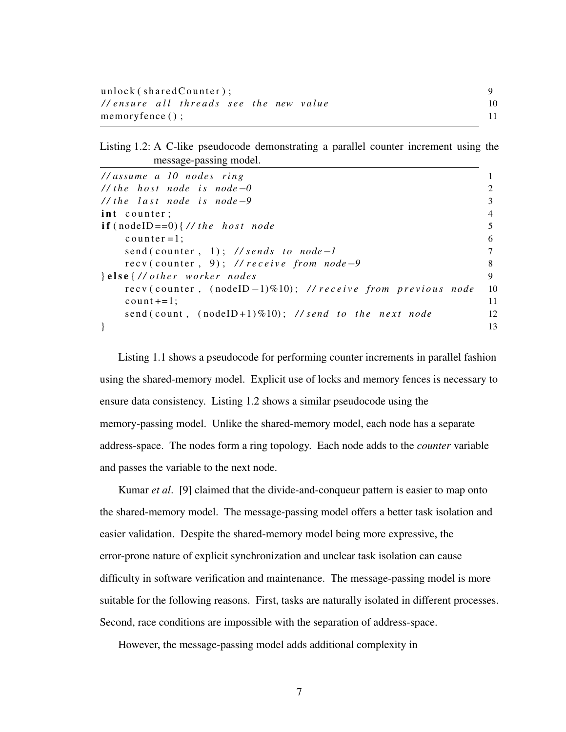```
unlock(sharedCounter);
//ensure all threads see the new value
memoryfence();
```

Listing 1.2: A C-like pseudocode demonstrating a parallel counter increment using the message-passing model.

```
//assume a 10 nodes ring
//the host node is node-0
//the last node is node-9
int counter;
if(nodeID==0){//the host node
    counter=1;
    send(counter, 1); //sends to node-1
    recv(counter, 9); //receive from node-9
}else{//other worker nodes
    recv(counter, (nodeID-1)%10); //receive from previous node
    count+=1;
    send(count, (nodeID+1)%10); //send to the next node
}
```

Listing 1.1 shows a pseudocode for performing counter increments in parallel fashion using the shared-memory model. Explicit use of locks and memory fences is necessary to ensure data consistency. Listing 1.2 shows a similar pseudocode using the memory-passing model. Unlike the shared-memory model, each node has a separate address-space. The nodes form a ring topology. Each node adds to the *counter* variable and passes the variable to the next node.

Kumar *et al*. [9] claimed that the divide-and-conqueur pattern is easier to map onto the shared-memory model. The message-passing model offers a better task isolation and easier validation. Despite the shared-memory model being more expressive, the error-prone nature of explicit synchronization and unclear task isolation can cause difficulty in software verification and maintenance. The message-passing model is more suitable for the following reasons. First, tasks are naturally isolated in different processes. Second, race conditions are impossible with the separation of address-space.

However, the message-passing model adds additional complexity in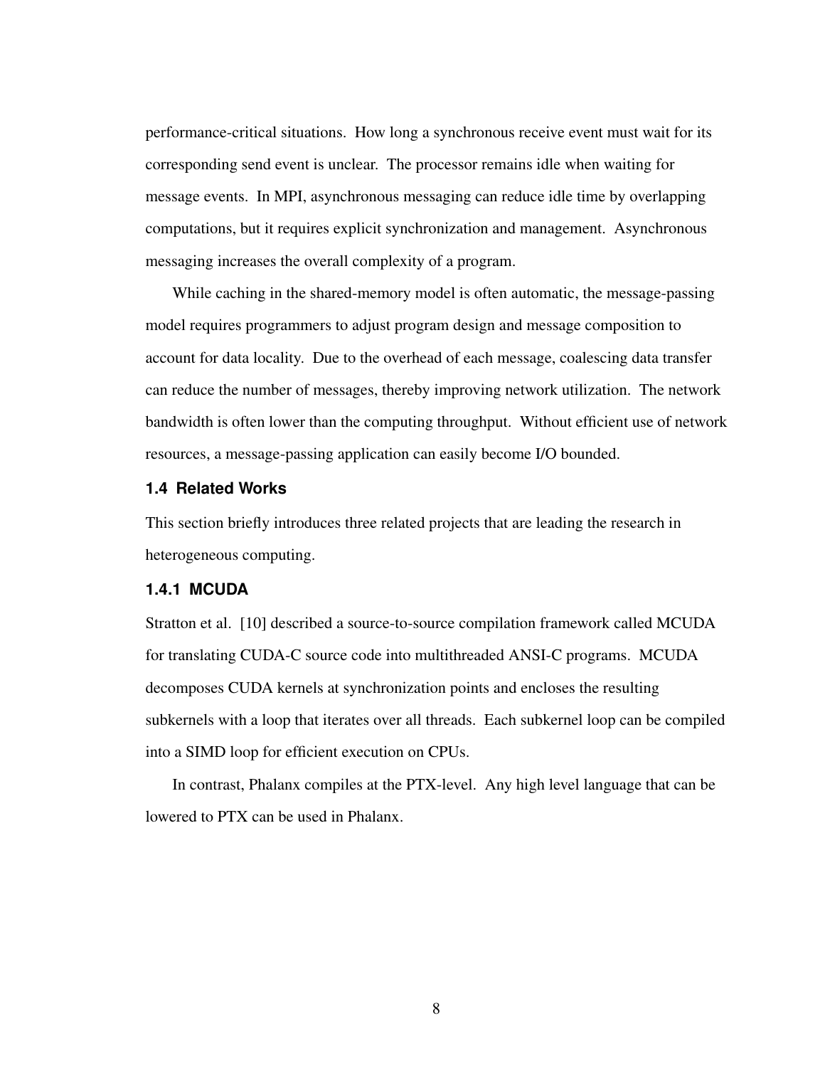performance-critical situations. How long a synchronous receive event must wait for its corresponding send event is unclear. The processor remains idle when waiting for message events. In MPI, asynchronous messaging can reduce idle time by overlapping computations, but it requires explicit synchronization and management. Asynchronous messaging increases the overall complexity of a program.

While caching in the shared-memory model is often automatic, the message-passing model requires programmers to adjust program design and message composition to account for data locality. Due to the overhead of each message, coalescing data transfer can reduce the number of messages, thereby improving network utilization. The network bandwidth is often lower than the computing throughput. Without efficient use of network resources, a message-passing application can easily become I/O bounded.

## 1.4 Related Works

This section briefly introduces three related projects that are leading the research in heterogeneous computing.

### 1.4.1 MCUDA

Stratton et al. [10] described a source-to-source compilation framework called MCUDA for translating CUDA-C source code into multithreaded ANSI-C programs. MCUDA decomposes CUDA kernels at synchronization points and encloses the resulting subkernels with a loop that iterates over all threads. Each subkernel loop can be compiled into a SIMD loop for efficient execution on CPUs.

In contrast, Phalanx compiles at the PTX-level. Any high level language that can be lowered to PTX can be used in Phalanx.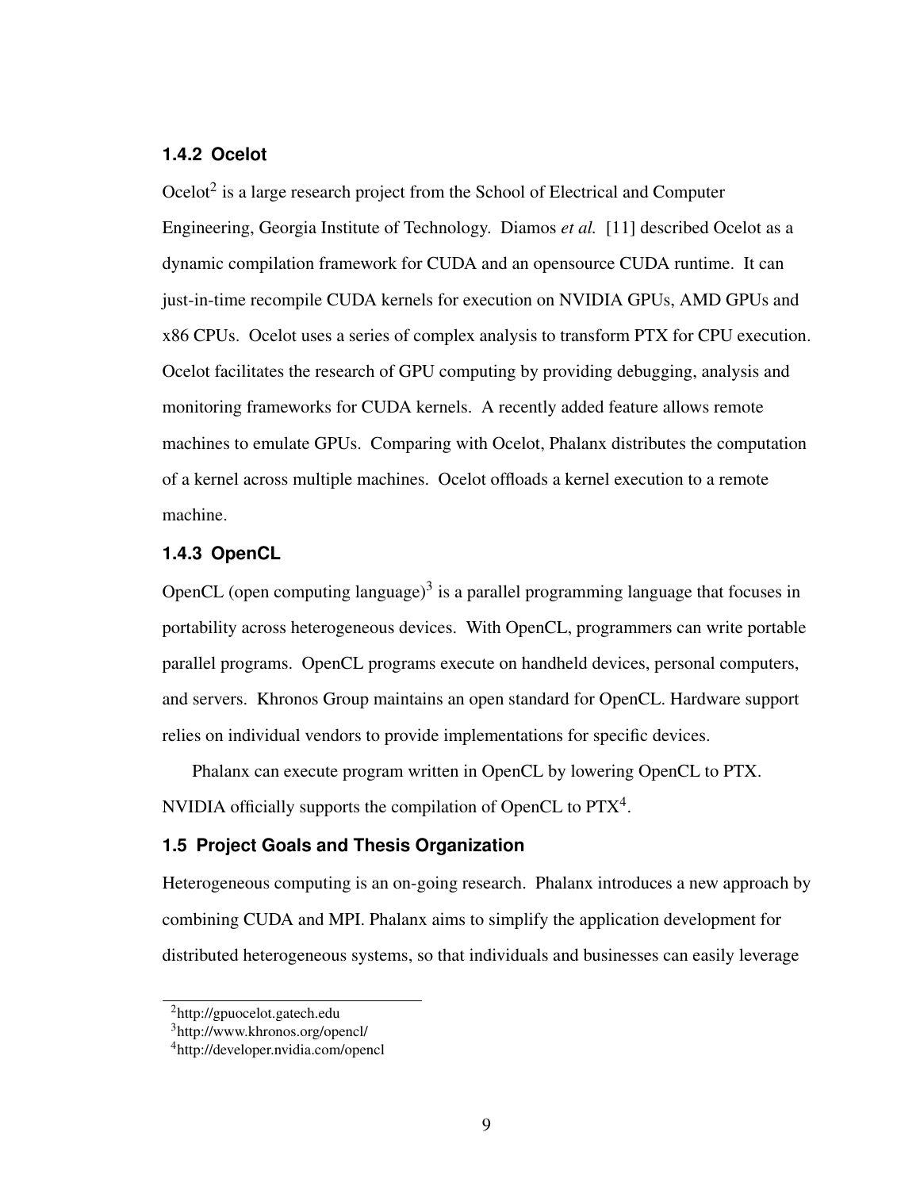### 1.4.2 Ocelot

Ocelot[2] is a large research project from the School of Electrical and Computer Engineering, Georgia Institute of Technology. Diamos *et al.* [11] described Ocelot as a dynamic compilation framework for CUDA and an opensource CUDA runtime. It can just-in-time recompile CUDA kernels for execution on NVIDIA GPUs, AMD GPUs and x86 CPUs. Ocelot uses a series of complex analysis to transform PTX for CPU execution. Ocelot facilitates the research of GPU computing by providing debugging, analysis and monitoring frameworks for CUDA kernels. A recently added feature allows remote machines to emulate GPUs. Comparing with Ocelot, Phalanx distributes the computation of a kernel across multiple machines. Ocelot offloads a kernel execution to a remote machine.

### 1.4.3 OpenCL

OpenCL (open computing language)[3] is a parallel programming language that focuses in portability across heterogeneous devices. With OpenCL, programmers can write portable parallel programs. OpenCL programs execute on handheld devices, personal computers, and servers. Khronos Group maintains an open standard for OpenCL. Hardware support relies on individual vendors to provide implementations for specific devices.

Phalanx can execute program written in OpenCL by lowering OpenCL to PTX. NVIDIA officially supports the compilation of OpenCL to PTX[4].

## 1.5 Project Goals and Thesis Organization

Heterogeneous computing is an on-going research. Phalanx introduces a new approach by combining CUDA and MPI. Phalanx aims to simplify the application development for distributed heterogeneous systems, so that individuals and businesses can easily leverage

[2] http://gpuocelot.gatech.edu

[3] http://www.khronos.org/opencl/

[4] http://developer.nvidia.com/opencl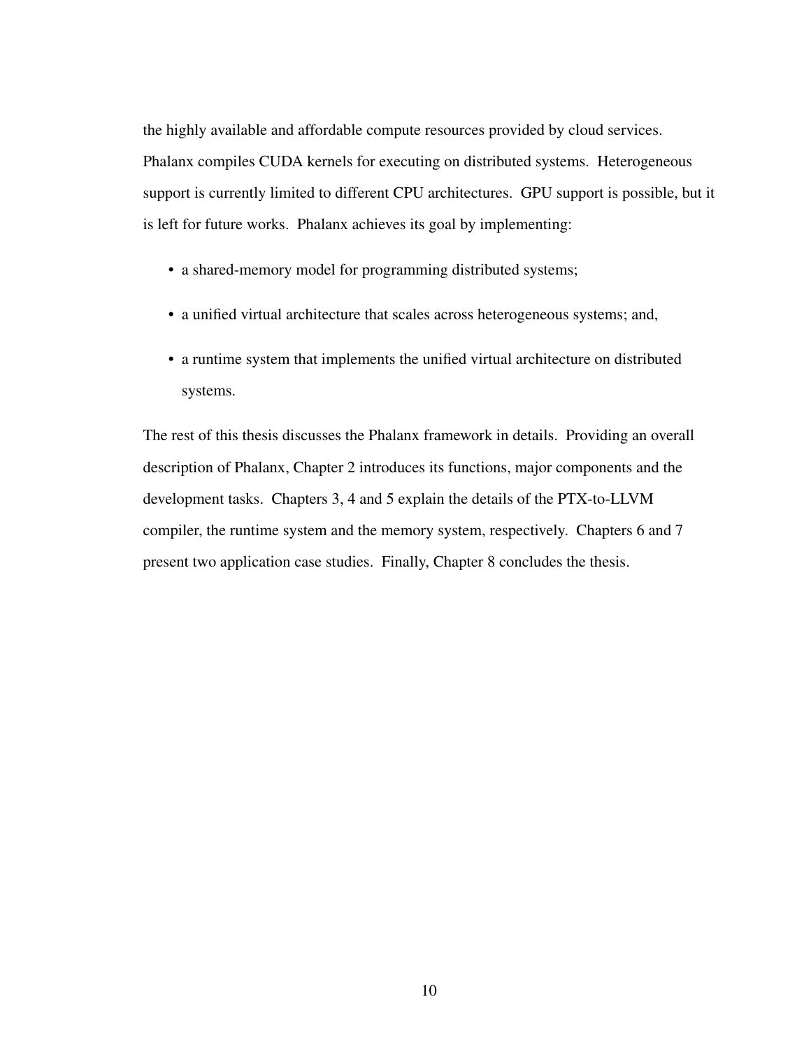the highly available and affordable compute resources provided by cloud services. Phalanx compiles CUDA kernels for executing on distributed systems. Heterogeneous support is currently limited to different CPU architectures. GPU support is possible, but it is left for future works. Phalanx achieves its goal by implementing:

- a shared-memory model for programming distributed systems;
- a unified virtual architecture that scales across heterogeneous systems; and,
- a runtime system that implements the unified virtual architecture on distributed systems.

The rest of this thesis discusses the Phalanx framework in details. Providing an overall description of Phalanx, Chapter 2 introduces its functions, major components and the development tasks. Chapters 3, 4 and 5 explain the details of the PTX-to-LLVM compiler, the runtime system and the memory system, respectively. Chapters 6 and 7 present two application case studies. Finally, Chapter 8 concludes the thesis.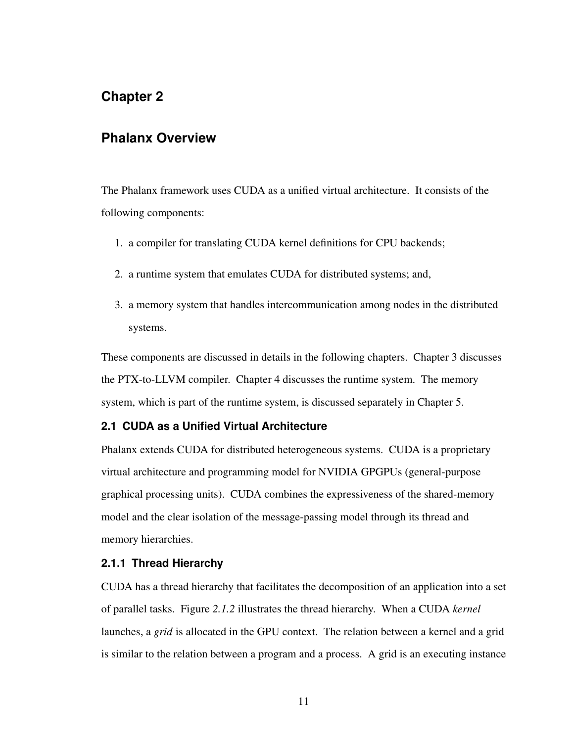# Chapter 2

# Phalanx Overview

The Phalanx framework uses CUDA as a unified virtual architecture. It consists of the following components:

1. a compiler for translating CUDA kernel definitions for CPU backends;
2. a runtime system that emulates CUDA for distributed systems; and,
3. a memory system that handles intercommunication among nodes in the distributed systems.

These components are discussed in details in the following chapters. Chapter 3 discusses the PTX-to-LLVM compiler. Chapter 4 discusses the runtime system. The memory system, which is part of the runtime system, is discussed separately in Chapter 5.

## 2.1 CUDA as a Unified Virtual Architecture

Phalanx extends CUDA for distributed heterogeneous systems. CUDA is a proprietary virtual architecture and programming model for NVIDIA GPGPUs (general-purpose graphical processing units). CUDA combines the expressiveness of the shared-memory model and the clear isolation of the message-passing model through its thread and memory hierarchies.

### 2.1.1 Thread Hierarchy

CUDA has a thread hierarchy that facilitates the decomposition of an application into a set of parallel tasks. Figure *2.1.2* illustrates the thread hierarchy. When a CUDA *kernel* launches, a *grid* is allocated in the GPU context. The relation between a kernel and a grid is similar to the relation between a program and a process. A grid is an executing instance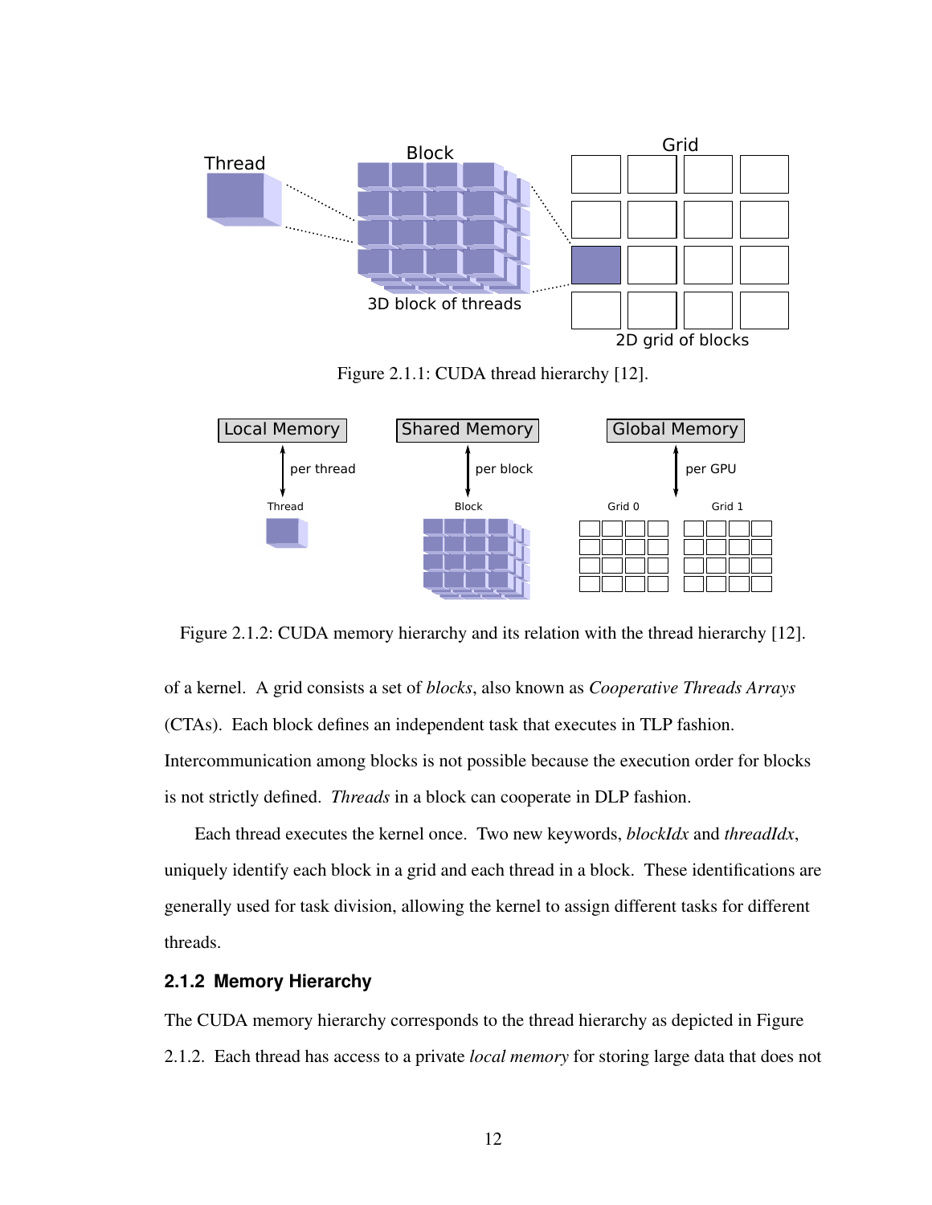Figure 2.1.1: CUDA thread hierarchy [12].

Figure 2.1.2: CUDA memory hierarchy and its relation with the thread hierarchy [12].

of a kernel. A grid consists a set of *blocks*, also known as *Cooperative Threads Arrays* (CTAs). Each block defines an independent task that executes in TLP fashion. Intercommunication among blocks is not possible because the execution order for blocks is not strictly defined. *Threads* in a block can cooperate in DLP fashion.

Each thread executes the kernel once. Two new keywords, *blockIdx* and *threadIdx*, uniquely identify each block in a grid and each thread in a block. These identifications are generally used for task division, allowing the kernel to assign different tasks for different threads.

### 2.1.2 Memory Hierarchy

The CUDA memory hierarchy corresponds to the thread hierarchy as depicted in Figure 2.1.2. Each thread has access to a private *local memory* for storing large data that does not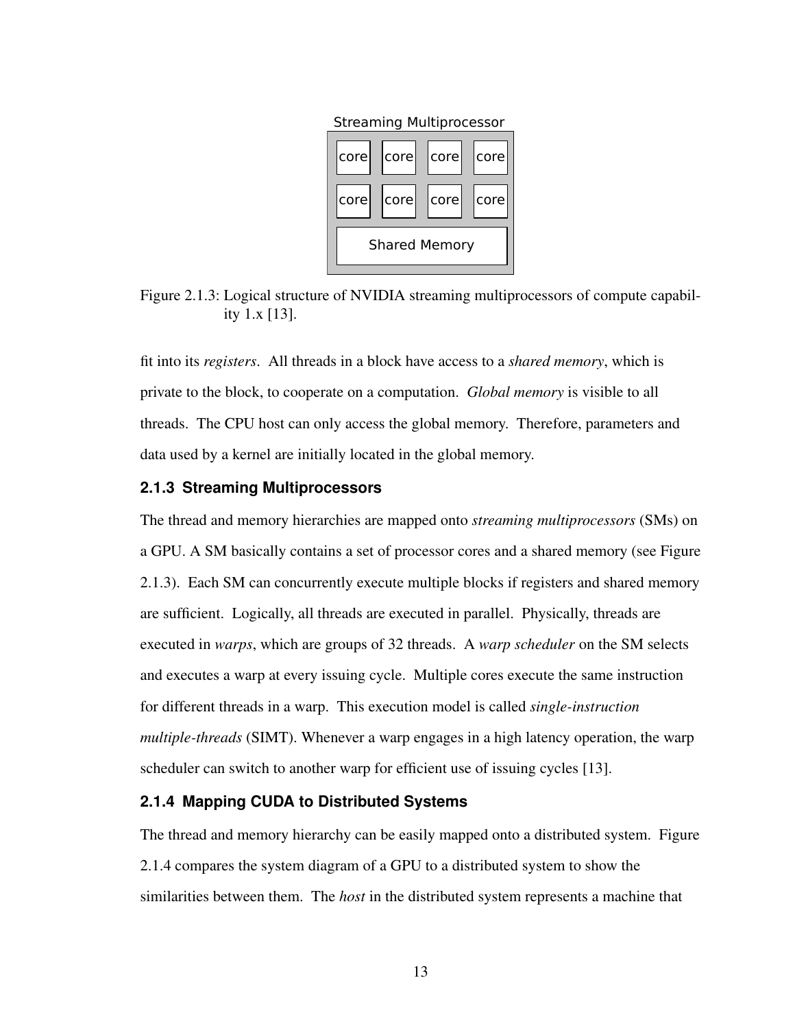Streaming Multiprocessor

| core | core | core | core |
|---|---|---|---|
| core | core | core | core |
| Shared Memory | | | |

Figure 2.1.3: Logical structure of NVIDIA streaming multiprocessors of compute capability 1.x [13].

fit into its *registers*. All threads in a block have access to a *shared memory*, which is private to the block, to cooperate on a computation. *Global memory* is visible to all threads. The CPU host can only access the global memory. Therefore, parameters and data used by a kernel are initially located in the global memory.

### 2.1.3 Streaming Multiprocessors

The thread and memory hierarchies are mapped onto *streaming multiprocessors* (SMs) on a GPU. A SM basically contains a set of processor cores and a shared memory (see Figure 2.1.3). Each SM can concurrently execute multiple blocks if registers and shared memory are sufficient. Logically, all threads are executed in parallel. Physically, threads are executed in *warps*, which are groups of 32 threads. A *warp scheduler* on the SM selects and executes a warp at every issuing cycle. Multiple cores execute the same instruction for different threads in a warp. This execution model is called *single-instruction multiple-threads* (SIMT). Whenever a warp engages in a high latency operation, the warp scheduler can switch to another warp for efficient use of issuing cycles [13].

### 2.1.4 Mapping CUDA to Distributed Systems

The thread and memory hierarchy can be easily mapped onto a distributed system. Figure 2.1.4 compares the system diagram of a GPU to a distributed system to show the similarities between them. The *host* in the distributed system represents a machine that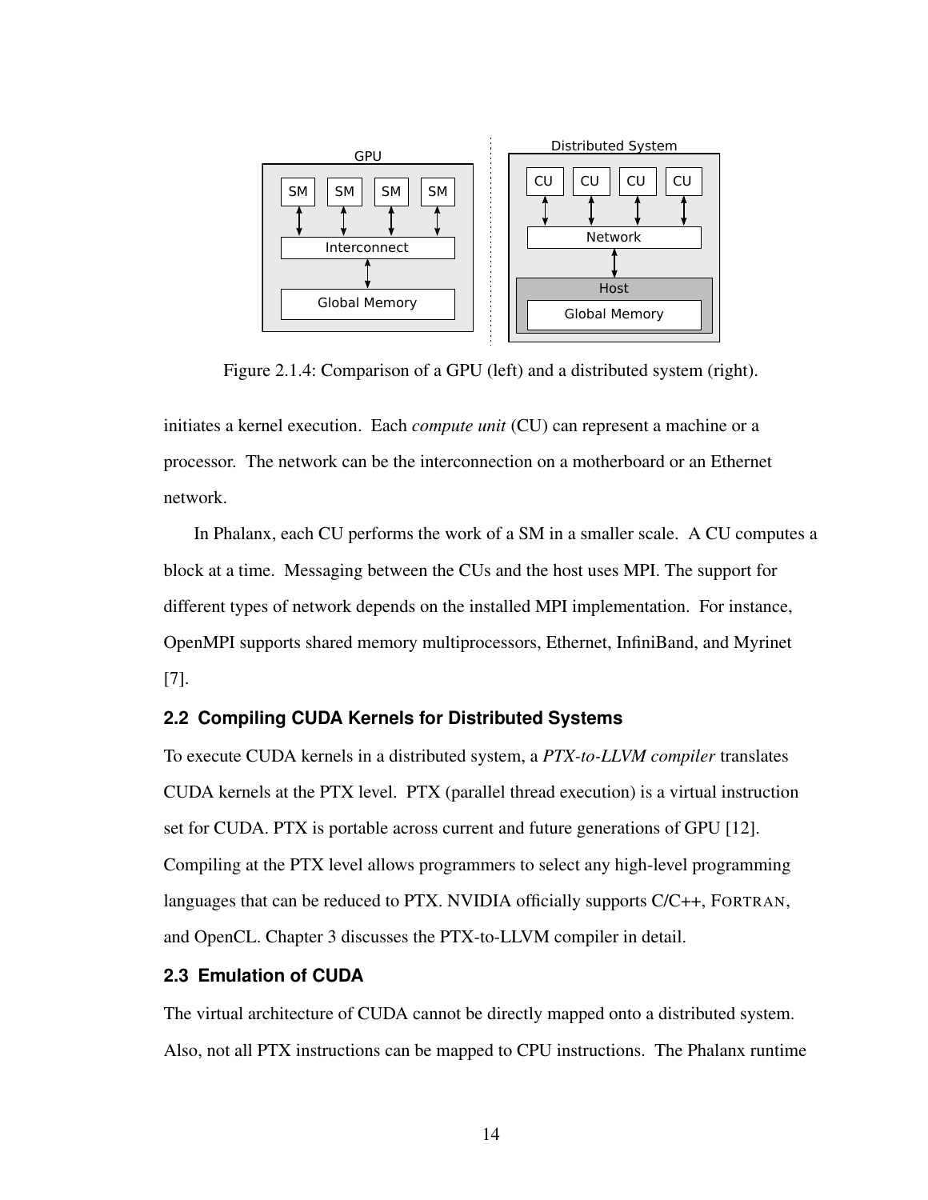Figure 2.1.4: Comparison of a GPU (left) and a distributed system (right).

initiates a kernel execution. Each *compute unit* (CU) can represent a machine or a processor. The network can be the interconnection on a motherboard or an Ethernet network.

In Phalanx, each CU performs the work of a SM in a smaller scale. A CU computes a block at a time. Messaging between the CUs and the host uses MPI. The support for different types of network depends on the installed MPI implementation. For instance, OpenMPI supports shared memory multiprocessors, Ethernet, InfiniBand, and Myrinet [7].

## 2.2 Compiling CUDA Kernels for Distributed Systems

To execute CUDA kernels in a distributed system, a *PTX-to-LLVM compiler* translates CUDA kernels at the PTX level. PTX (parallel thread execution) is a virtual instruction set for CUDA. PTX is portable across current and future generations of GPU [12]. Compiling at the PTX level allows programmers to select any high-level programming languages that can be reduced to PTX. NVIDIA officially supports C/C++, FORTRAN, and OpenCL. Chapter 3 discusses the PTX-to-LLVM compiler in detail.

## 2.3 Emulation of CUDA

The virtual architecture of CUDA cannot be directly mapped onto a distributed system. Also, not all PTX instructions can be mapped to CPU instructions. The Phalanx runtime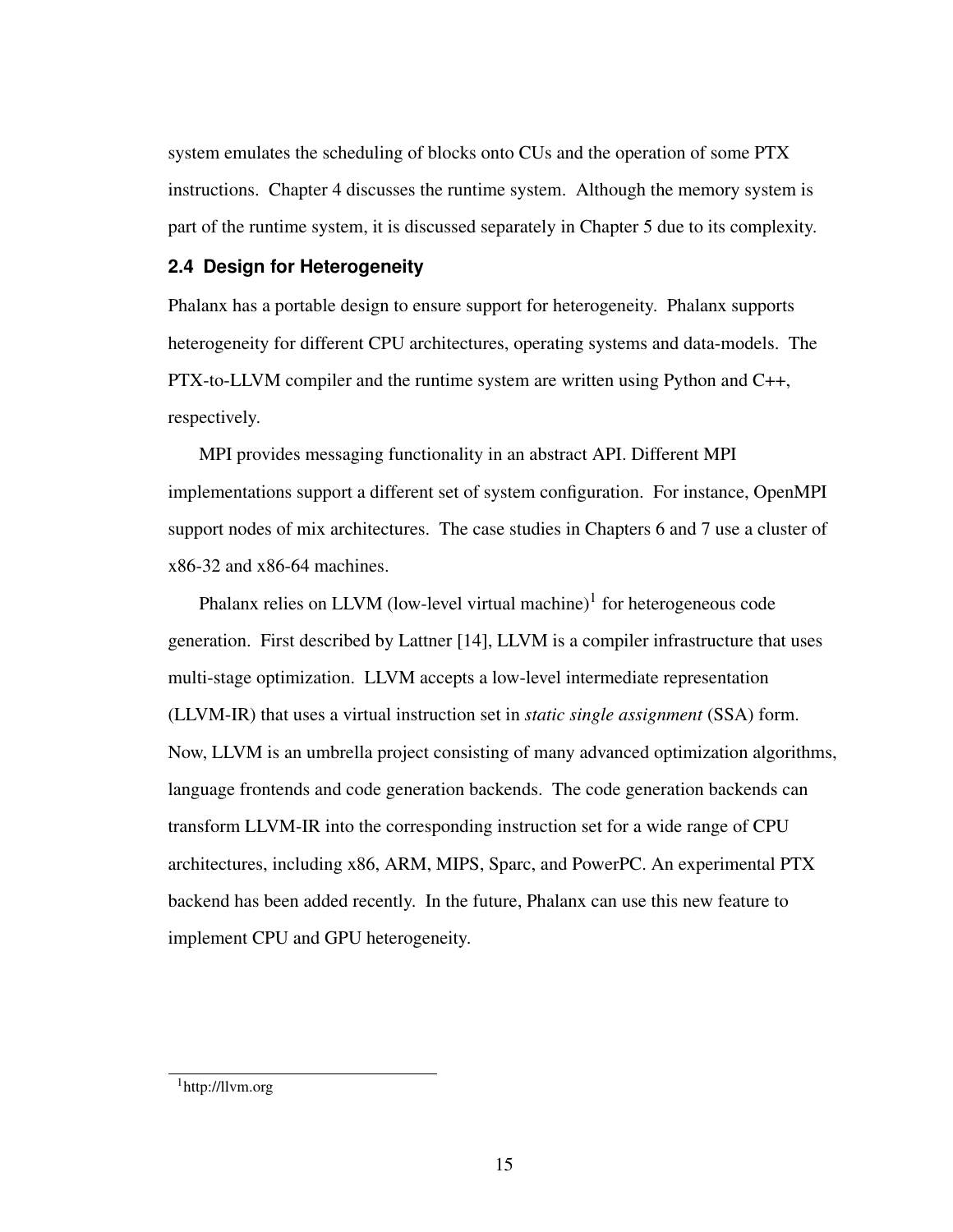system emulates the scheduling of blocks onto CUs and the operation of some PTX instructions. Chapter 4 discusses the runtime system. Although the memory system is part of the runtime system, it is discussed separately in Chapter 5 due to its complexity.

### 2.4 Design for Heterogeneity

Phalanx has a portable design to ensure support for heterogeneity. Phalanx supports heterogeneity for different CPU architectures, operating systems and data-models. The PTX-to-LLVM compiler and the runtime system are written using Python and C++, respectively.

MPI provides messaging functionality in an abstract API. Different MPI implementations support a different set of system configuration. For instance, OpenMPI support nodes of mix architectures. The case studies in Chapters 6 and 7 use a cluster of x86-32 and x86-64 machines.

Phalanx relies on LLVM (low-level virtual machine)[1] for heterogeneous code generation. First described by Lattner [14], LLVM is a compiler infrastructure that uses multi-stage optimization. LLVM accepts a low-level intermediate representation (LLVM-IR) that uses a virtual instruction set in *static single assignment* (SSA) form. Now, LLVM is an umbrella project consisting of many advanced optimization algorithms, language frontends and code generation backends. The code generation backends can transform LLVM-IR into the corresponding instruction set for a wide range of CPU architectures, including x86, ARM, MIPS, Sparc, and PowerPC. An experimental PTX backend has been added recently. In the future, Phalanx can use this new feature to implement CPU and GPU heterogeneity.

[1] http://llvm.org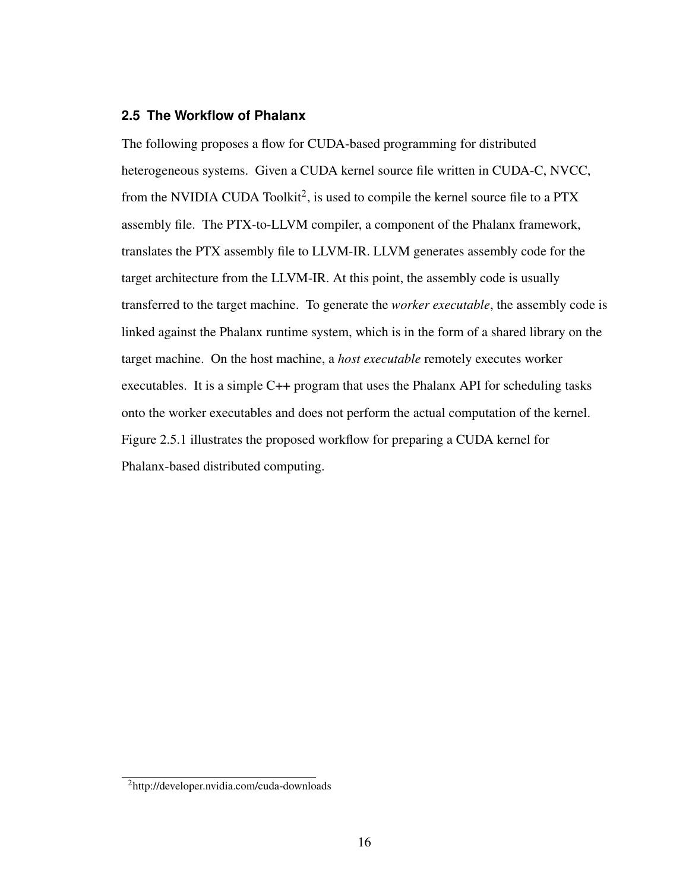### 2.5 The Workflow of Phalanx

The following proposes a flow for CUDA-based programming for distributed heterogeneous systems. Given a CUDA kernel source file written in CUDA-C, NVCC, from the NVIDIA CUDA Toolkit[2], is used to compile the kernel source file to a PTX assembly file. The PTX-to-LLVM compiler, a component of the Phalanx framework, translates the PTX assembly file to LLVM-IR. LLVM generates assembly code for the target architecture from the LLVM-IR. At this point, the assembly code is usually transferred to the target machine. To generate the *worker executable*, the assembly code is linked against the Phalanx runtime system, which is in the form of a shared library on the target machine. On the host machine, a *host executable* remotely executes worker executables. It is a simple C++ program that uses the Phalanx API for scheduling tasks onto the worker executables and does not perform the actual computation of the kernel. Figure 2.5.1 illustrates the proposed workflow for preparing a CUDA kernel for Phalanx-based distributed computing.

[2] http://developer.nvidia.com/cuda-downloads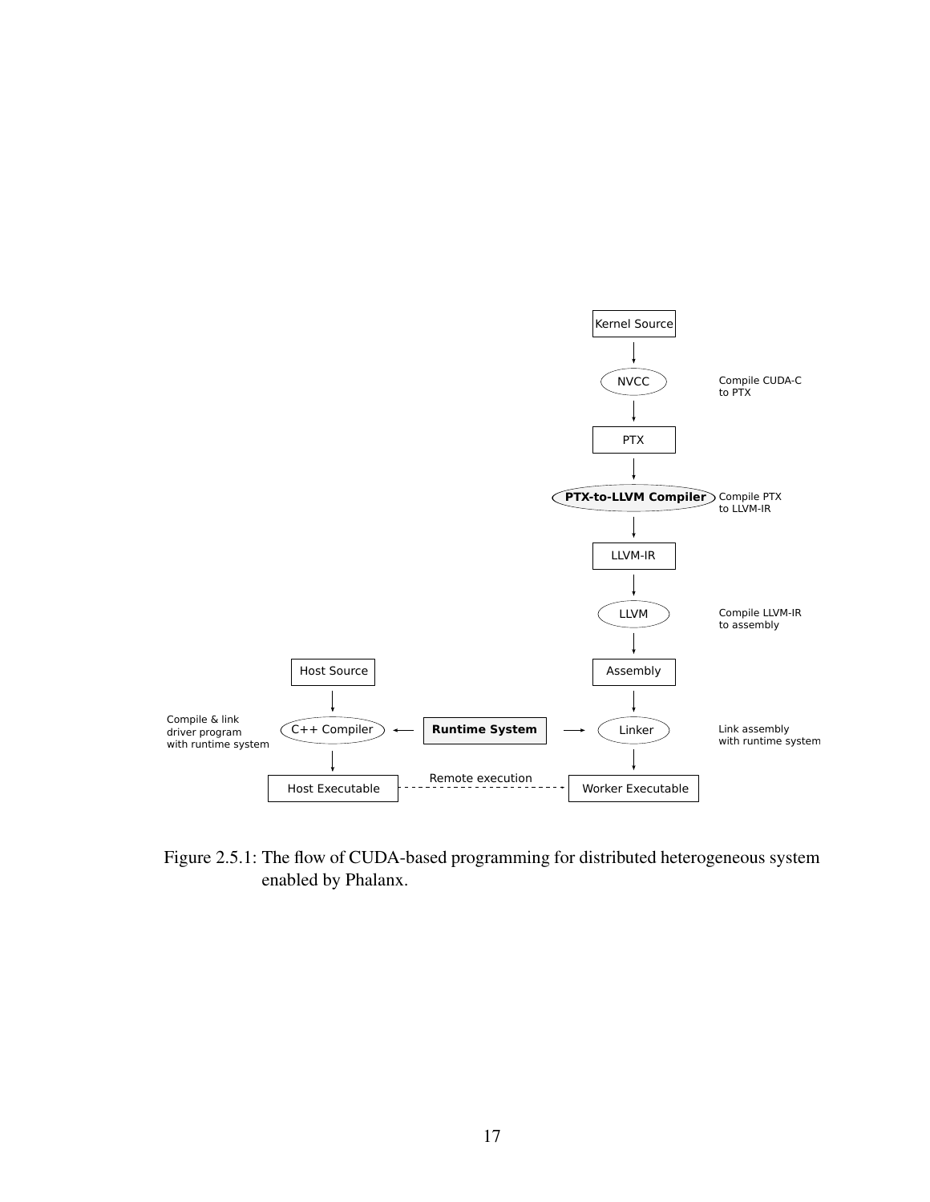Figure 2.5.1: The flow of CUDA-based programming for distributed heterogeneous system enabled by Phalanx.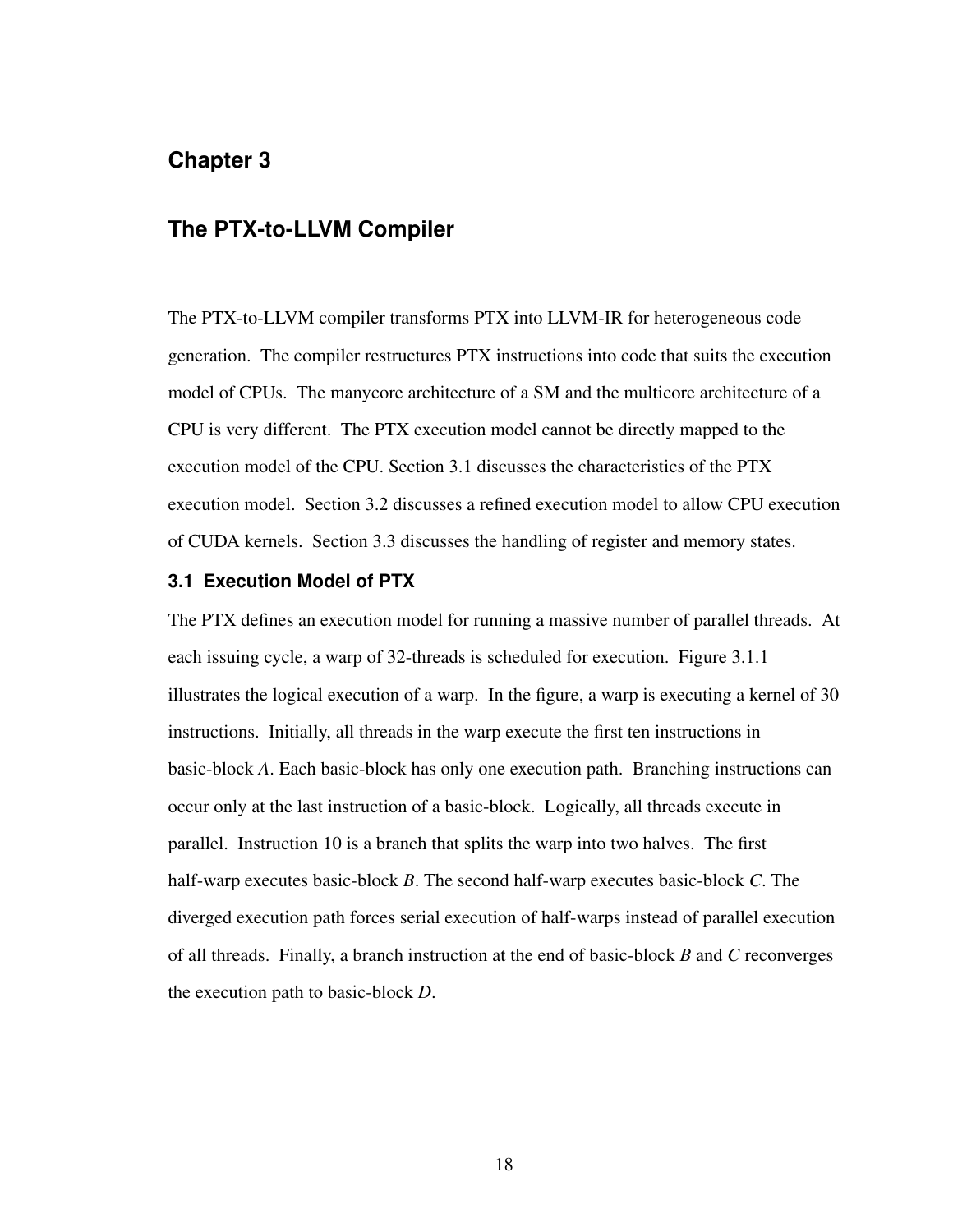# Chapter 3

# The PTX-to-LLVM Compiler

The PTX-to-LLVM compiler transforms PTX into LLVM-IR for heterogeneous code generation. The compiler restructures PTX instructions into code that suits the execution model of CPUs. The manycore architecture of a SM and the multicore architecture of a CPU is very different. The PTX execution model cannot be directly mapped to the execution model of the CPU. Section 3.1 discusses the characteristics of the PTX execution model. Section 3.2 discusses a refined execution model to allow CPU execution of CUDA kernels. Section 3.3 discusses the handling of register and memory states.

### 3.1 Execution Model of PTX

The PTX defines an execution model for running a massive number of parallel threads. At each issuing cycle, a warp of 32-threads is scheduled for execution. Figure 3.1.1 illustrates the logical execution of a warp. In the figure, a warp is executing a kernel of 30 instructions. Initially, all threads in the warp execute the first ten instructions in basic-block *A*. Each basic-block has only one execution path. Branching instructions can occur only at the last instruction of a basic-block. Logically, all threads execute in parallel. Instruction 10 is a branch that splits the warp into two halves. The first half-warp executes basic-block *B*. The second half-warp executes basic-block *C*. The diverged execution path forces serial execution of half-warps instead of parallel execution of all threads. Finally, a branch instruction at the end of basic-block *B* and *C* reconverges the execution path to basic-block *D*.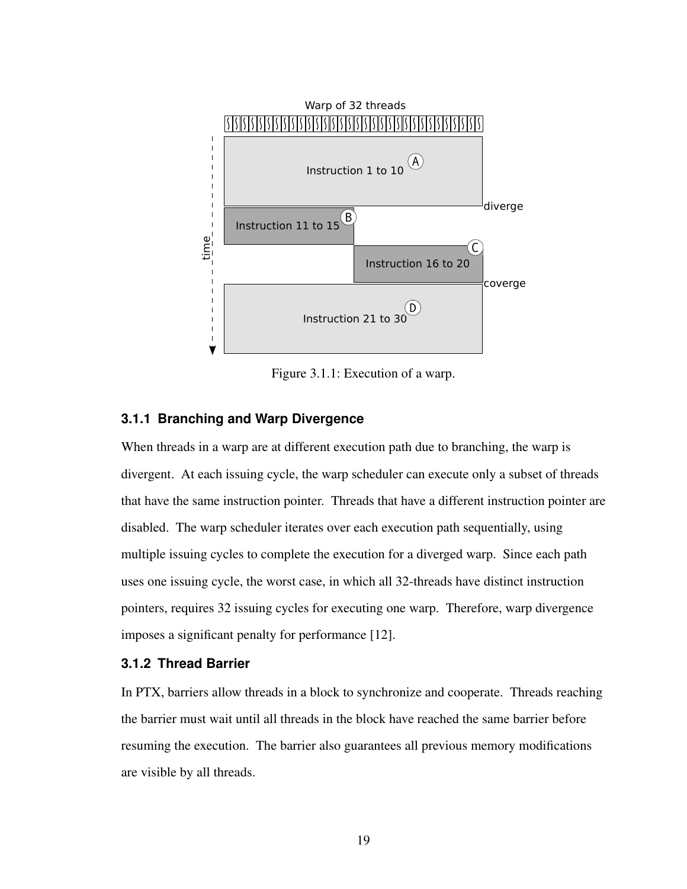Figure 3.1.1: Execution of a warp.

### 3.1.1 Branching and Warp Divergence

When threads in a warp are at different execution path due to branching, the warp is divergent. At each issuing cycle, the warp scheduler can execute only a subset of threads that have the same instruction pointer. Threads that have a different instruction pointer are disabled. The warp scheduler iterates over each execution path sequentially, using multiple issuing cycles to complete the execution for a diverged warp. Since each path uses one issuing cycle, the worst case, in which all 32-threads have distinct instruction pointers, requires 32 issuing cycles for executing one warp. Therefore, warp divergence imposes a significant penalty for performance [12].

### 3.1.2 Thread Barrier

In PTX, barriers allow threads in a block to synchronize and cooperate. Threads reaching the barrier must wait until all threads in the block have reached the same barrier before resuming the execution. The barrier also guarantees all previous memory modifications are visible by all threads.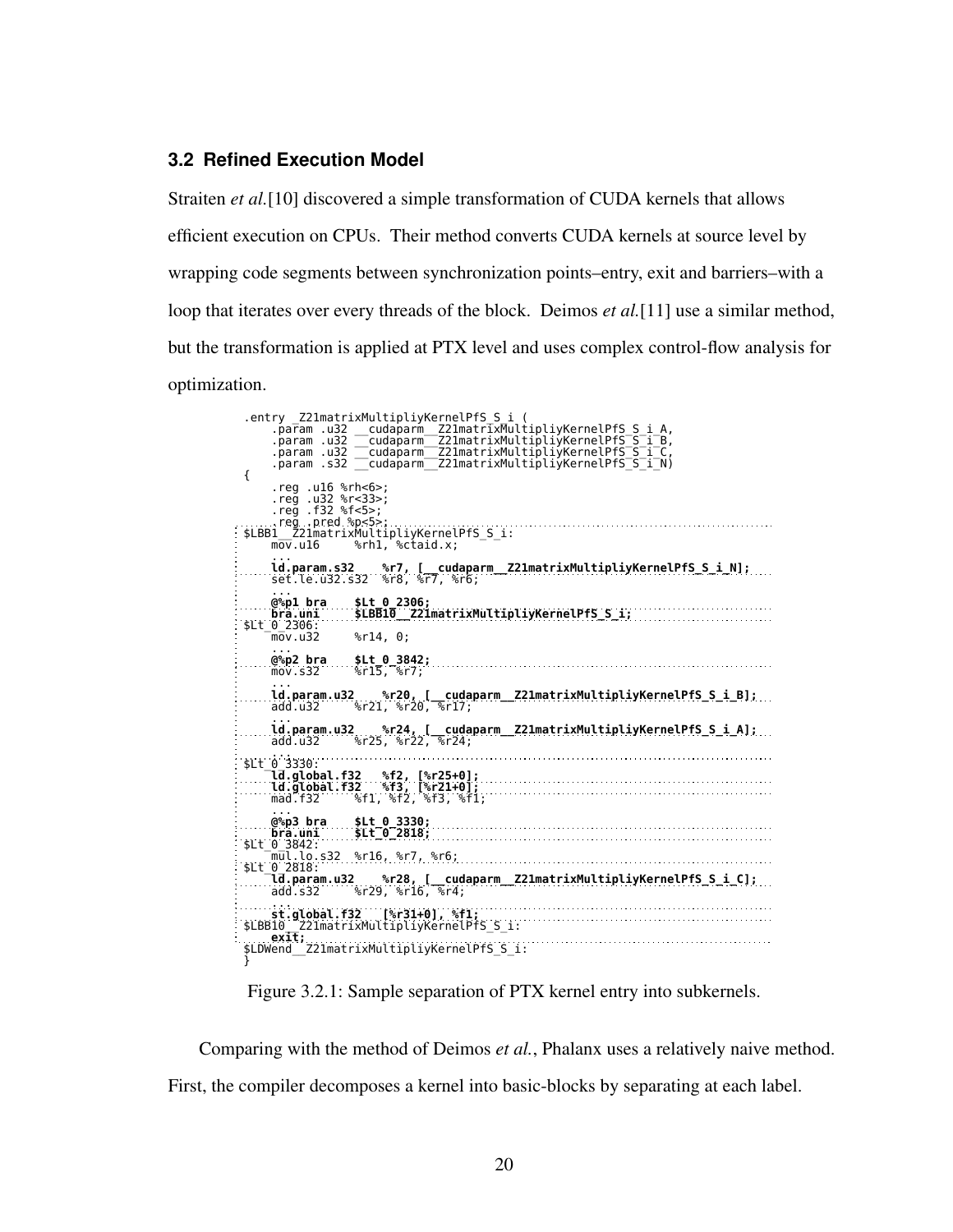### 3.2 Refined Execution Model

Straiten *et al.*[10] discovered a simple transformation of CUDA kernels that allows efficient execution on CPUs. Their method converts CUDA kernels at source level by wrapping code segments between synchronization points–entry, exit and barriers–with a loop that iterates over every threads of the block. Deimos *et al.*[11] use a similar method, but the transformation is applied at PTX level and uses complex control-flow analysis for optimization.

```
.entry _Z21matrixMultipliyKernelPfS_S_i (
    .param .u32 __cudaparm__Z21matrixMultipliyKernelPfS_S_i_A,
    .param .u32 __cudaparm__Z21matrixMultipliyKernelPfS_S_i_B,
    .param .u32 __cudaparm__Z21matrixMultipliyKernelPfS_S_i_C,
    .param .s32 __cudaparm__Z21matrixMultipliyKernelPfS_S_i_N)
{
    .reg .u16 %rh<6>;
    .reg .u32 %r<33>;
    .reg .f32 %f<5>;
    .reg .pred %p<5>;
$LBB1__Z21matrixMultipliyKernelPfS_S_i:
    mov.u16     %rh1, %ctaid.x;
    ...
    ld.param.s32    %r7, [__cudaparm__Z21matrixMultipliyKernelPfS_S_i_N];
    set.le.u32.s32  %r8, %r7, %r6;
    ...
    @%p1 bra    $Lt_0_2306;
    bra.uni     $LBB10__Z21matrixMultipliyKernelPfS_S_i;
$Lt_0_2306:
    mov.u32     %r14, 0;
    ...
    @%p2 bra    $Lt_0_3842;
    mov.s32     %r15, %r7;
    ...
    ld.param.u32    %r20, [__cudaparm__Z21matrixMultipliyKernelPfS_S_i_B];
    add.u32     %r21, %r20, %r17;
    ...
    ld.param.u32    %r24, [__cudaparm__Z21matrixMultipliyKernelPfS_S_i_A];
    add.u32     %r25, %r22, %r24;
    ...
$Lt_0_3330:
    ld.global.f32   %f2, [%r25+0];
    ld.global.f32   %f3, [%r21+0];
    mad.f32     %f1, %f2, %f3, %f1;
    ...
    @%p3 bra    $Lt_0_3330;
    bra.uni     $Lt_0_2818;
$Lt_0_3842:
    mul.lo.s32  %r16, %r7, %r6;
$Lt_0_2818:
    ld.param.u32    %r28, [__cudaparm__Z21matrixMultipliyKernelPfS_S_i_C];
    add.s32     %r29, %r16, %r4;
    ...
    st.global.f32   [%r31+0], %f1;
$LBB10__Z21matrixMultipliyKernelPfS_S_i:
    exit;
$LDWend__Z21matrixMultipliyKernelPfS_S_i:
}
```

Figure 3.2.1: Sample separation of PTX kernel entry into subkernels.

Comparing with the method of Deimos *et al.*, Phalanx uses a relatively naive method. First, the compiler decomposes a kernel into basic-blocks by separating at each label.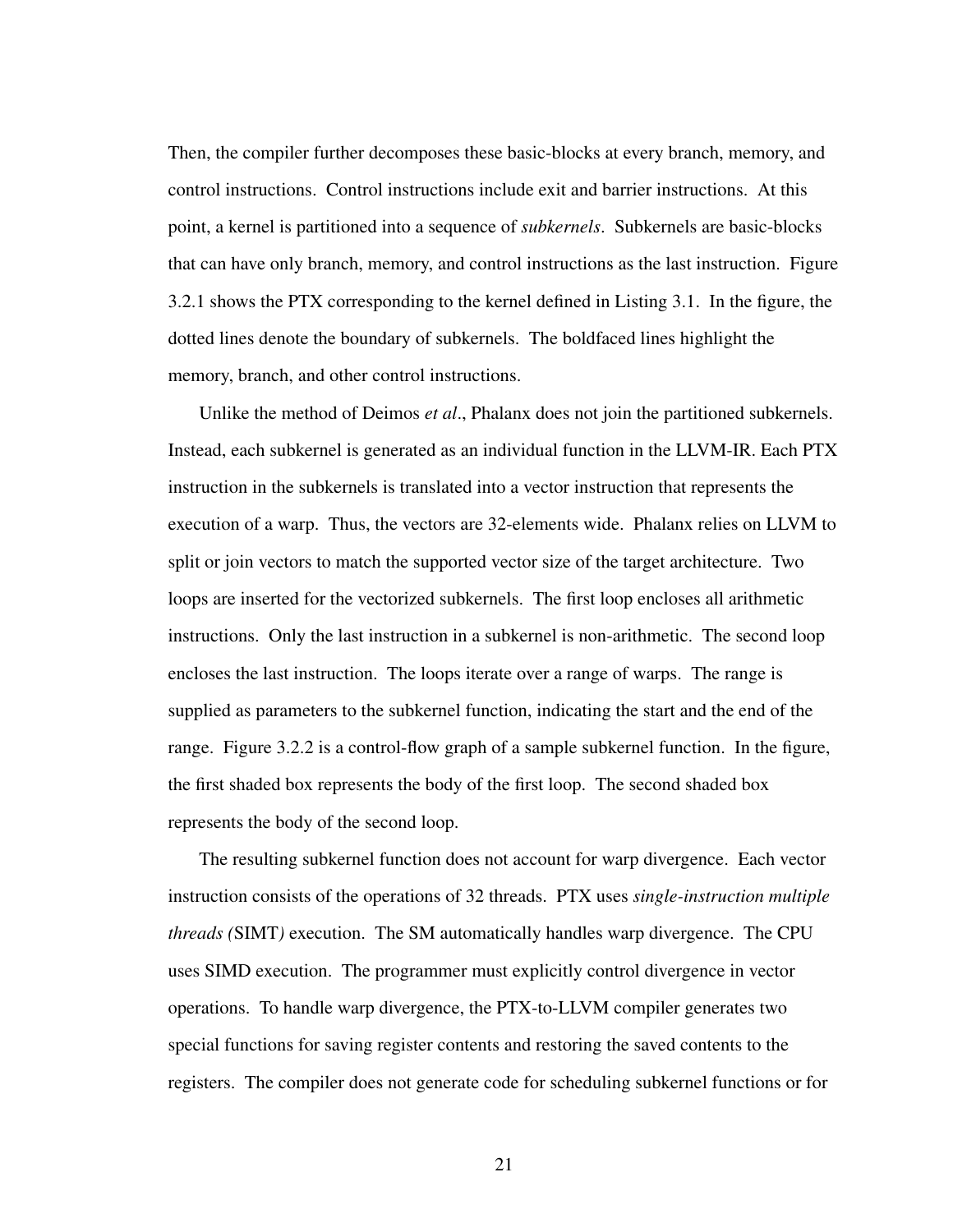Then, the compiler further decomposes these basic-blocks at every branch, memory, and control instructions. Control instructions include exit and barrier instructions. At this point, a kernel is partitioned into a sequence of *subkernels*. Subkernels are basic-blocks that can have only branch, memory, and control instructions as the last instruction. Figure 3.2.1 shows the PTX corresponding to the kernel defined in Listing 3.1. In the figure, the dotted lines denote the boundary of subkernels. The boldfaced lines highlight the memory, branch, and other control instructions.

Unlike the method of Deimos *et al*., Phalanx does not join the partitioned subkernels. Instead, each subkernel is generated as an individual function in the LLVM-IR. Each PTX instruction in the subkernels is translated into a vector instruction that represents the execution of a warp. Thus, the vectors are 32-elements wide. Phalanx relies on LLVM to split or join vectors to match the supported vector size of the target architecture. Two loops are inserted for the vectorized subkernels. The first loop encloses all arithmetic instructions. Only the last instruction in a subkernel is non-arithmetic. The second loop encloses the last instruction. The loops iterate over a range of warps. The range is supplied as parameters to the subkernel function, indicating the start and the end of the range. Figure 3.2.2 is a control-flow graph of a sample subkernel function. In the figure, the first shaded box represents the body of the first loop. The second shaded box represents the body of the second loop.

The resulting subkernel function does not account for warp divergence. Each vector instruction consists of the operations of 32 threads. PTX uses *single-instruction multiple threads (*SIMT*)* execution. The SM automatically handles warp divergence. The CPU uses SIMD execution. The programmer must explicitly control divergence in vector operations. To handle warp divergence, the PTX-to-LLVM compiler generates two special functions for saving register contents and restoring the saved contents to the registers. The compiler does not generate code for scheduling subkernel functions or for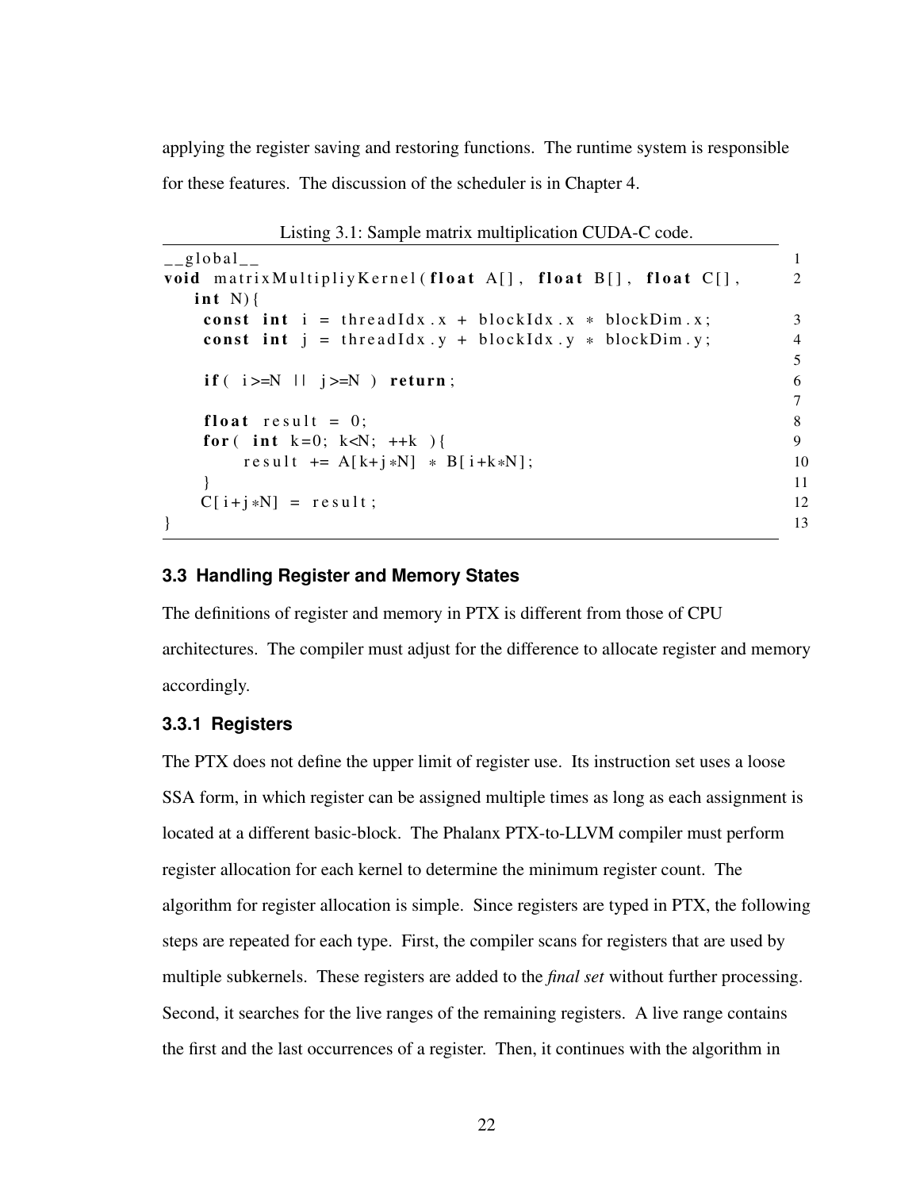applying the register saving and restoring functions. The runtime system is responsible for these features. The discussion of the scheduler is in Chapter 4.

Listing 3.1: Sample matrix multiplication CUDA-C code.

```
__global__
void matrixMultipliyKernel(float A[], float B[], float C[],
    int N){
     const int i = threadIdx.x + blockIdx.x * blockDim.x;
     const int j = threadIdx.y + blockIdx.y * blockDim.y;

     if( i>=N || j>=N ) return;

     float result = 0;
     for( int k=0; k<N; ++k ){
          result += A[k+j*N] * B[i+k*N];
     }
     C[i+j*N] = result;
}
```

### 3.3 Handling Register and Memory States

The definitions of register and memory in PTX is different from those of CPU architectures. The compiler must adjust for the difference to allocate register and memory accordingly.

#### 3.3.1 Registers

The PTX does not define the upper limit of register use. Its instruction set uses a loose SSA form, in which register can be assigned multiple times as long as each assignment is located at a different basic-block. The Phalanx PTX-to-LLVM compiler must perform register allocation for each kernel to determine the minimum register count. The algorithm for register allocation is simple. Since registers are typed in PTX, the following steps are repeated for each type. First, the compiler scans for registers that are used by multiple subkernels. These registers are added to the *final set* without further processing. Second, it searches for the live ranges of the remaining registers. A live range contains the first and the last occurrences of a register. Then, it continues with the algorithm in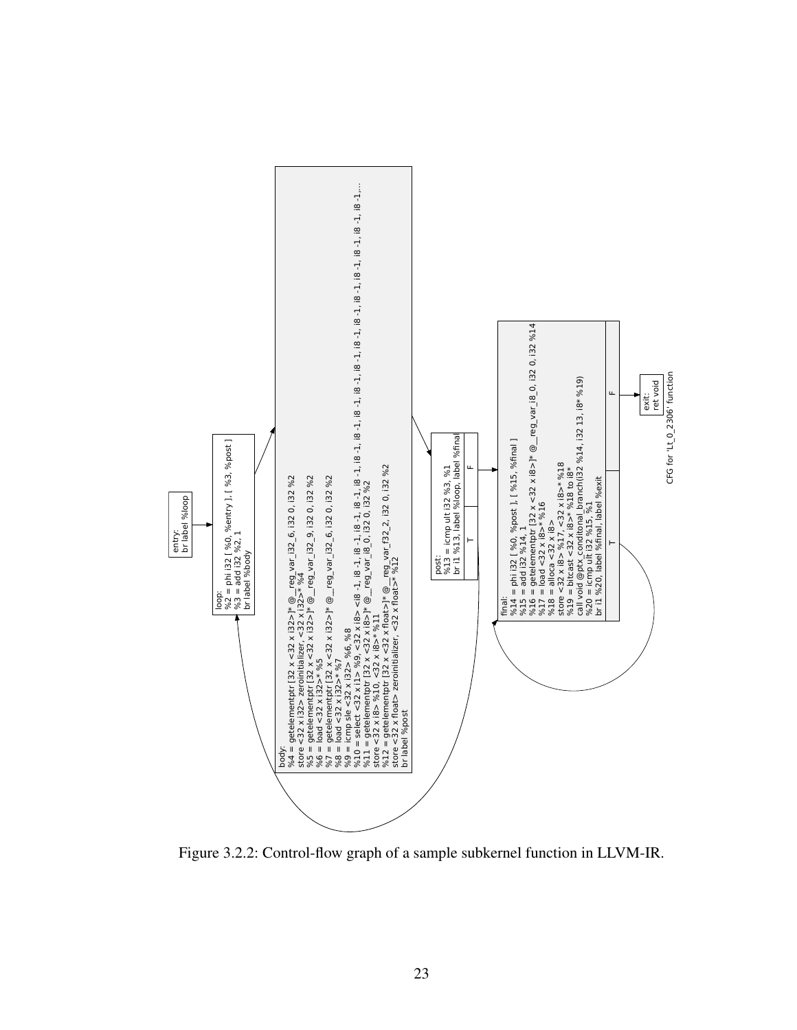```
entry:
br label %loop

loop:
%2 = phi i32 [ %0, %entry ], [ %3, %post ]
%3 = add i32 %2, 1
br label %body

body:
%4 = getelementptr [32 x <32 x i32>]* @__reg_var_i32_6, i32 0, i32 %2
store <32 x i32> zeroinitializer, <32 x i32>* %4
%5 = getelementptr [32 x <32 x i32>]* @__reg_var_i32_9, i32 0, i32 %2
%6 = load <32 x i32>* %5
%7 = getelementptr [32 x <32 x i32>]* @__reg_var_i32_6, i32 0, i32 %2
%8 = load <32 x i32>* %7
%9 = icmp sle <32 x i32> %6, %8
%10 = select <32 x i1> %9, <32 x i8> <i8 -1, i8 -1, i8 -1, i8 -1, i8 -1, i8 -1, i8 -1, i8 -1, i8 -1, i8 -1, i8 -1, i8 -1, i8 -1, i8 -1, i8 -1, i8 -1, i8 -1, i8 -1, i8 -1, i8 -1,...
%11 = getelementptr [32 x <32 x i8>]* @__reg_var_i8_0, i32 0, i32 %2
store <32 x i8> %10, <32 x i8>* %11
%12 = getelementptr [32 x <32 x float>]* @__reg_var_f32_2, i32 0, i32 %2
store <32 x float> zeroinitializer, <32 x float>* %12
br label %post

post:
%13 = icmp ult i32 %3, %1
br i1 %13, label %loop, label %final
  T | F

final:
%14 = phi i32 [ %0, %post ], [ %15, %final ]
%15 = add i32 %14, 1
%16 = getelementptr [32 x <32 x i8>]* @__reg_var_i8_0, i32 0, i32 %14
%17 = load <32 x i8>* %16
%18 = alloca <32 x i8>
store <32 x i8> %17, <32 x i8>* %18
%19 = bitcast <32 x i8>* %18 to i8*
call void @ptx_conditonal_branch(i32 %14, i32 13, i8* %19)
%20 = icmp ult i32 %15, %1
br i1 %20, label %final, label %exit
  T | F

exit:
ret void

CFG for 'Lt_0_2306' function
```

Figure 3.2.2: Control-flow graph of a sample subkernel function in LLVM-IR.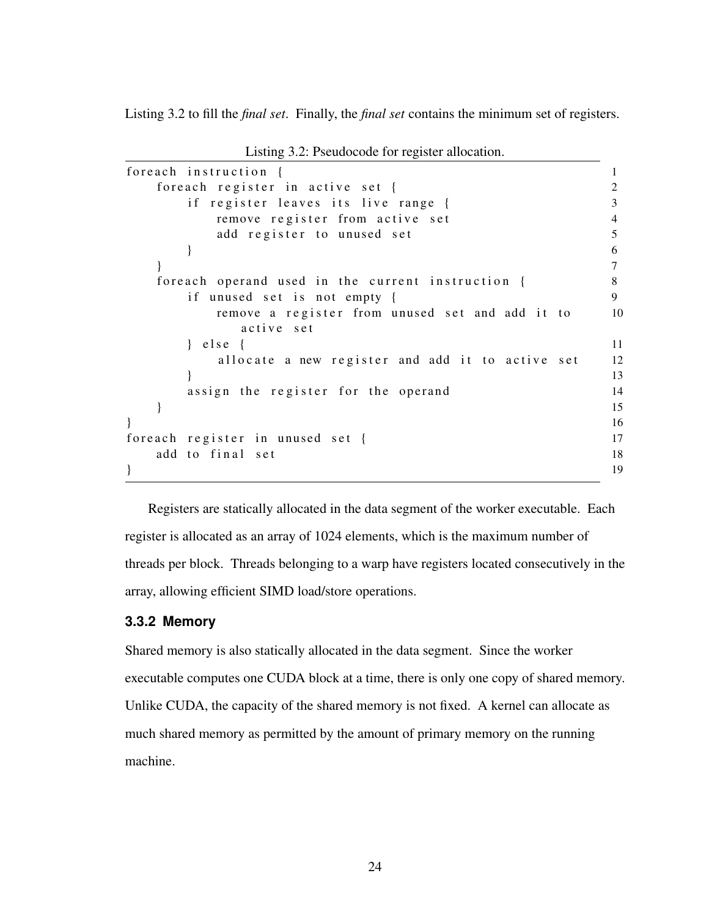Listing 3.2 to fill the *final set*. Finally, the *final set* contains the minimum set of registers.

Listing 3.2: Pseudocode for register allocation.

```
foreach instruction {
    foreach register in active set {
        if register leaves its live range {
            remove register from active set
            add register to unused set
        }
    }
    foreach operand used in the current instruction {
        if unused set is not empty {
            remove a register from unused set and add it to
               active set
        } else {
            allocate a new register and add it to active set
        }
        assign the register for the operand
    }
}
foreach register in unused set {
    add to final set
}
```

Registers are statically allocated in the data segment of the worker executable. Each register is allocated as an array of 1024 elements, which is the maximum number of threads per block. Threads belonging to a warp have registers located consecutively in the array, allowing efficient SIMD load/store operations.

### 3.3.2 Memory

Shared memory is also statically allocated in the data segment. Since the worker executable computes one CUDA block at a time, there is only one copy of shared memory. Unlike CUDA, the capacity of the shared memory is not fixed. A kernel can allocate as much shared memory as permitted by the amount of primary memory on the running machine.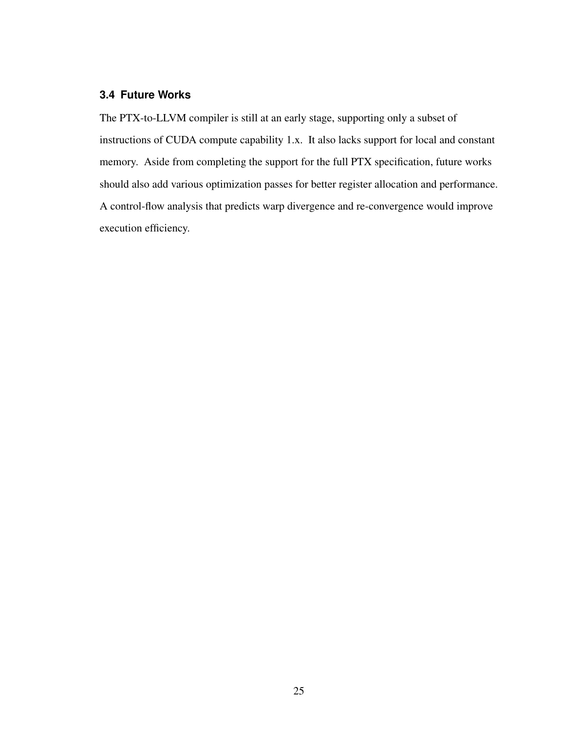### 3.4 Future Works

The PTX-to-LLVM compiler is still at an early stage, supporting only a subset of instructions of CUDA compute capability 1.x. It also lacks support for local and constant memory. Aside from completing the support for the full PTX specification, future works should also add various optimization passes for better register allocation and performance. A control-flow analysis that predicts warp divergence and re-convergence would improve execution efficiency.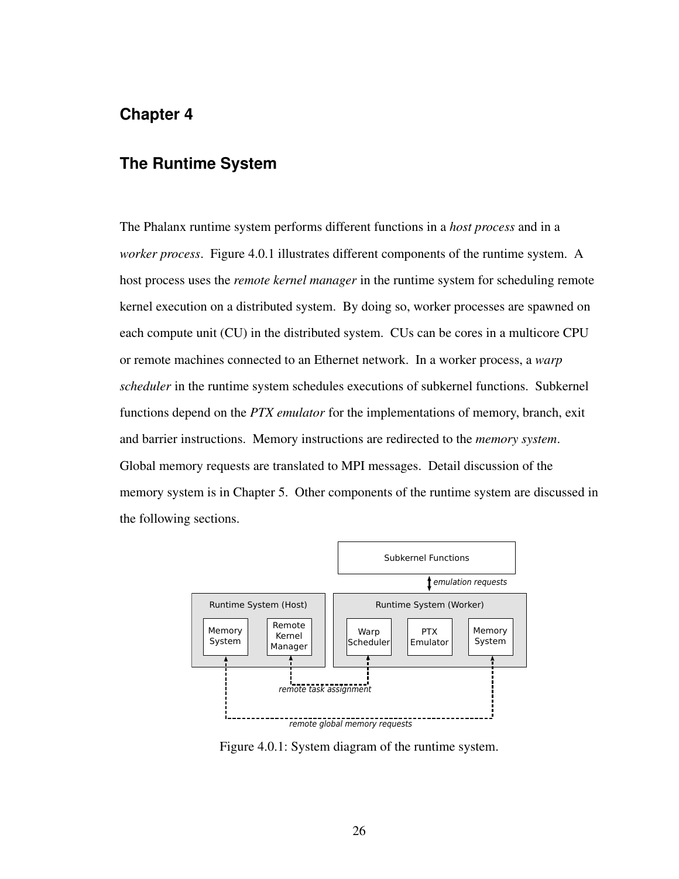# Chapter 4

## The Runtime System

The Phalanx runtime system performs different functions in a *host process* and in a *worker process*. Figure 4.0.1 illustrates different components of the runtime system. A host process uses the *remote kernel manager* in the runtime system for scheduling remote kernel execution on a distributed system. By doing so, worker processes are spawned on each compute unit (CU) in the distributed system. CUs can be cores in a multicore CPU or remote machines connected to an Ethernet network. In a worker process, a *warp scheduler* in the runtime system schedules executions of subkernel functions. Subkernel functions depend on the *PTX emulator* for the implementations of memory, branch, exit and barrier instructions. Memory instructions are redirected to the *memory system*. Global memory requests are translated to MPI messages. Detail discussion of the memory system is in Chapter 5. Other components of the runtime system are discussed in the following sections.

Figure 4.0.1: System diagram of the runtime system.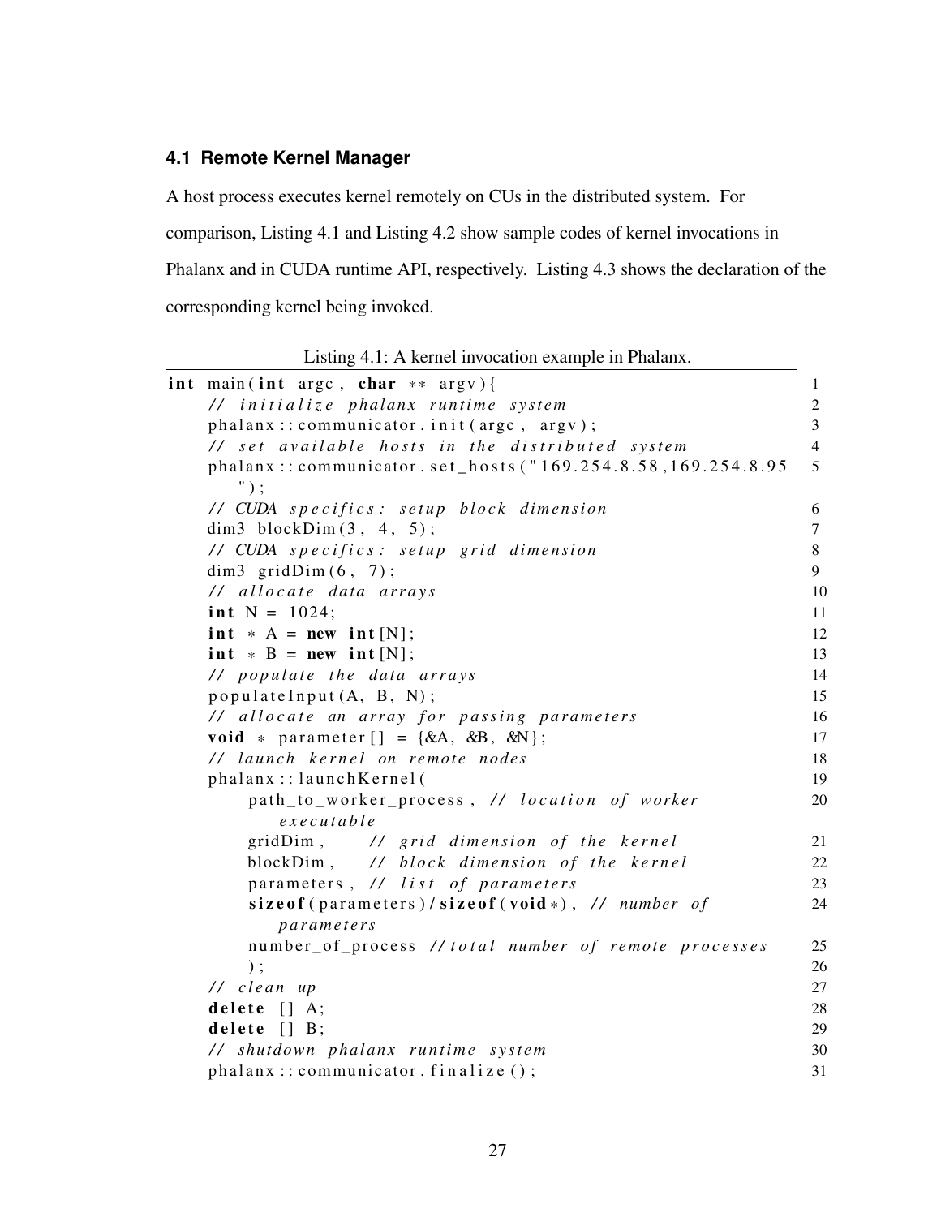## 4.1 Remote Kernel Manager

A host process executes kernel remotely on CUs in the distributed system. For comparison, Listing 4.1 and Listing 4.2 show sample codes of kernel invocations in Phalanx and in CUDA runtime API, respectively. Listing 4.3 shows the declaration of the corresponding kernel being invoked.

Listing 4.1: A kernel invocation example in Phalanx.

```
int main(int argc, char **argv){
    // initialize phalanx runtime system
    phalanx::communicator.init(argc, argv);
    // set available hosts in the distributed system
    phalanx::communicator.set_hosts("169.254.8.58,169.254.8.95");
    // CUDA specifics: setup block dimension
    dim3 blockDim(3, 4, 5);
    // CUDA specifics: setup grid dimension
    dim3 gridDim(6, 7);
    // allocate data arrays
    int N = 1024;
    int * A = new int[N];
    int * B = new int[N];
    // populate the data arrays
    populateInput(A, B, N);
    // allocate an array for passing parameters
    void * parameter[] = {&A, &B, &N};
    // launch kernel on remote nodes
    phalanx::launchKernel(
        path_to_worker_process, // location of worker executable
        gridDim,     // grid dimension of the kernel
        blockDim,    // block dimension of the kernel
        parameters, // list of parameters
        sizeof(parameters)/sizeof(void*), // number of parameters
        number_of_process //total number of remote processes
        );
    // clean up
    delete [] A;
    delete [] B;
    // shutdown phalanx runtime system
    phalanx::communicator.finalize();
```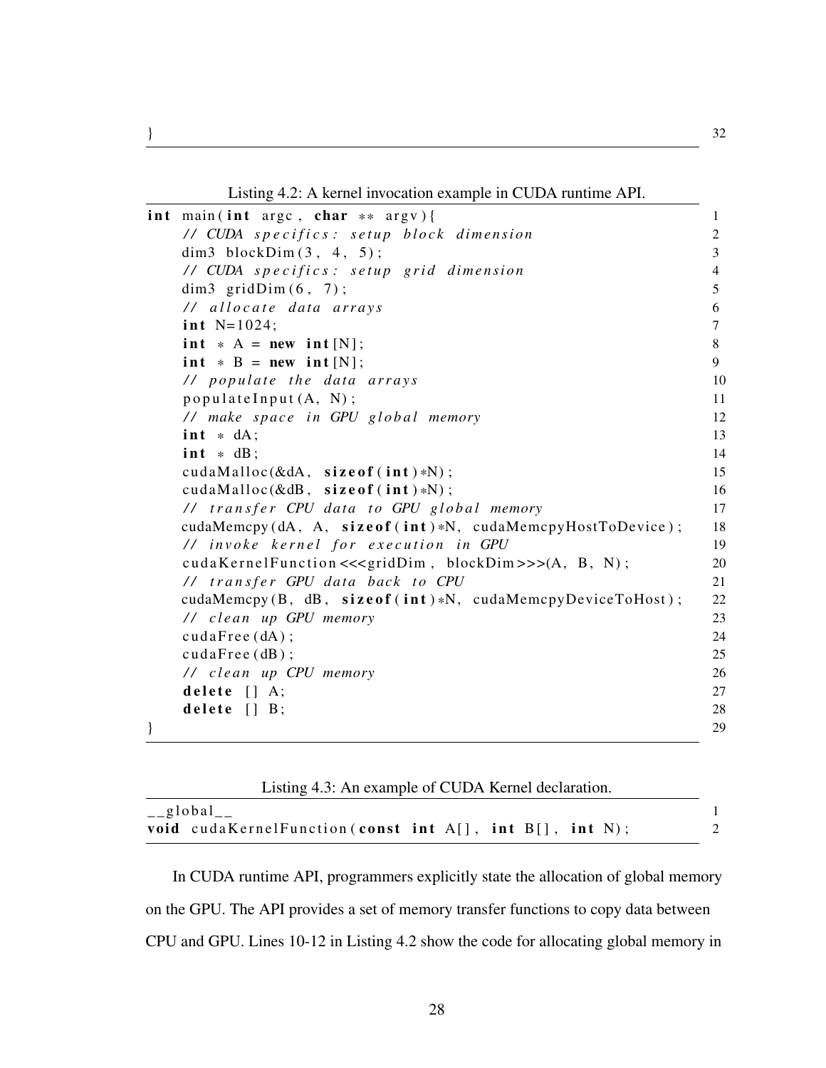```
}                                                                  32
```

Listing 4.2: A kernel invocation example in CUDA runtime API.

```
int main(int argc, char ** argv){
    // CUDA specifics: setup block dimension
    dim3 blockDim(3, 4, 5);
    // CUDA specifics: setup grid dimension
    dim3 gridDim(6, 7);
    // allocate data arrays
    int N=1024;
    int * A = new int[N];
    int * B = new int[N];
    // populate the data arrays
    populateInput(A, N);
    // make space in GPU global memory
    int * dA;
    int * dB;
    cudaMalloc(&dA, sizeof(int)*N);
    cudaMalloc(&dB, sizeof(int)*N);
    // transfer CPU data to GPU global memory
    cudaMemcpy(dA, A, sizeof(int)*N, cudaMemcpyHostToDevice);
    // invoke kernel for execution in GPU
    cudaKernelFunction<<<gridDim, blockDim>>>(A, B, N);
    // transfer GPU data back to CPU
    cudaMemcpy(B, dB, sizeof(int)*N, cudaMemcpyDeviceToHost);
    // clean up GPU memory
    cudaFree(dA);
    cudaFree(dB);
    // clean up CPU memory
    delete [] A;
    delete [] B;
}
```

Listing 4.3: An example of CUDA Kernel declaration.

```
__global__
void cudaKernelFunction(const int A[], int B[], int N);
```

In CUDA runtime API, programmers explicitly state the allocation of global memory on the GPU. The API provides a set of memory transfer functions to copy data between CPU and GPU. Lines 10-12 in Listing 4.2 show the code for allocating global memory in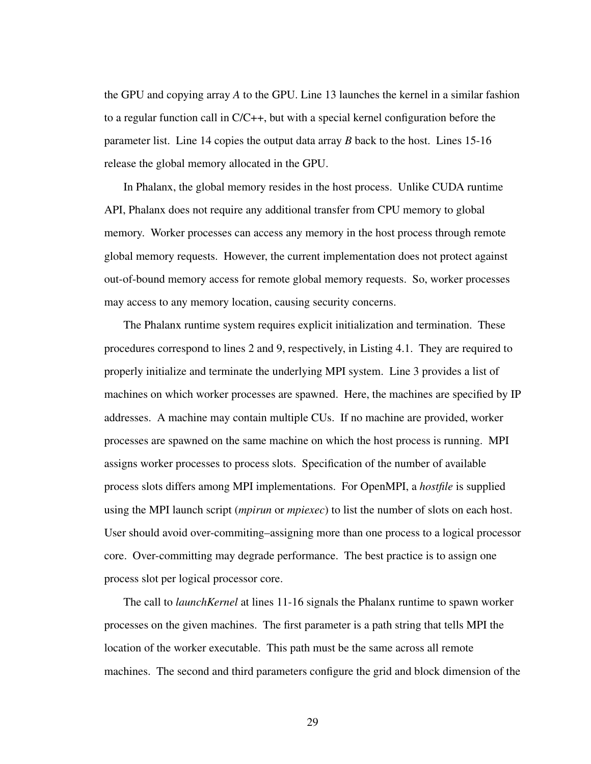the GPU and copying array *A* to the GPU. Line 13 launches the kernel in a similar fashion to a regular function call in C/C++, but with a special kernel configuration before the parameter list. Line 14 copies the output data array *B* back to the host. Lines 15-16 release the global memory allocated in the GPU.

In Phalanx, the global memory resides in the host process. Unlike CUDA runtime API, Phalanx does not require any additional transfer from CPU memory to global memory. Worker processes can access any memory in the host process through remote global memory requests. However, the current implementation does not protect against out-of-bound memory access for remote global memory requests. So, worker processes may access to any memory location, causing security concerns.

The Phalanx runtime system requires explicit initialization and termination. These procedures correspond to lines 2 and 9, respectively, in Listing 4.1. They are required to properly initialize and terminate the underlying MPI system. Line 3 provides a list of machines on which worker processes are spawned. Here, the machines are specified by IP addresses. A machine may contain multiple CUs. If no machine are provided, worker processes are spawned on the same machine on which the host process is running. MPI assigns worker processes to process slots. Specification of the number of available process slots differs among MPI implementations. For OpenMPI, a *hostfile* is supplied using the MPI launch script (*mpirun* or *mpiexec*) to list the number of slots on each host. User should avoid over-commiting–assigning more than one process to a logical processor core. Over-committing may degrade performance. The best practice is to assign one process slot per logical processor core.

The call to *launchKernel* at lines 11-16 signals the Phalanx runtime to spawn worker processes on the given machines. The first parameter is a path string that tells MPI the location of the worker executable. This path must be the same across all remote machines. The second and third parameters configure the grid and block dimension of the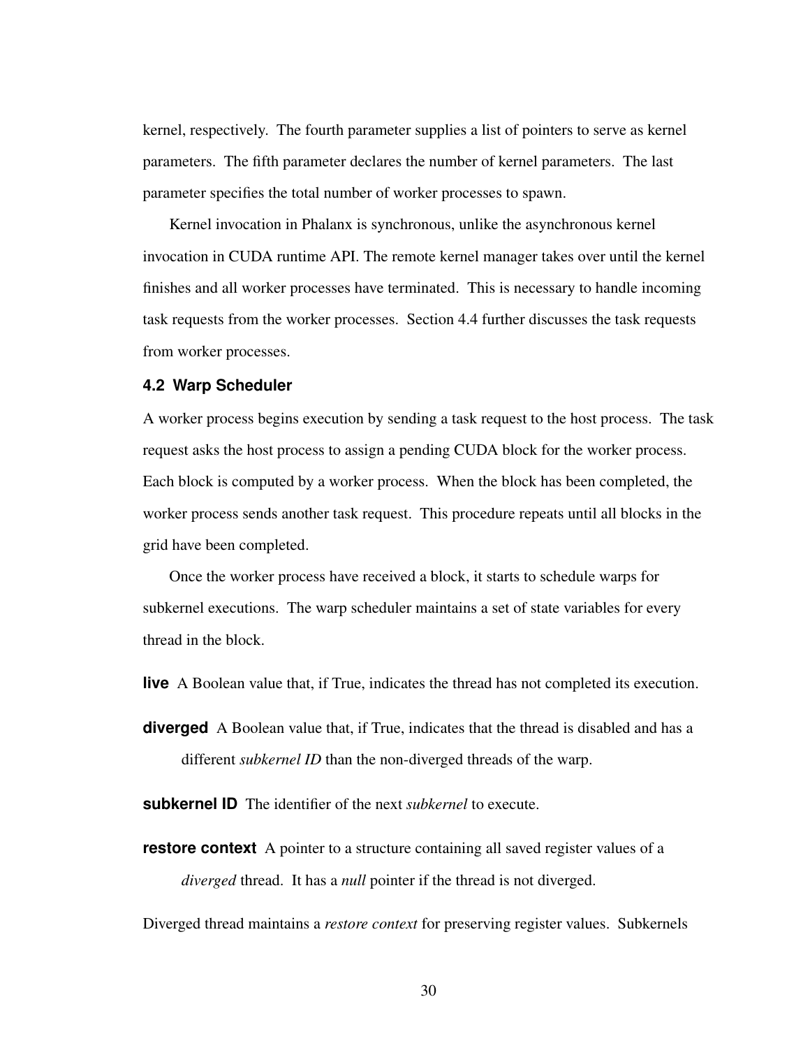kernel, respectively. The fourth parameter supplies a list of pointers to serve as kernel parameters. The fifth parameter declares the number of kernel parameters. The last parameter specifies the total number of worker processes to spawn.

Kernel invocation in Phalanx is synchronous, unlike the asynchronous kernel invocation in CUDA runtime API. The remote kernel manager takes over until the kernel finishes and all worker processes have terminated. This is necessary to handle incoming task requests from the worker processes. Section 4.4 further discusses the task requests from worker processes.

### 4.2 Warp Scheduler

A worker process begins execution by sending a task request to the host process. The task request asks the host process to assign a pending CUDA block for the worker process. Each block is computed by a worker process. When the block has been completed, the worker process sends another task request. This procedure repeats until all blocks in the grid have been completed.

Once the worker process have received a block, it starts to schedule warps for subkernel executions. The warp scheduler maintains a set of state variables for every thread in the block.

**live** A Boolean value that, if True, indicates the thread has not completed its execution.

**diverged** A Boolean value that, if True, indicates that the thread is disabled and has a different *subkernel ID* than the non-diverged threads of the warp.

**subkernel ID** The identifier of the next *subkernel* to execute.

**restore context** A pointer to a structure containing all saved register values of a *diverged* thread. It has a *null* pointer if the thread is not diverged.

Diverged thread maintains a *restore context* for preserving register values. Subkernels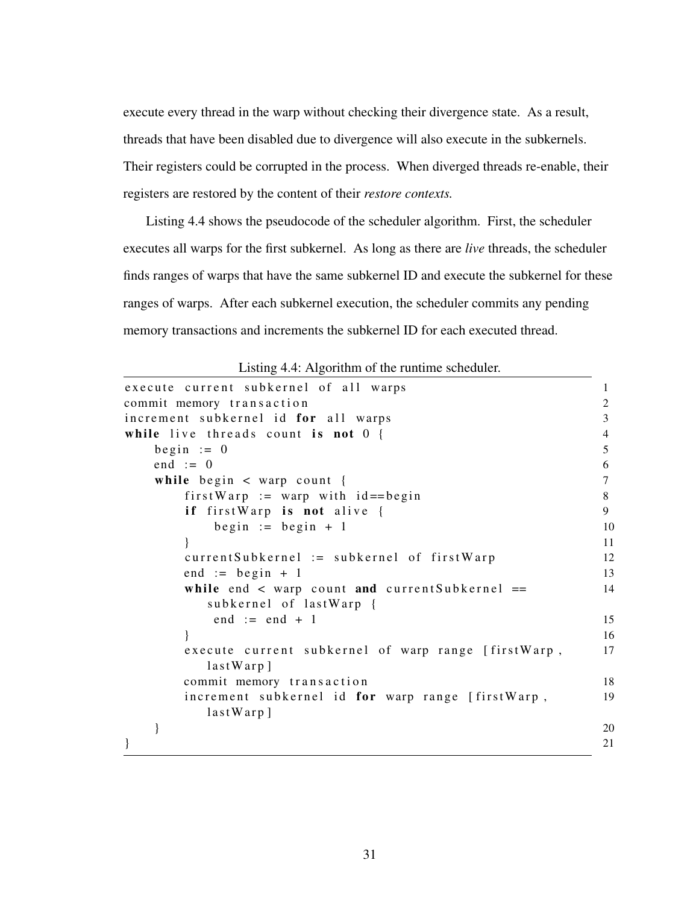execute every thread in the warp without checking their divergence state. As a result, threads that have been disabled due to divergence will also execute in the subkernels. Their registers could be corrupted in the process. When diverged threads re-enable, their registers are restored by the content of their *restore contexts.*

Listing 4.4 shows the pseudocode of the scheduler algorithm. First, the scheduler executes all warps for the first subkernel. As long as there are *live* threads, the scheduler finds ranges of warps that have the same subkernel ID and execute the subkernel for these ranges of warps. After each subkernel execution, the scheduler commits any pending memory transactions and increments the subkernel ID for each executed thread.

Listing 4.4: Algorithm of the runtime scheduler.

```
execute current subkernel of all warps                              1
commit memory transaction                                           2
increment subkernel id for all warps                                3
while live threads count is not 0 {                                 4
    begin := 0                                                      5
    end := 0                                                        6
    while begin < warp count {                                      7
        firstWarp := warp with id==begin                            8
        if firstWarp is not alive {                                 9
            begin := begin + 1                                      10
        }                                                           11
        currentSubkernel := subkernel of firstWarp                  12
        end := begin + 1                                            13
        while end < warp count and currentSubkernel ==              14
           subkernel of lastWarp {
            end := end + 1                                          15
        }                                                           16
        execute current subkernel of warp range [firstWarp,         17
           lastWarp]
        commit memory transaction                                   18
        increment subkernel id for warp range [firstWarp,           19
           lastWarp]
    }                                                               20
}                                                                   21
```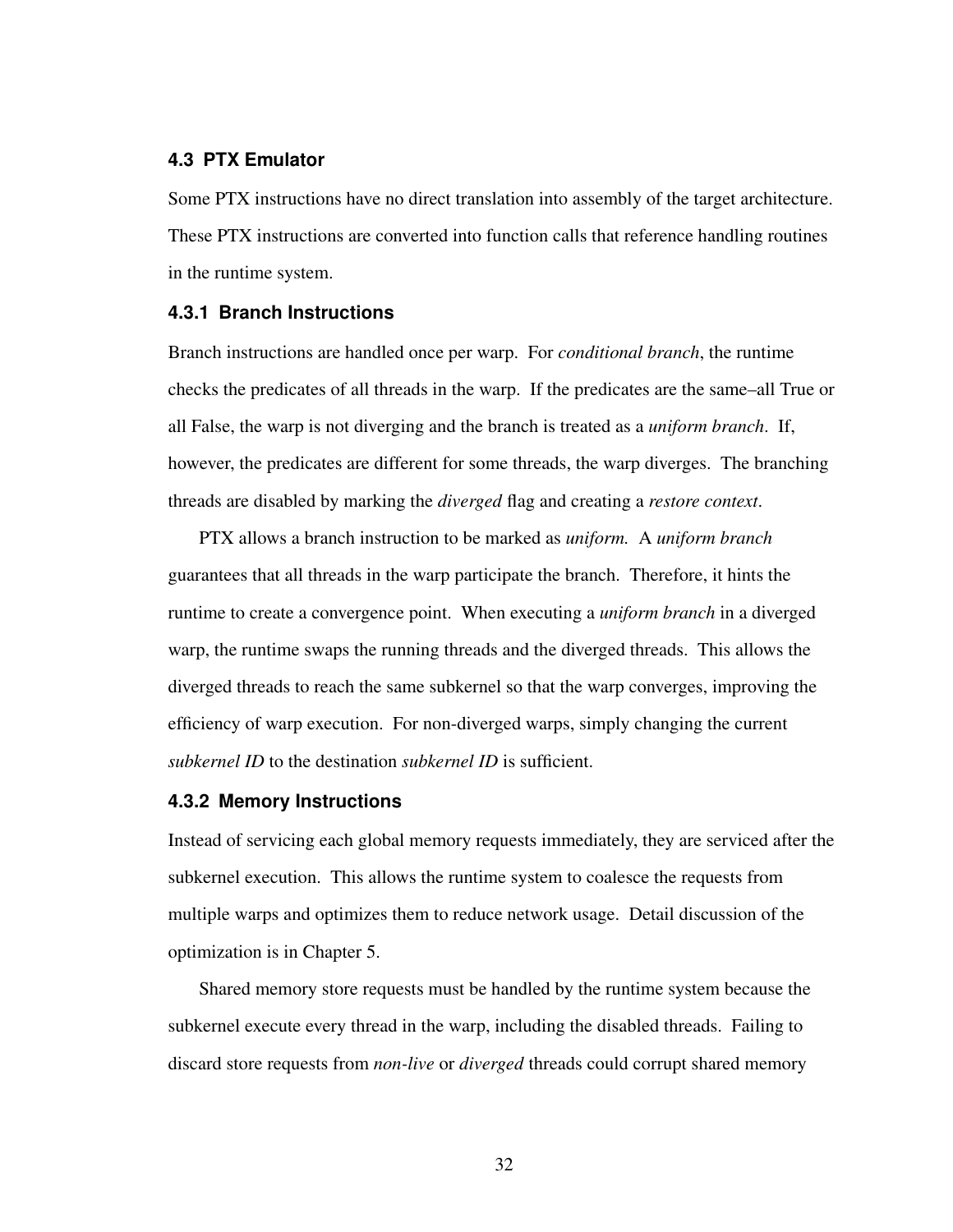### 4.3 PTX Emulator

Some PTX instructions have no direct translation into assembly of the target architecture. These PTX instructions are converted into function calls that reference handling routines in the runtime system.

#### 4.3.1 Branch Instructions

Branch instructions are handled once per warp. For *conditional branch*, the runtime checks the predicates of all threads in the warp. If the predicates are the same–all True or all False, the warp is not diverging and the branch is treated as a *uniform branch*. If, however, the predicates are different for some threads, the warp diverges. The branching threads are disabled by marking the *diverged* flag and creating a *restore context*.

PTX allows a branch instruction to be marked as *uniform.* A *uniform branch* guarantees that all threads in the warp participate the branch. Therefore, it hints the runtime to create a convergence point. When executing a *uniform branch* in a diverged warp, the runtime swaps the running threads and the diverged threads. This allows the diverged threads to reach the same subkernel so that the warp converges, improving the efficiency of warp execution. For non-diverged warps, simply changing the current *subkernel ID* to the destination *subkernel ID* is sufficient.

#### 4.3.2 Memory Instructions

Instead of servicing each global memory requests immediately, they are serviced after the subkernel execution. This allows the runtime system to coalesce the requests from multiple warps and optimizes them to reduce network usage. Detail discussion of the optimization is in Chapter 5.

Shared memory store requests must be handled by the runtime system because the subkernel execute every thread in the warp, including the disabled threads. Failing to discard store requests from *non-live* or *diverged* threads could corrupt shared memory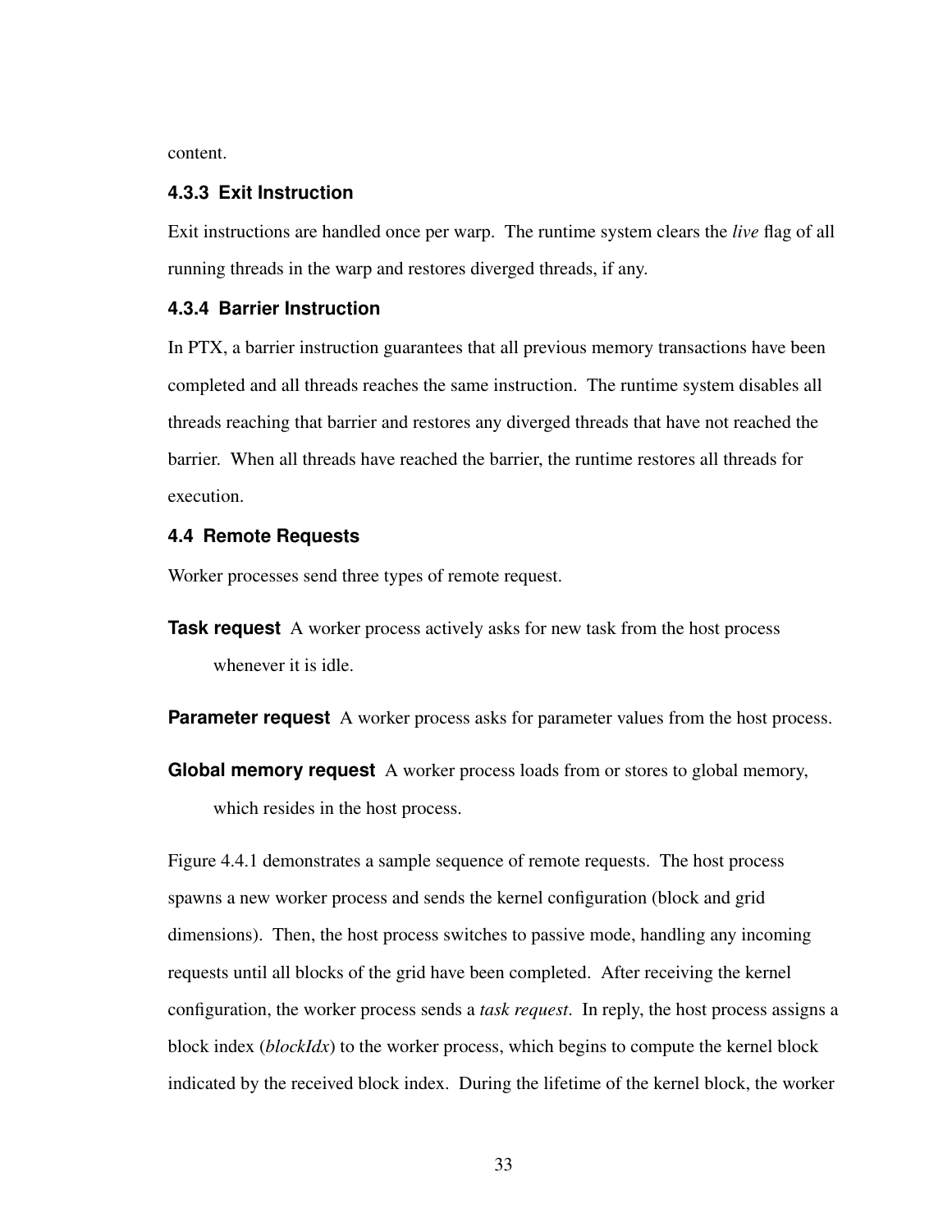content.

### 4.3.3 Exit Instruction

Exit instructions are handled once per warp. The runtime system clears the *live* flag of all running threads in the warp and restores diverged threads, if any.

### 4.3.4 Barrier Instruction

In PTX, a barrier instruction guarantees that all previous memory transactions have been completed and all threads reaches the same instruction. The runtime system disables all threads reaching that barrier and restores any diverged threads that have not reached the barrier. When all threads have reached the barrier, the runtime restores all threads for execution.

## 4.4 Remote Requests

Worker processes send three types of remote request.

**Task request** A worker process actively asks for new task from the host process whenever it is idle.

**Parameter request** A worker process asks for parameter values from the host process.

**Global memory request** A worker process loads from or stores to global memory, which resides in the host process.

Figure 4.4.1 demonstrates a sample sequence of remote requests. The host process spawns a new worker process and sends the kernel configuration (block and grid dimensions). Then, the host process switches to passive mode, handling any incoming requests until all blocks of the grid have been completed. After receiving the kernel configuration, the worker process sends a *task request*. In reply, the host process assigns a block index (*blockIdx*) to the worker process, which begins to compute the kernel block indicated by the received block index. During the lifetime of the kernel block, the worker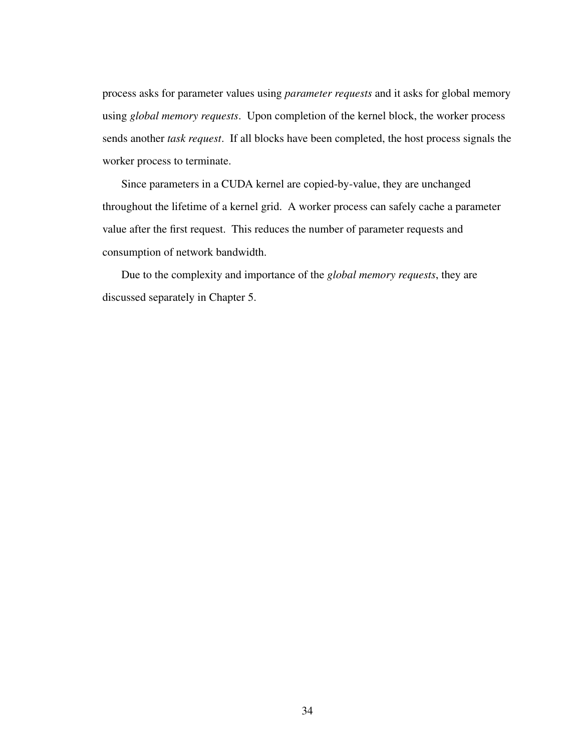process asks for parameter values using *parameter requests* and it asks for global memory using *global memory requests*. Upon completion of the kernel block, the worker process sends another *task request*. If all blocks have been completed, the host process signals the worker process to terminate.

Since parameters in a CUDA kernel are copied-by-value, they are unchanged throughout the lifetime of a kernel grid. A worker process can safely cache a parameter value after the first request. This reduces the number of parameter requests and consumption of network bandwidth.

Due to the complexity and importance of the *global memory requests*, they are discussed separately in Chapter 5.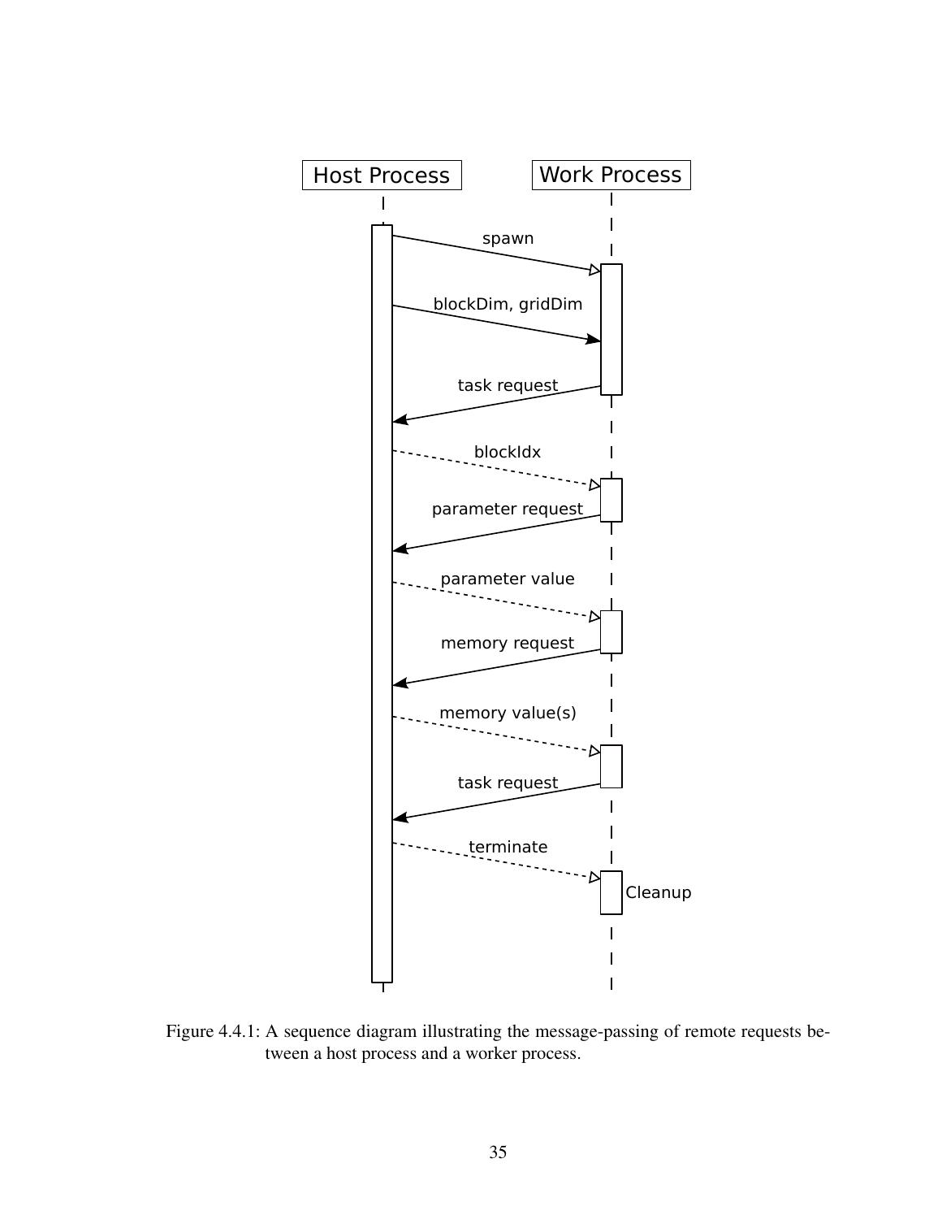Host Process

Work Process

spawn

blockDim, gridDim

task request

blockIdx

parameter request

parameter value

memory request

memory value(s)

task request

terminate

Cleanup

Figure 4.4.1: A sequence diagram illustrating the message-passing of remote requests between a host process and a worker process.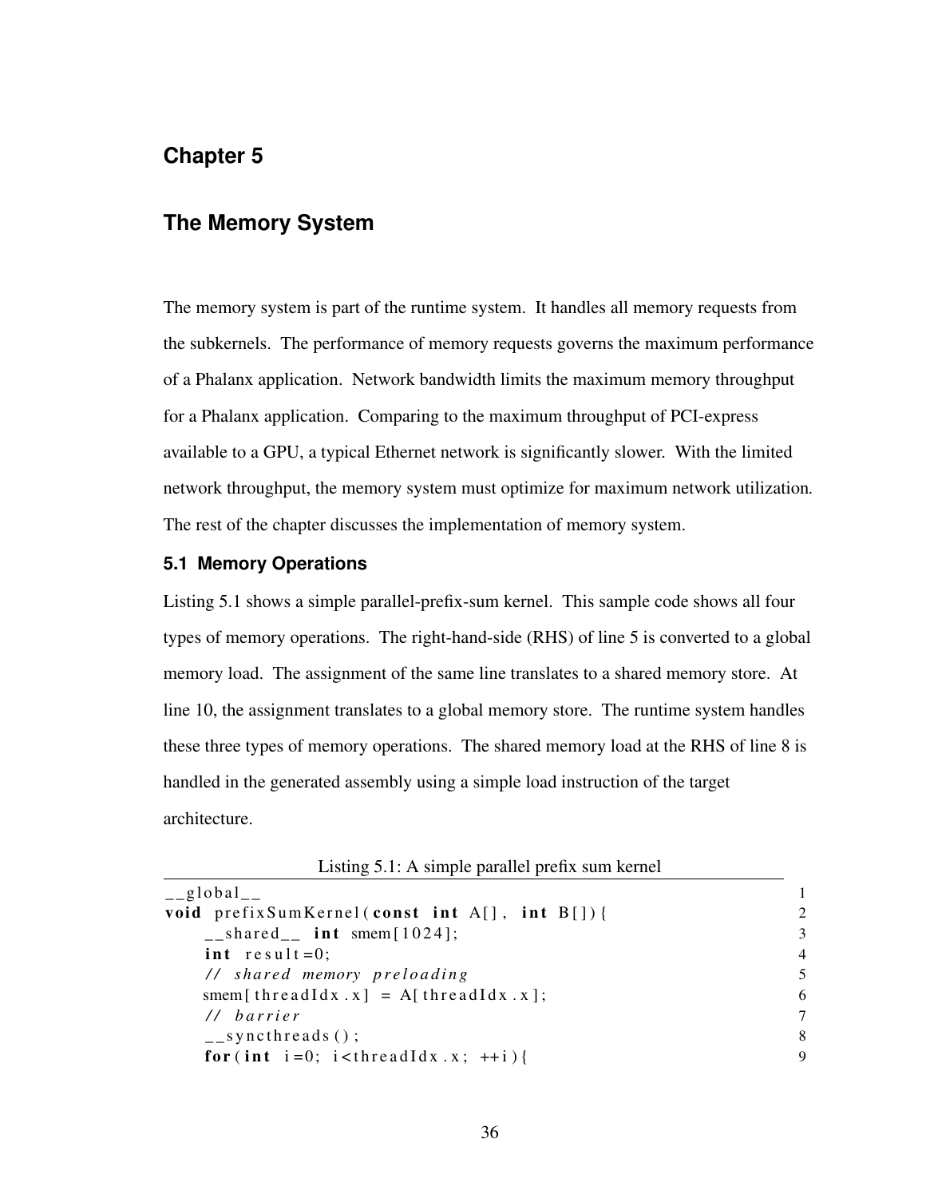# Chapter 5

# The Memory System

The memory system is part of the runtime system. It handles all memory requests from the subkernels. The performance of memory requests governs the maximum performance of a Phalanx application. Network bandwidth limits the maximum memory throughput for a Phalanx application. Comparing to the maximum throughput of PCI-express available to a GPU, a typical Ethernet network is significantly slower. With the limited network throughput, the memory system must optimize for maximum network utilization. The rest of the chapter discusses the implementation of memory system.

## 5.1 Memory Operations

Listing 5.1 shows a simple parallel-prefix-sum kernel. This sample code shows all four types of memory operations. The right-hand-side (RHS) of line 5 is converted to a global memory load. The assignment of the same line translates to a shared memory store. At line 10, the assignment translates to a global memory store. The runtime system handles these three types of memory operations. The shared memory load at the RHS of line 8 is handled in the generated assembly using a simple load instruction of the target architecture.

Listing 5.1: A simple parallel prefix sum kernel

```
__global__                                          1
void prefixSumKernel(const int A[], int B[]){       2
    __shared__ int smem[1024];                      3
    int result=0;                                   4
    // shared memory preloading                     5
    smem[threadIdx.x] = A[threadIdx.x];             6
    // barrier                                      7
    __syncthreads();                                8
    for(int i=0; i<threadIdx.x; ++i){               9
```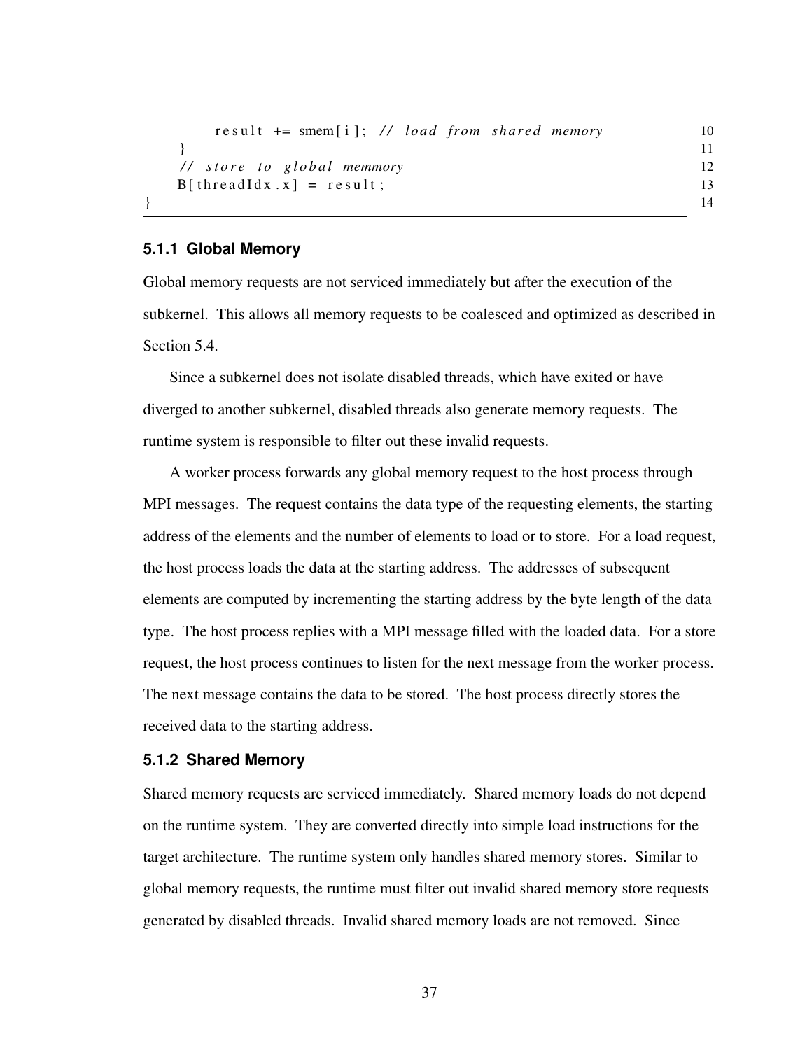```
        result += smem[i]; // load from shared memory
    }
    // store to global memmory
    B[threadIdx.x] = result;
}
```

### 5.1.1 Global Memory

Global memory requests are not serviced immediately but after the execution of the subkernel. This allows all memory requests to be coalesced and optimized as described in Section 5.4.

Since a subkernel does not isolate disabled threads, which have exited or have diverged to another subkernel, disabled threads also generate memory requests. The runtime system is responsible to filter out these invalid requests.

A worker process forwards any global memory request to the host process through MPI messages. The request contains the data type of the requesting elements, the starting address of the elements and the number of elements to load or to store. For a load request, the host process loads the data at the starting address. The addresses of subsequent elements are computed by incrementing the starting address by the byte length of the data type. The host process replies with a MPI message filled with the loaded data. For a store request, the host process continues to listen for the next message from the worker process. The next message contains the data to be stored. The host process directly stores the received data to the starting address.

### 5.1.2 Shared Memory

Shared memory requests are serviced immediately. Shared memory loads do not depend on the runtime system. They are converted directly into simple load instructions for the target architecture. The runtime system only handles shared memory stores. Similar to global memory requests, the runtime must filter out invalid shared memory store requests generated by disabled threads. Invalid shared memory loads are not removed. Since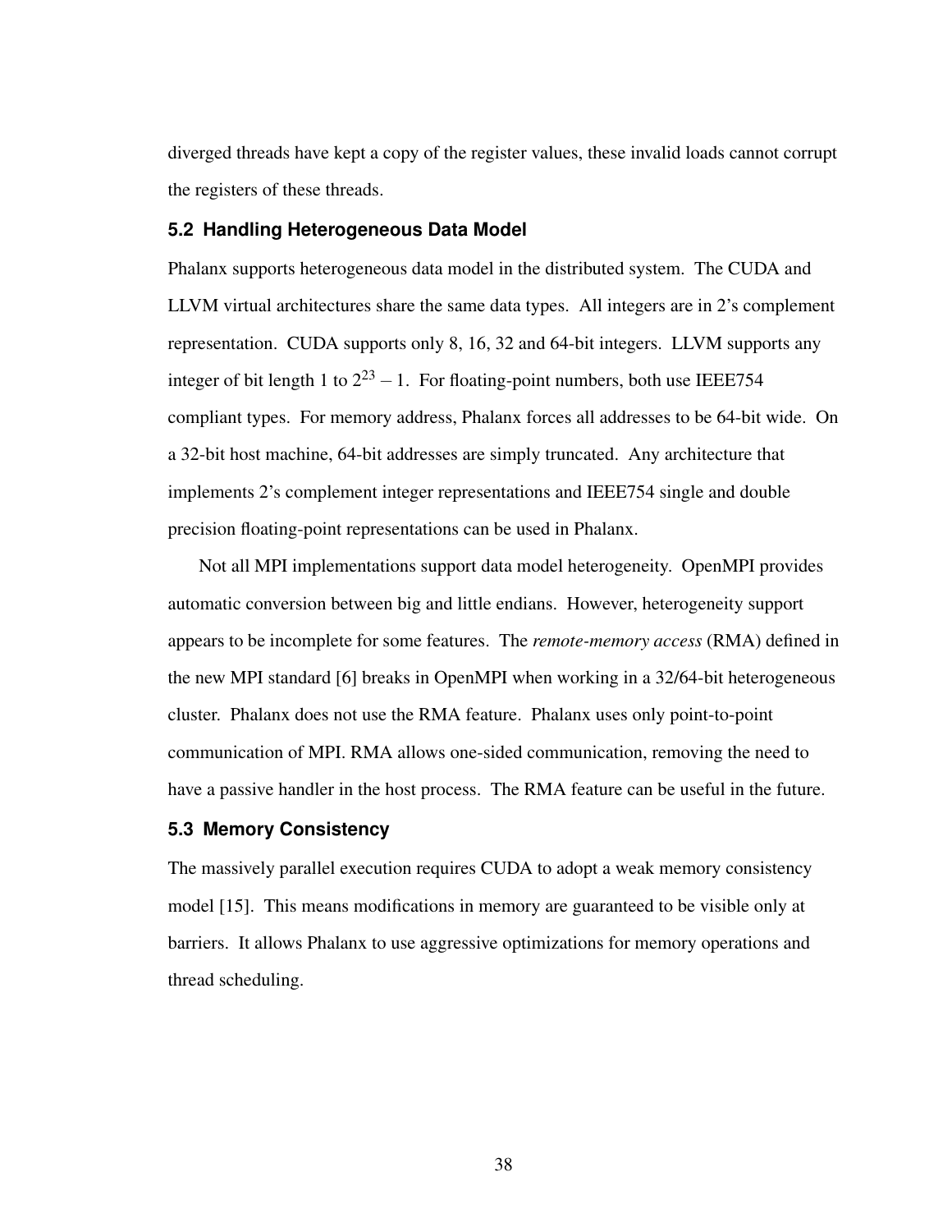diverged threads have kept a copy of the register values, these invalid loads cannot corrupt the registers of these threads.

### 5.2 Handling Heterogeneous Data Model

Phalanx supports heterogeneous data model in the distributed system. The CUDA and LLVM virtual architectures share the same data types. All integers are in 2's complement representation. CUDA supports only 8, 16, 32 and 64-bit integers. LLVM supports any integer of bit length 1 to $2^{23}-1$. For floating-point numbers, both use IEEE754 compliant types. For memory address, Phalanx forces all addresses to be 64-bit wide. On a 32-bit host machine, 64-bit addresses are simply truncated. Any architecture that implements 2's complement integer representations and IEEE754 single and double precision floating-point representations can be used in Phalanx.

Not all MPI implementations support data model heterogeneity. OpenMPI provides automatic conversion between big and little endians. However, heterogeneity support appears to be incomplete for some features. The *remote-memory access* (RMA) defined in the new MPI standard [6] breaks in OpenMPI when working in a 32/64-bit heterogeneous cluster. Phalanx does not use the RMA feature. Phalanx uses only point-to-point communication of MPI. RMA allows one-sided communication, removing the need to have a passive handler in the host process. The RMA feature can be useful in the future.

### 5.3 Memory Consistency

The massively parallel execution requires CUDA to adopt a weak memory consistency model [15]. This means modifications in memory are guaranteed to be visible only at barriers. It allows Phalanx to use aggressive optimizations for memory operations and thread scheduling.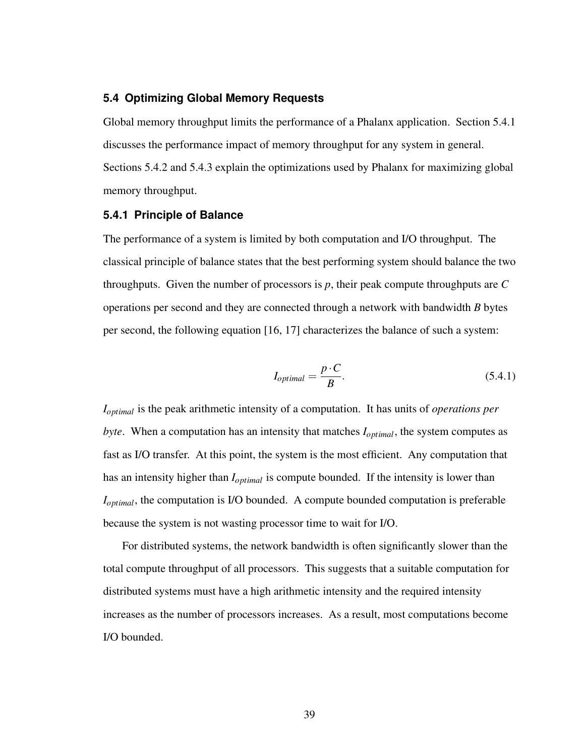### 5.4 Optimizing Global Memory Requests

Global memory throughput limits the performance of a Phalanx application. Section 5.4.1 discusses the performance impact of memory throughput for any system in general. Sections 5.4.2 and 5.4.3 explain the optimizations used by Phalanx for maximizing global memory throughput.

#### 5.4.1 Principle of Balance

The performance of a system is limited by both computation and I/O throughput. The classical principle of balance states that the best performing system should balance the two throughputs. Given the number of processors is *p*, their peak compute throughputs are *C* operations per second and they are connected through a network with bandwidth *B* bytes per second, the following equation [16, 17] characterizes the balance of such a system:

$$I_{optimal} = \frac{p \cdot C}{B}. \tag{5.4.1}$$

$I_{optimal}$ is the peak arithmetic intensity of a computation. It has units of *operations per byte*. When a computation has an intensity that matches $I_{optimal}$, the system computes as fast as I/O transfer. At this point, the system is the most efficient. Any computation that has an intensity higher than $I_{optimal}$ is compute bounded. If the intensity is lower than $I_{optimal}$, the computation is I/O bounded. A compute bounded computation is preferable because the system is not wasting processor time to wait for I/O.

For distributed systems, the network bandwidth is often significantly slower than the total compute throughput of all processors. This suggests that a suitable computation for distributed systems must have a high arithmetic intensity and the required intensity increases as the number of processors increases. As a result, most computations become I/O bounded.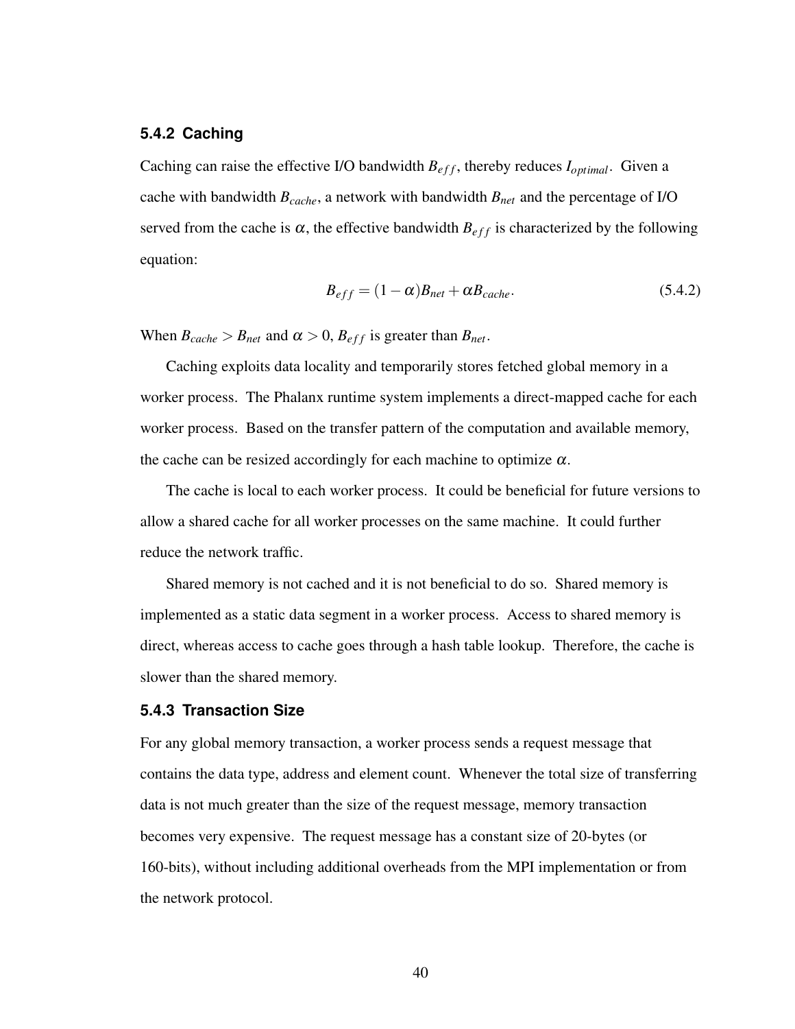### 5.4.2 Caching

Caching can raise the effective I/O bandwidth $B_{eff}$, thereby reduces $I_{optimal}$. Given a cache with bandwidth $B_{cache}$, a network with bandwidth $B_{net}$ and the percentage of I/O served from the cache is $\alpha$, the effective bandwidth $B_{eff}$ is characterized by the following equation:

$$B_{eff} = (1 - \alpha)B_{net} + \alpha B_{cache}. \tag{5.4.2}$$

When $B_{cache} > B_{net}$ and $\alpha > 0$, $B_{eff}$ is greater than $B_{net}$.

Caching exploits data locality and temporarily stores fetched global memory in a worker process. The Phalanx runtime system implements a direct-mapped cache for each worker process. Based on the transfer pattern of the computation and available memory, the cache can be resized accordingly for each machine to optimize $\alpha$.

The cache is local to each worker process. It could be beneficial for future versions to allow a shared cache for all worker processes on the same machine. It could further reduce the network traffic.

Shared memory is not cached and it is not beneficial to do so. Shared memory is implemented as a static data segment in a worker process. Access to shared memory is direct, whereas access to cache goes through a hash table lookup. Therefore, the cache is slower than the shared memory.

### 5.4.3 Transaction Size

For any global memory transaction, a worker process sends a request message that contains the data type, address and element count. Whenever the total size of transferring data is not much greater than the size of the request message, memory transaction becomes very expensive. The request message has a constant size of 20-bytes (or 160-bits), without including additional overheads from the MPI implementation or from the network protocol.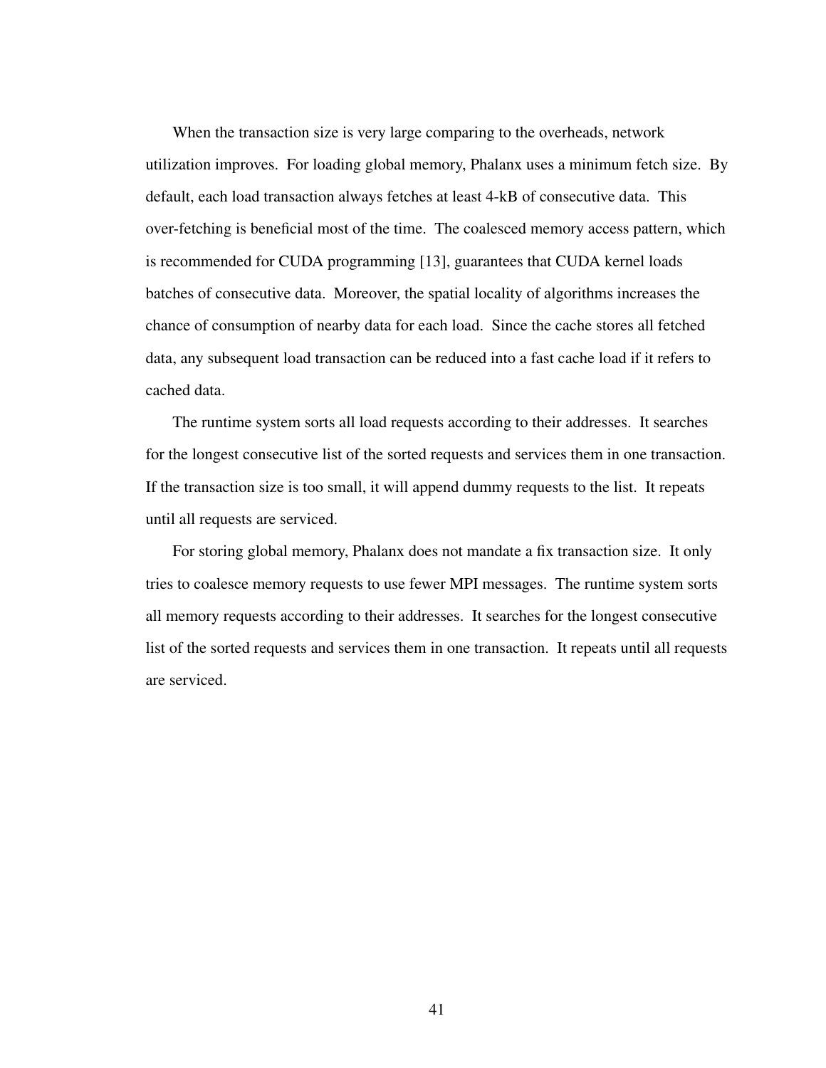When the transaction size is very large comparing to the overheads, network utilization improves. For loading global memory, Phalanx uses a minimum fetch size. By default, each load transaction always fetches at least 4-kB of consecutive data. This over-fetching is beneficial most of the time. The coalesced memory access pattern, which is recommended for CUDA programming [13], guarantees that CUDA kernel loads batches of consecutive data. Moreover, the spatial locality of algorithms increases the chance of consumption of nearby data for each load. Since the cache stores all fetched data, any subsequent load transaction can be reduced into a fast cache load if it refers to cached data.

The runtime system sorts all load requests according to their addresses. It searches for the longest consecutive list of the sorted requests and services them in one transaction. If the transaction size is too small, it will append dummy requests to the list. It repeats until all requests are serviced.

For storing global memory, Phalanx does not mandate a fix transaction size. It only tries to coalesce memory requests to use fewer MPI messages. The runtime system sorts all memory requests according to their addresses. It searches for the longest consecutive list of the sorted requests and services them in one transaction. It repeats until all requests are serviced.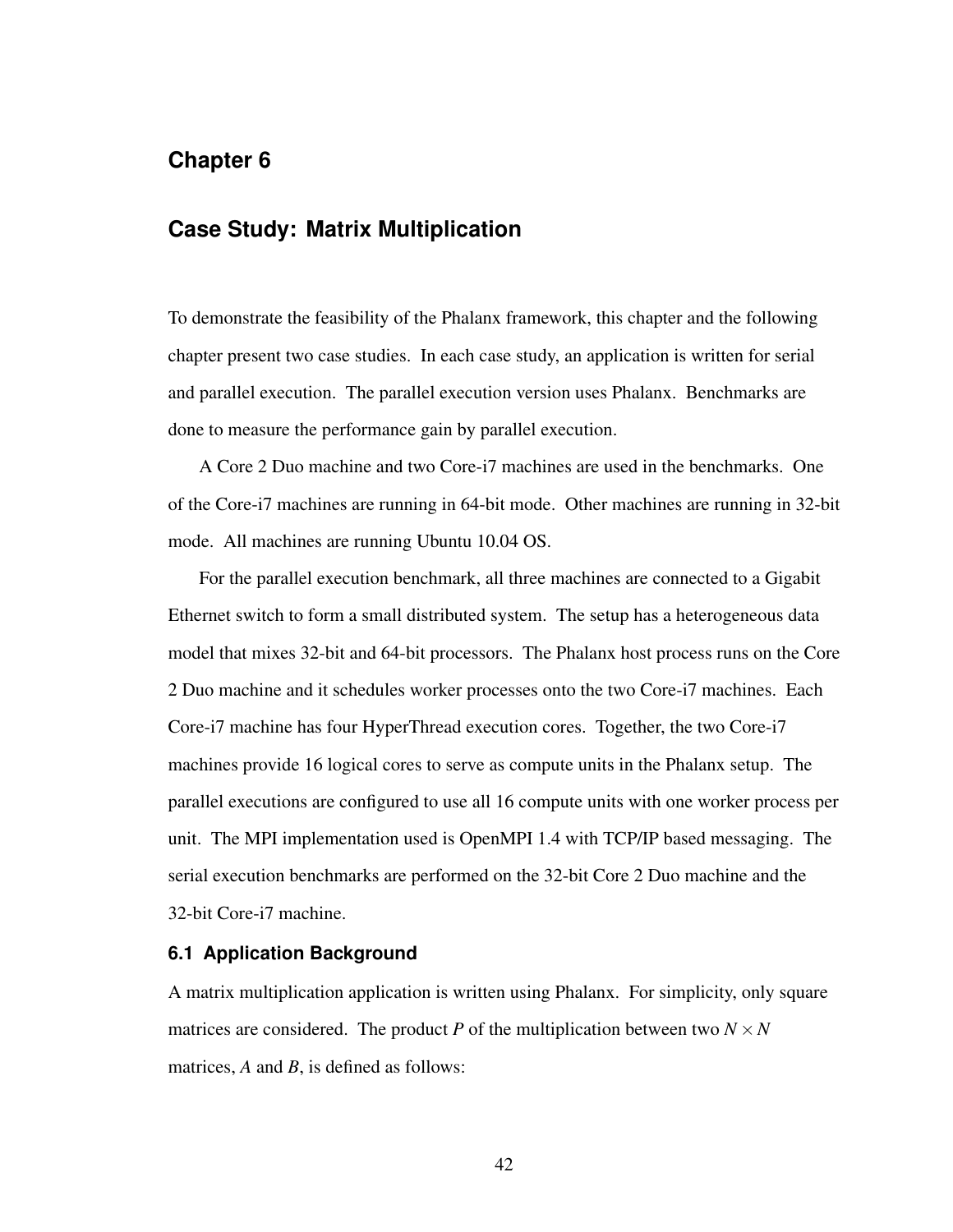# Chapter 6

## Case Study: Matrix Multiplication

To demonstrate the feasibility of the Phalanx framework, this chapter and the following chapter present two case studies. In each case study, an application is written for serial and parallel execution. The parallel execution version uses Phalanx. Benchmarks are done to measure the performance gain by parallel execution.

A Core 2 Duo machine and two Core-i7 machines are used in the benchmarks. One of the Core-i7 machines are running in 64-bit mode. Other machines are running in 32-bit mode. All machines are running Ubuntu 10.04 OS.

For the parallel execution benchmark, all three machines are connected to a Gigabit Ethernet switch to form a small distributed system. The setup has a heterogeneous data model that mixes 32-bit and 64-bit processors. The Phalanx host process runs on the Core 2 Duo machine and it schedules worker processes onto the two Core-i7 machines. Each Core-i7 machine has four HyperThread execution cores. Together, the two Core-i7 machines provide 16 logical cores to serve as compute units in the Phalanx setup. The parallel executions are configured to use all 16 compute units with one worker process per unit. The MPI implementation used is OpenMPI 1.4 with TCP/IP based messaging. The serial execution benchmarks are performed on the 32-bit Core 2 Duo machine and the 32-bit Core-i7 machine.

### 6.1 Application Background

A matrix multiplication application is written using Phalanx. For simplicity, only square matrices are considered. The product $P$ of the multiplication between two $N \times N$ matrices, $A$ and $B$, is defined as follows: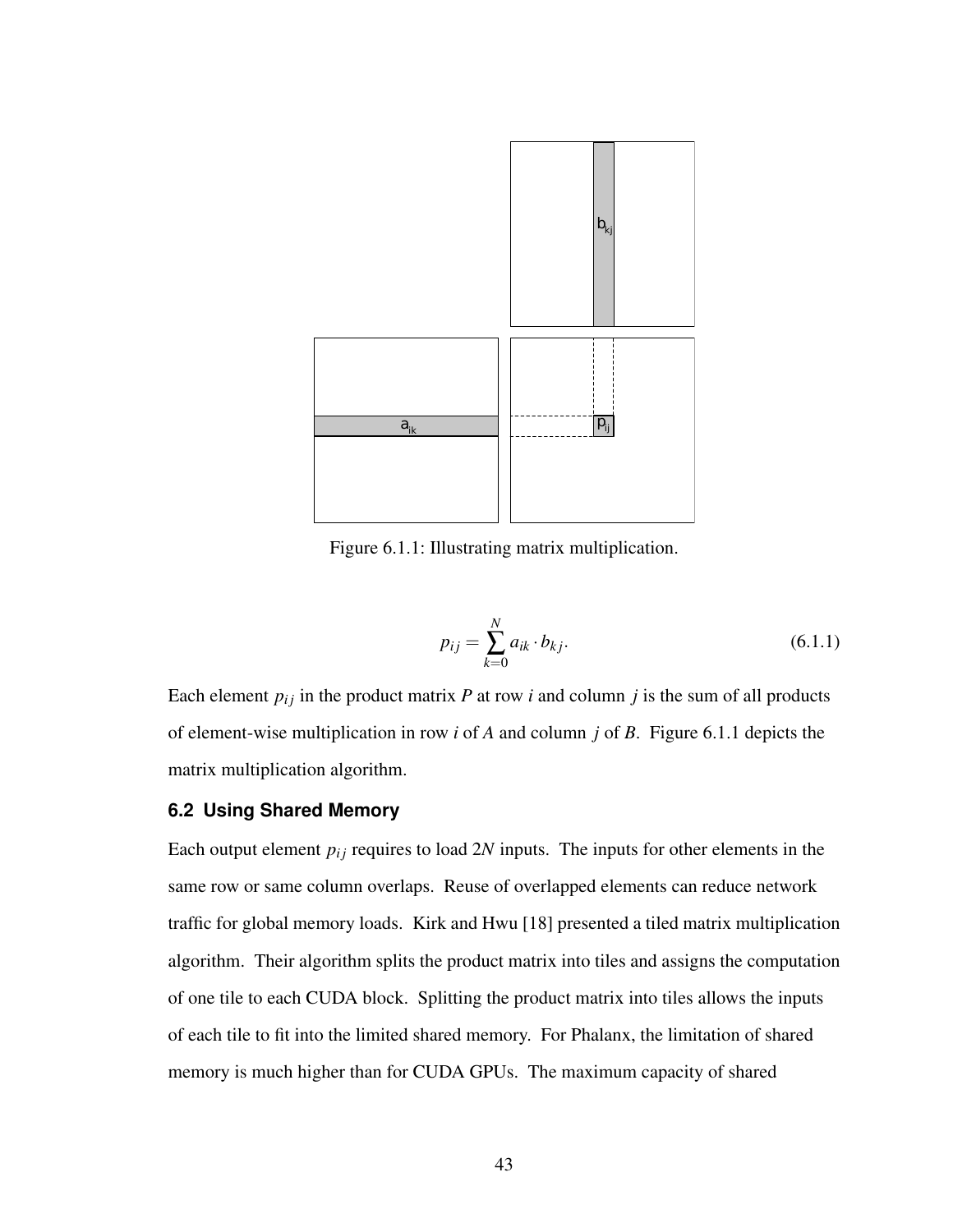Figure 6.1.1: Illustrating matrix multiplication.

$$p_{ij} = \sum_{k=0}^{N} a_{ik} \cdot b_{kj}. \tag{6.1.1}$$

Each element $p_{ij}$ in the product matrix $P$ at row $i$ and column $j$ is the sum of all products of element-wise multiplication in row $i$ of $A$ and column $j$ of $B$. Figure 6.1.1 depicts the matrix multiplication algorithm.

## 6.2 Using Shared Memory

Each output element $p_{ij}$ requires to load $2N$ inputs. The inputs for other elements in the same row or same column overlaps. Reuse of overlapped elements can reduce network traffic for global memory loads. Kirk and Hwu [18] presented a tiled matrix multiplication algorithm. Their algorithm splits the product matrix into tiles and assigns the computation of one tile to each CUDA block. Splitting the product matrix into tiles allows the inputs of each tile to fit into the limited shared memory. For Phalanx, the limitation of shared memory is much higher than for CUDA GPUs. The maximum capacity of shared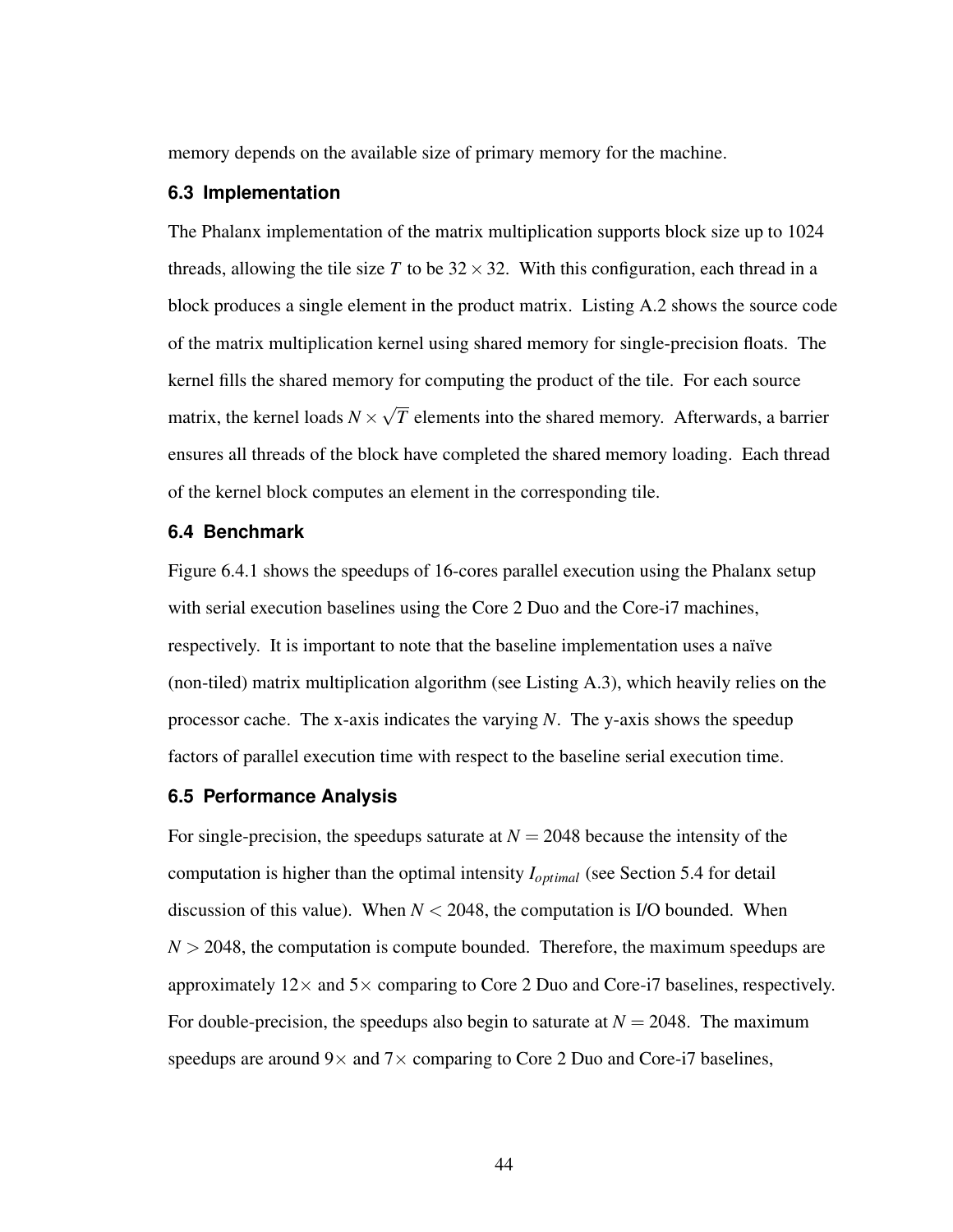memory depends on the available size of primary memory for the machine.

### 6.3 Implementation

The Phalanx implementation of the matrix multiplication supports block size up to 1024 threads, allowing the tile size $T$ to be $32 \times 32$. With this configuration, each thread in a block produces a single element in the product matrix. Listing A.2 shows the source code of the matrix multiplication kernel using shared memory for single-precision floats. The kernel fills the shared memory for computing the product of the tile. For each source matrix, the kernel loads $N \times \sqrt{T}$ elements into the shared memory. Afterwards, a barrier ensures all threads of the block have completed the shared memory loading. Each thread of the kernel block computes an element in the corresponding tile.

### 6.4 Benchmark

Figure 6.4.1 shows the speedups of 16-cores parallel execution using the Phalanx setup with serial execution baselines using the Core 2 Duo and the Core-i7 machines, respectively. It is important to note that the baseline implementation uses a naïve (non-tiled) matrix multiplication algorithm (see Listing A.3), which heavily relies on the processor cache. The x-axis indicates the varying $N$. The y-axis shows the speedup factors of parallel execution time with respect to the baseline serial execution time.

### 6.5 Performance Analysis

For single-precision, the speedups saturate at $N = 2048$ because the intensity of the computation is higher than the optimal intensity $I_{optimal}$ (see Section 5.4 for detail discussion of this value). When $N < 2048$, the computation is I/O bounded. When $N > 2048$, the computation is compute bounded. Therefore, the maximum speedups are approximately $12\times$ and $5\times$ comparing to Core 2 Duo and Core-i7 baselines, respectively. For double-precision, the speedups also begin to saturate at $N = 2048$. The maximum speedups are around $9\times$ and $7\times$ comparing to Core 2 Duo and Core-i7 baselines,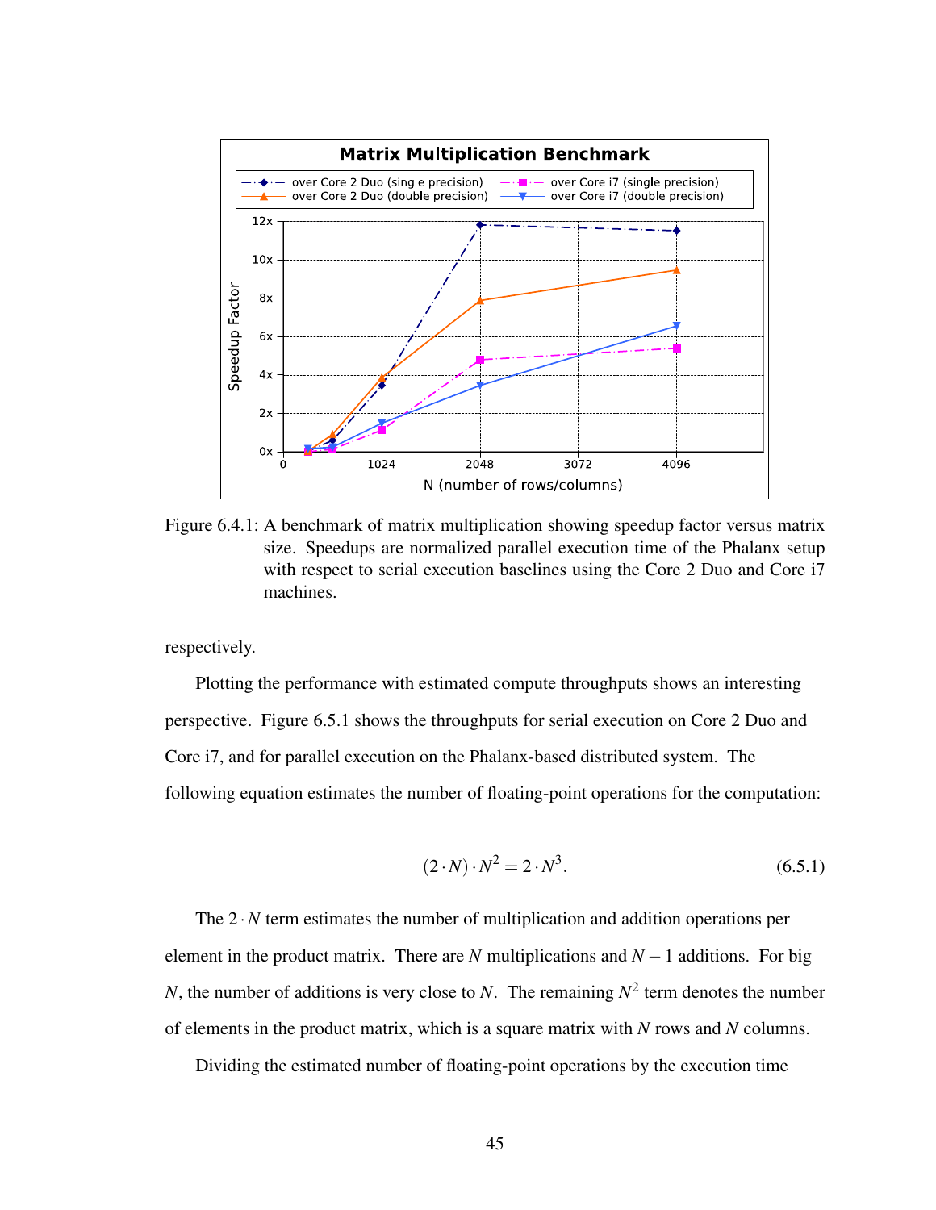Figure 6.4.1: A benchmark of matrix multiplication showing speedup factor versus matrix size. Speedups are normalized parallel execution time of the Phalanx setup with respect to serial execution baselines using the Core 2 Duo and Core i7 machines.

respectively.

Plotting the performance with estimated compute throughputs shows an interesting perspective. Figure 6.5.1 shows the throughputs for serial execution on Core 2 Duo and Core i7, and for parallel execution on the Phalanx-based distributed system. The following equation estimates the number of floating-point operations for the computation:

$$(2 \cdot N) \cdot N^2 = 2 \cdot N^3. \tag{6.5.1}$$

The $2 \cdot N$ term estimates the number of multiplication and addition operations per element in the product matrix. There are $N$ multiplications and $N - 1$ additions. For big $N$, the number of additions is very close to $N$. The remaining $N^2$ term denotes the number of elements in the product matrix, which is a square matrix with $N$ rows and $N$ columns.

Dividing the estimated number of floating-point operations by the execution time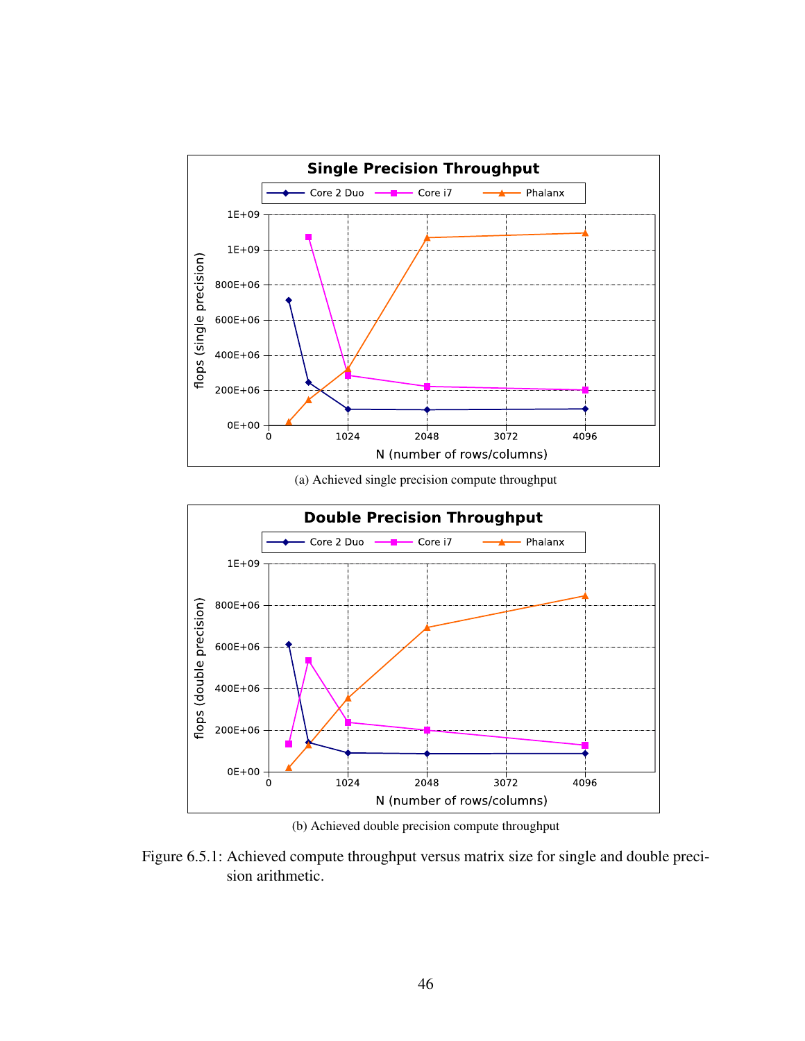(a) Achieved single precision compute throughput

(b) Achieved double precision compute throughput

Figure 6.5.1: Achieved compute throughput versus matrix size for single and double precision arithmetic.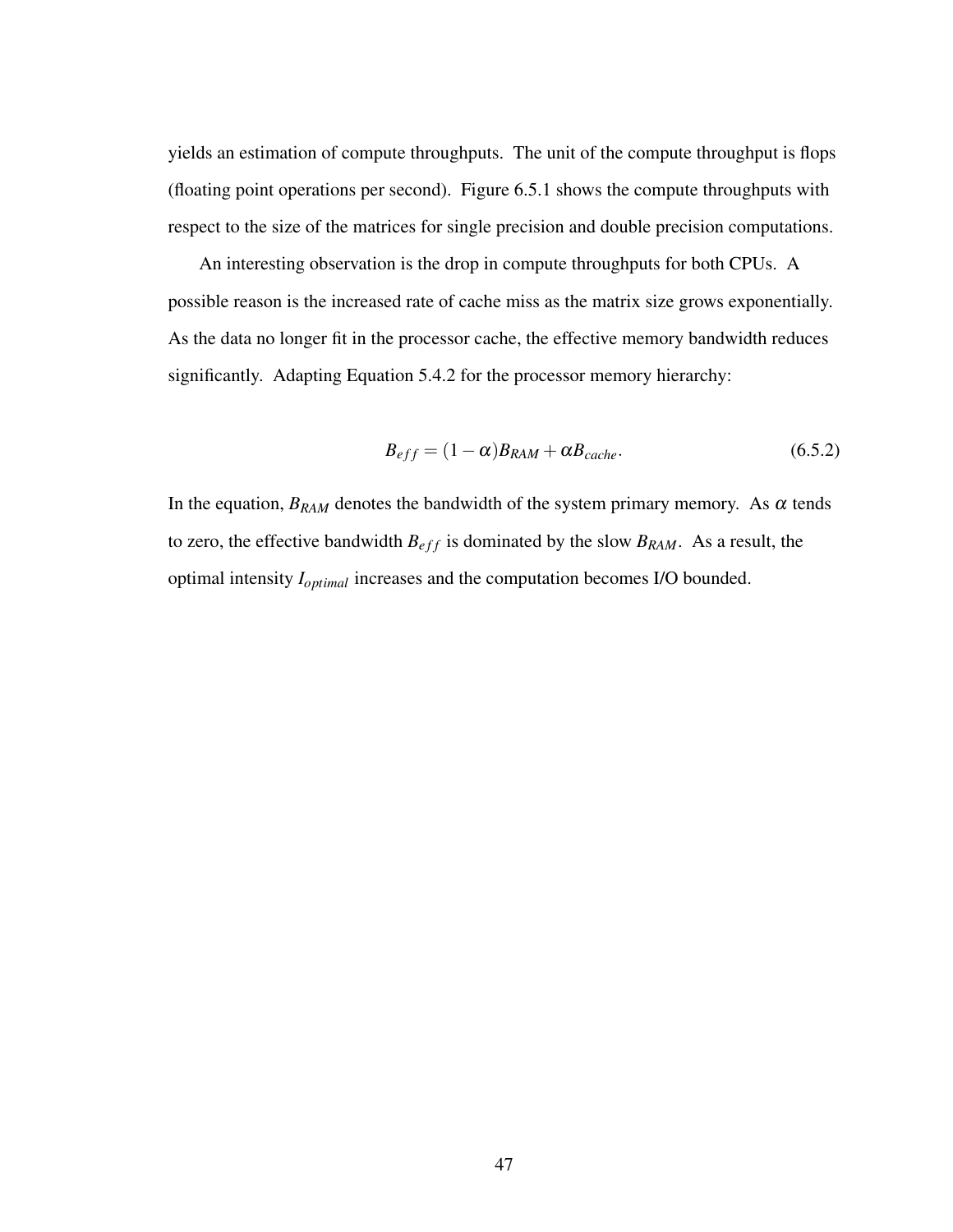yields an estimation of compute throughputs. The unit of the compute throughput is flops (floating point operations per second). Figure 6.5.1 shows the compute throughputs with respect to the size of the matrices for single precision and double precision computations.

An interesting observation is the drop in compute throughputs for both CPUs. A possible reason is the increased rate of cache miss as the matrix size grows exponentially. As the data no longer fit in the processor cache, the effective memory bandwidth reduces significantly. Adapting Equation 5.4.2 for the processor memory hierarchy:

$$B_{eff} = (1-\alpha)B_{RAM} + \alpha B_{cache}. \tag{6.5.2}$$

In the equation, $B_{RAM}$ denotes the bandwidth of the system primary memory. As $\alpha$ tends to zero, the effective bandwidth $B_{eff}$ is dominated by the slow $B_{RAM}$. As a result, the optimal intensity $I_{optimal}$ increases and the computation becomes I/O bounded.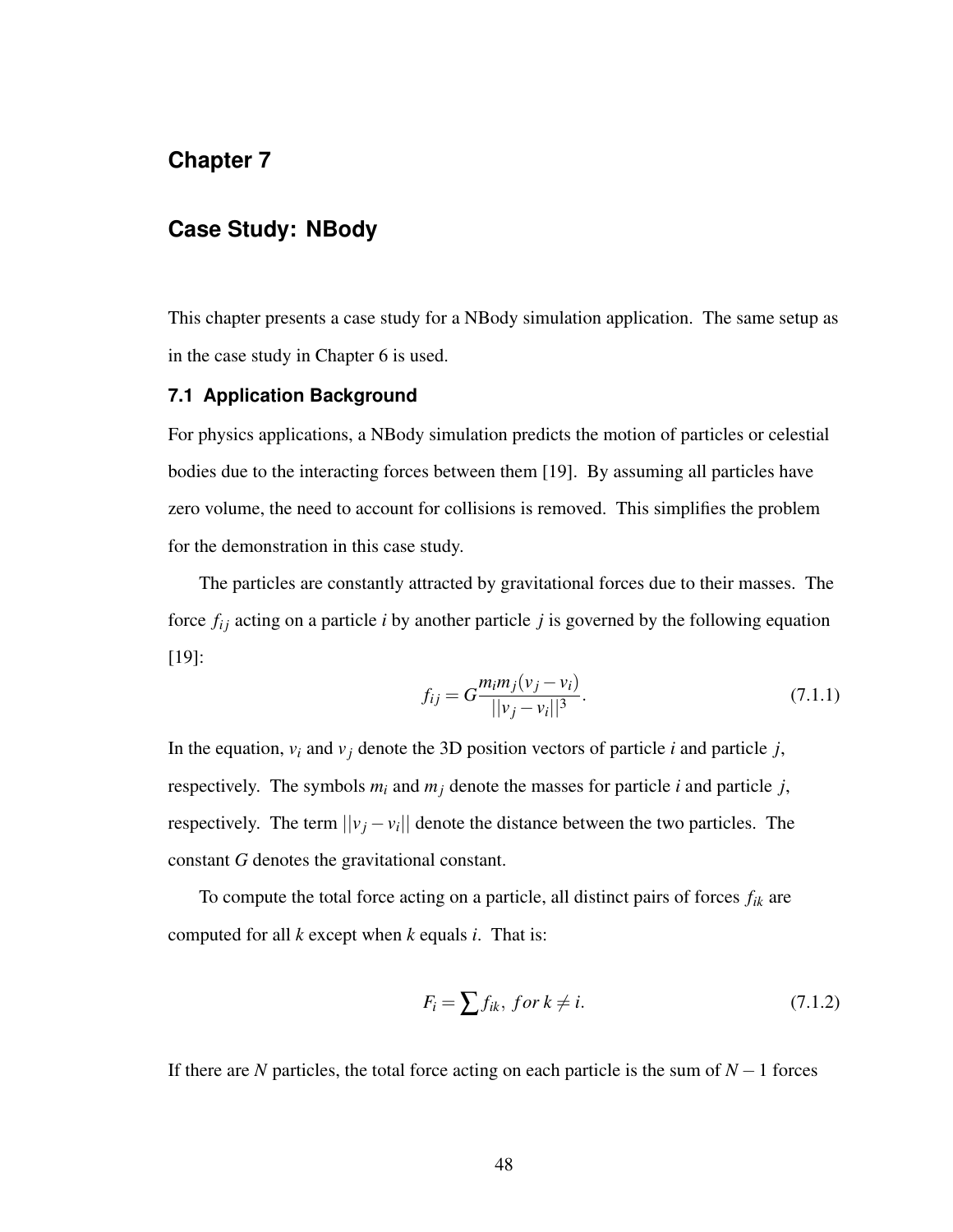# Chapter 7

## Case Study: NBody

This chapter presents a case study for a NBody simulation application. The same setup as in the case study in Chapter 6 is used.

### 7.1 Application Background

For physics applications, a NBody simulation predicts the motion of particles or celestial bodies due to the interacting forces between them [19]. By assuming all particles have zero volume, the need to account for collisions is removed. This simplifies the problem for the demonstration in this case study.

The particles are constantly attracted by gravitational forces due to their masses. The force $f_{ij}$ acting on a particle $i$ by another particle $j$ is governed by the following equation [19]:

$$f_{ij} = G\frac{m_i m_j (v_j - v_i)}{||v_j - v_i||^3}. \tag{7.1.1}$$

In the equation, $v_i$ and $v_j$ denote the 3D position vectors of particle $i$ and particle $j$, respectively. The symbols $m_i$ and $m_j$ denote the masses for particle $i$ and particle $j$, respectively. The term $||v_j - v_i||$ denote the distance between the two particles. The constant $G$ denotes the gravitational constant.

To compute the total force acting on a particle, all distinct pairs of forces $f_{ik}$ are computed for all $k$ except when $k$ equals $i$. That is:

$$F_i = \sum f_{ik},\ for\ k \neq i. \tag{7.1.2}$$

If there are $N$ particles, the total force acting on each particle is the sum of $N - 1$ forces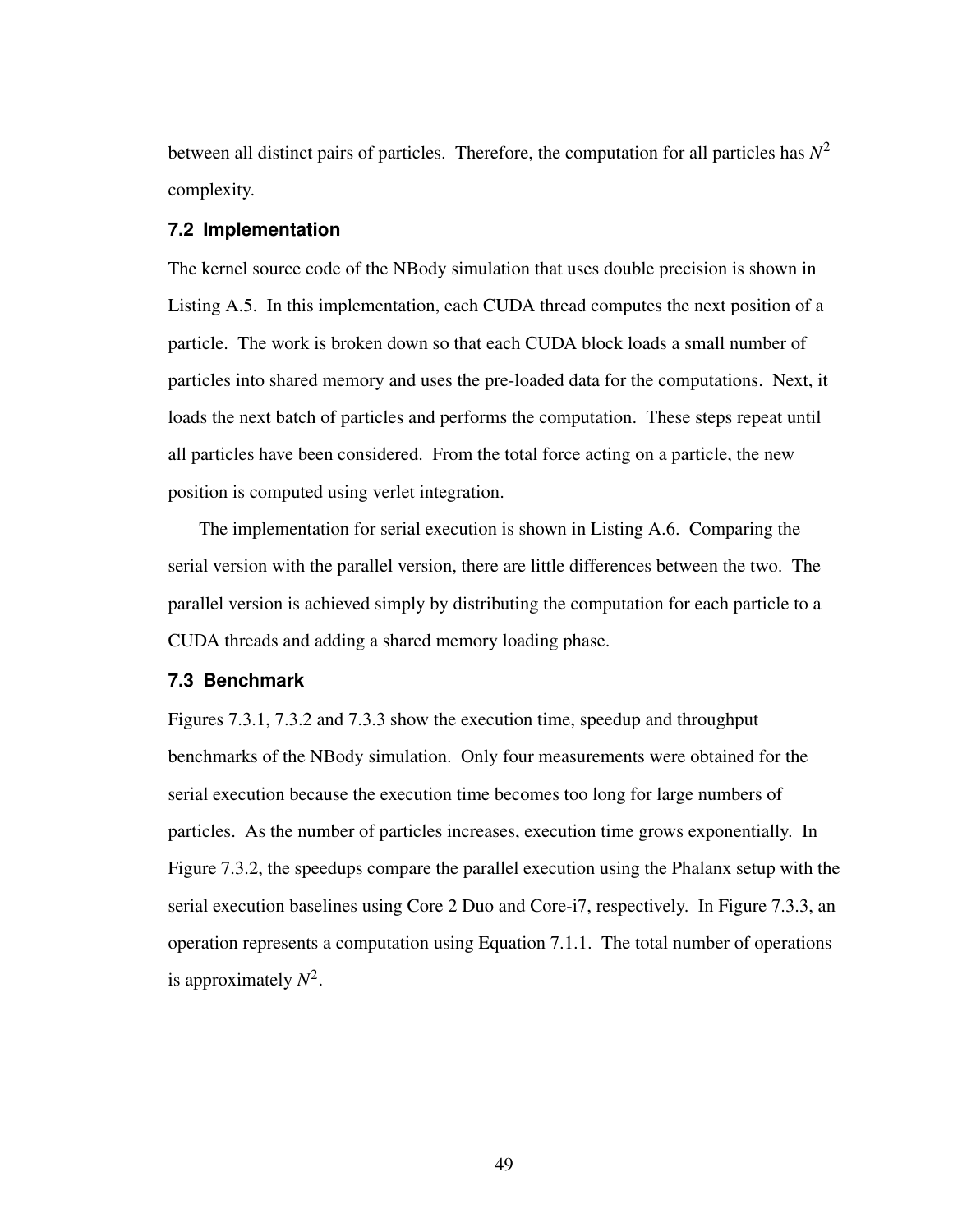between all distinct pairs of particles. Therefore, the computation for all particles has $N^2$ complexity.

### 7.2 Implementation

The kernel source code of the NBody simulation that uses double precision is shown in Listing A.5. In this implementation, each CUDA thread computes the next position of a particle. The work is broken down so that each CUDA block loads a small number of particles into shared memory and uses the pre-loaded data for the computations. Next, it loads the next batch of particles and performs the computation. These steps repeat until all particles have been considered. From the total force acting on a particle, the new position is computed using verlet integration.

The implementation for serial execution is shown in Listing A.6. Comparing the serial version with the parallel version, there are little differences between the two. The parallel version is achieved simply by distributing the computation for each particle to a CUDA threads and adding a shared memory loading phase.

### 7.3 Benchmark

Figures 7.3.1, 7.3.2 and 7.3.3 show the execution time, speedup and throughput benchmarks of the NBody simulation. Only four measurements were obtained for the serial execution because the execution time becomes too long for large numbers of particles. As the number of particles increases, execution time grows exponentially. In Figure 7.3.2, the speedups compare the parallel execution using the Phalanx setup with the serial execution baselines using Core 2 Duo and Core-i7, respectively. In Figure 7.3.3, an operation represents a computation using Equation 7.1.1. The total number of operations is approximately $N^2$.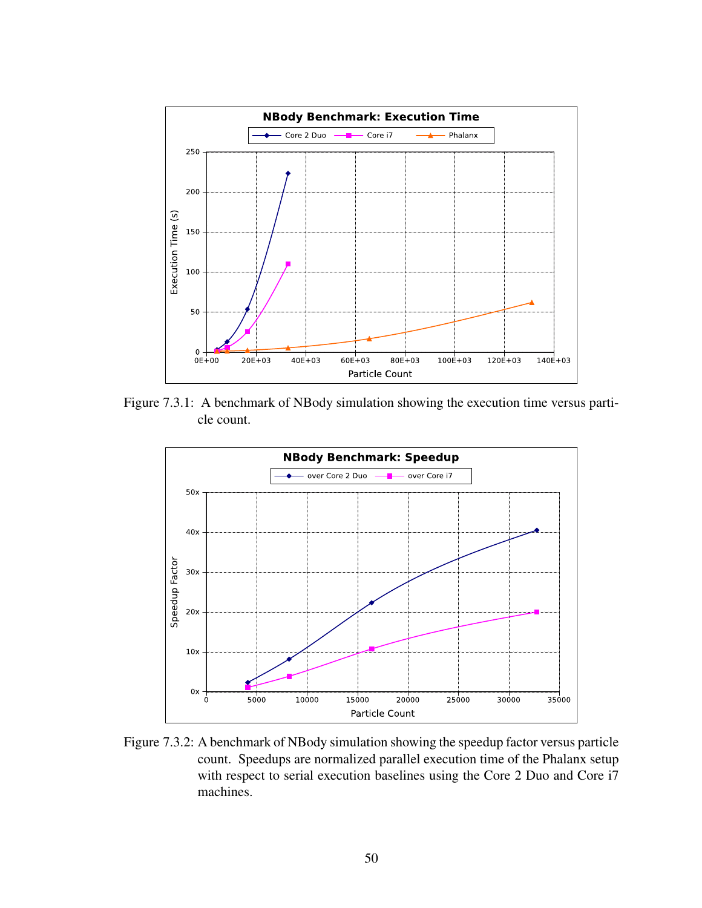Figure 7.3.1: A benchmark of NBody simulation showing the execution time versus particle count.

Figure 7.3.2: A benchmark of NBody simulation showing the speedup factor versus particle count. Speedups are normalized parallel execution time of the Phalanx setup with respect to serial execution baselines using the Core 2 Duo and Core i7 machines.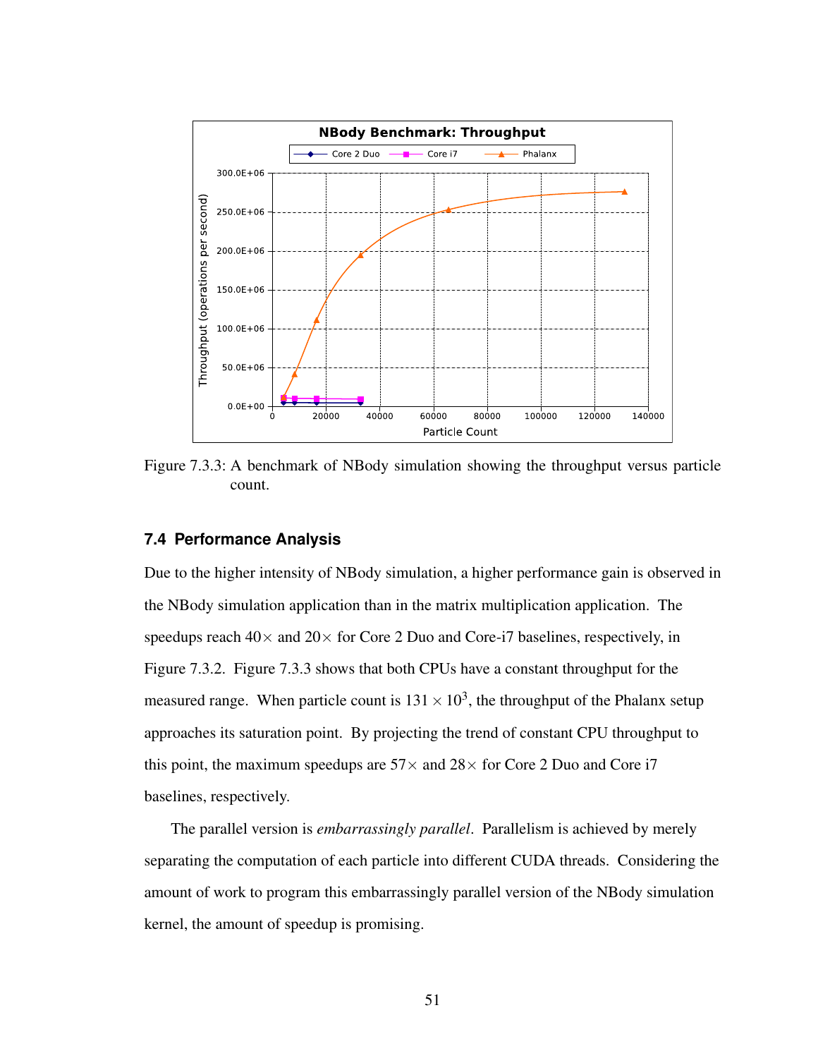Figure 7.3.3: A benchmark of NBody simulation showing the throughput versus particle count.

### 7.4 Performance Analysis

Due to the higher intensity of NBody simulation, a higher performance gain is observed in the NBody simulation application than in the matrix multiplication application. The speedups reach 40× and 20× for Core 2 Duo and Core-i7 baselines, respectively, in Figure 7.3.2. Figure 7.3.3 shows that both CPUs have a constant throughput for the measured range. When particle count is $131 \times 10^3$, the throughput of the Phalanx setup approaches its saturation point. By projecting the trend of constant CPU throughput to this point, the maximum speedups are 57× and 28× for Core 2 Duo and Core i7 baselines, respectively.

The parallel version is *embarrassingly parallel*. Parallelism is achieved by merely separating the computation of each particle into different CUDA threads. Considering the amount of work to program this embarrassingly parallel version of the NBody simulation kernel, the amount of speedup is promising.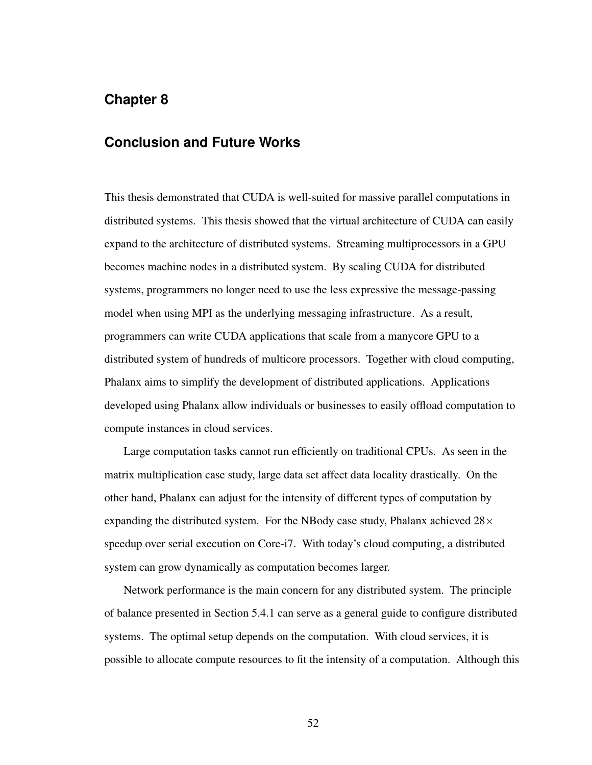# Chapter 8

## Conclusion and Future Works

This thesis demonstrated that CUDA is well-suited for massive parallel computations in distributed systems. This thesis showed that the virtual architecture of CUDA can easily expand to the architecture of distributed systems. Streaming multiprocessors in a GPU becomes machine nodes in a distributed system. By scaling CUDA for distributed systems, programmers no longer need to use the less expressive the message-passing model when using MPI as the underlying messaging infrastructure. As a result, programmers can write CUDA applications that scale from a manycore GPU to a distributed system of hundreds of multicore processors. Together with cloud computing, Phalanx aims to simplify the development of distributed applications. Applications developed using Phalanx allow individuals or businesses to easily offload computation to compute instances in cloud services.

Large computation tasks cannot run efficiently on traditional CPUs. As seen in the matrix multiplication case study, large data set affect data locality drastically. On the other hand, Phalanx can adjust for the intensity of different types of computation by expanding the distributed system. For the NBody case study, Phalanx achieved $28\times$ speedup over serial execution on Core-i7. With today's cloud computing, a distributed system can grow dynamically as computation becomes larger.

Network performance is the main concern for any distributed system. The principle of balance presented in Section 5.4.1 can serve as a general guide to configure distributed systems. The optimal setup depends on the computation. With cloud services, it is possible to allocate compute resources to fit the intensity of a computation. Although this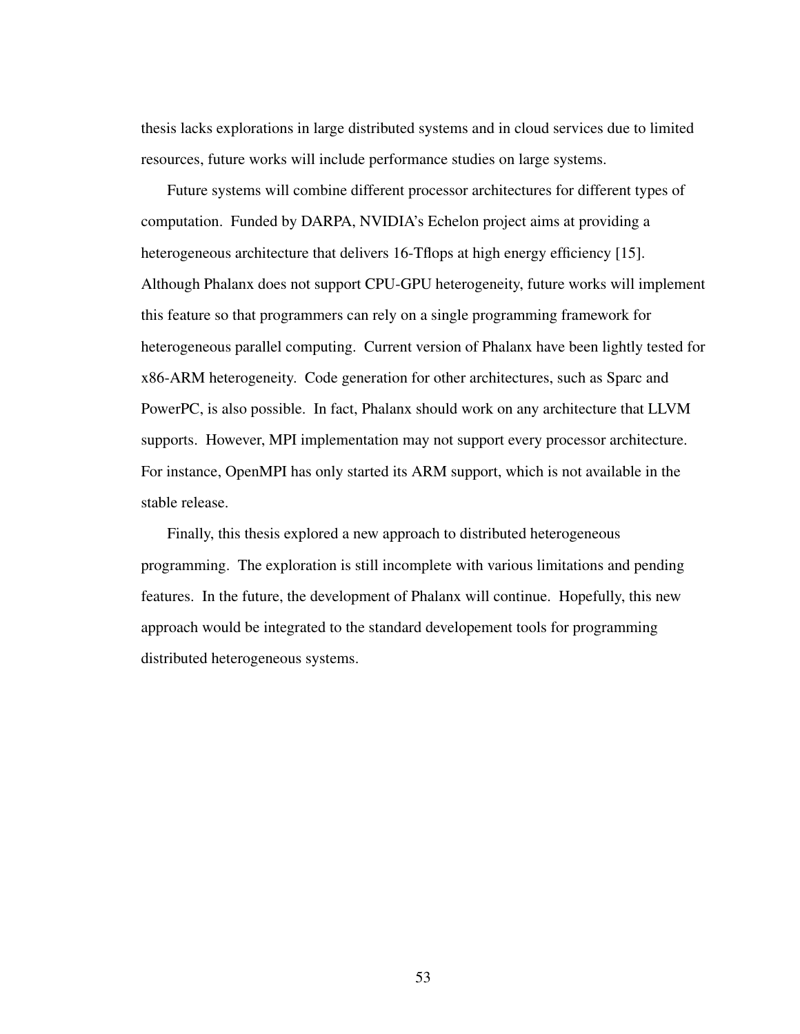thesis lacks explorations in large distributed systems and in cloud services due to limited resources, future works will include performance studies on large systems.

Future systems will combine different processor architectures for different types of computation. Funded by DARPA, NVIDIA's Echelon project aims at providing a heterogeneous architecture that delivers 16-Tflops at high energy efficiency [15]. Although Phalanx does not support CPU-GPU heterogeneity, future works will implement this feature so that programmers can rely on a single programming framework for heterogeneous parallel computing. Current version of Phalanx have been lightly tested for x86-ARM heterogeneity. Code generation for other architectures, such as Sparc and PowerPC, is also possible. In fact, Phalanx should work on any architecture that LLVM supports. However, MPI implementation may not support every processor architecture. For instance, OpenMPI has only started its ARM support, which is not available in the stable release.

Finally, this thesis explored a new approach to distributed heterogeneous programming. The exploration is still incomplete with various limitations and pending features. In the future, the development of Phalanx will continue. Hopefully, this new approach would be integrated to the standard developement tools for programming distributed heterogeneous systems.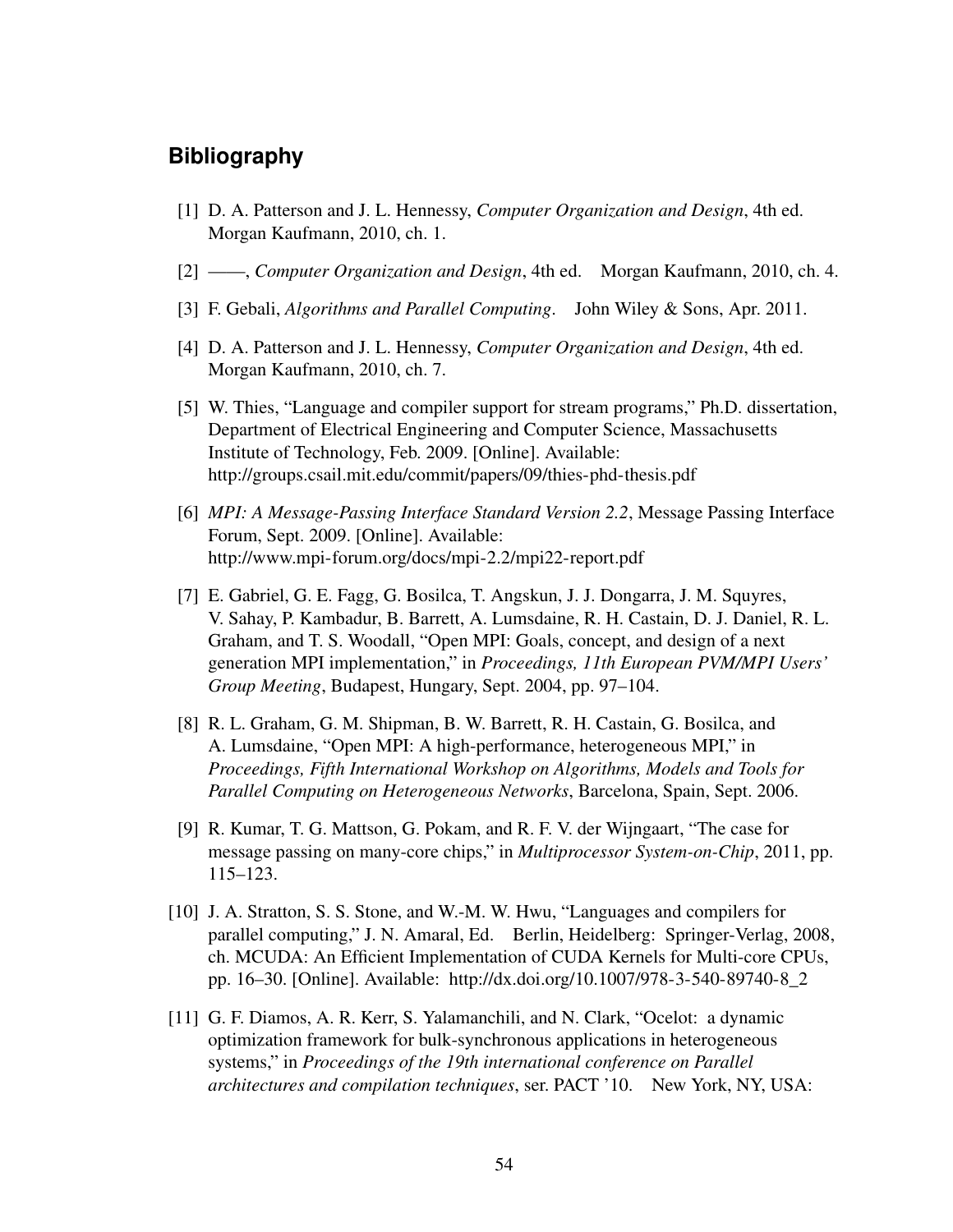# Bibliography

[1] D. A. Patterson and J. L. Hennessy, *Computer Organization and Design*, 4th ed. Morgan Kaufmann, 2010, ch. 1.

[2] ——, *Computer Organization and Design*, 4th ed. Morgan Kaufmann, 2010, ch. 4.

[3] F. Gebali, *Algorithms and Parallel Computing*. John Wiley & Sons, Apr. 2011.

[4] D. A. Patterson and J. L. Hennessy, *Computer Organization and Design*, 4th ed. Morgan Kaufmann, 2010, ch. 7.

[5] W. Thies, "Language and compiler support for stream programs," Ph.D. dissertation, Department of Electrical Engineering and Computer Science, Massachusetts Institute of Technology, Feb. 2009. [Online]. Available: http://groups.csail.mit.edu/commit/papers/09/thies-phd-thesis.pdf

[6] *MPI: A Message-Passing Interface Standard Version 2.2*, Message Passing Interface Forum, Sept. 2009. [Online]. Available: http://www.mpi-forum.org/docs/mpi-2.2/mpi22-report.pdf

[7] E. Gabriel, G. E. Fagg, G. Bosilca, T. Angskun, J. J. Dongarra, J. M. Squyres, V. Sahay, P. Kambadur, B. Barrett, A. Lumsdaine, R. H. Castain, D. J. Daniel, R. L. Graham, and T. S. Woodall, "Open MPI: Goals, concept, and design of a next generation MPI implementation," in *Proceedings, 11th European PVM/MPI Users' Group Meeting*, Budapest, Hungary, Sept. 2004, pp. 97–104.

[8] R. L. Graham, G. M. Shipman, B. W. Barrett, R. H. Castain, G. Bosilca, and A. Lumsdaine, "Open MPI: A high-performance, heterogeneous MPI," in *Proceedings, Fifth International Workshop on Algorithms, Models and Tools for Parallel Computing on Heterogeneous Networks*, Barcelona, Spain, Sept. 2006.

[9] R. Kumar, T. G. Mattson, G. Pokam, and R. F. V. der Wijngaart, "The case for message passing on many-core chips," in *Multiprocessor System-on-Chip*, 2011, pp. 115–123.

[10] J. A. Stratton, S. S. Stone, and W.-M. W. Hwu, "Languages and compilers for parallel computing," J. N. Amaral, Ed. Berlin, Heidelberg: Springer-Verlag, 2008, ch. MCUDA: An Efficient Implementation of CUDA Kernels for Multi-core CPUs, pp. 16–30. [Online]. Available: http://dx.doi.org/10.1007/978-3-540-89740-8_2

[11] G. F. Diamos, A. R. Kerr, S. Yalamanchili, and N. Clark, "Ocelot: a dynamic optimization framework for bulk-synchronous applications in heterogeneous systems," in *Proceedings of the 19th international conference on Parallel architectures and compilation techniques*, ser. PACT '10. New York, NY, USA: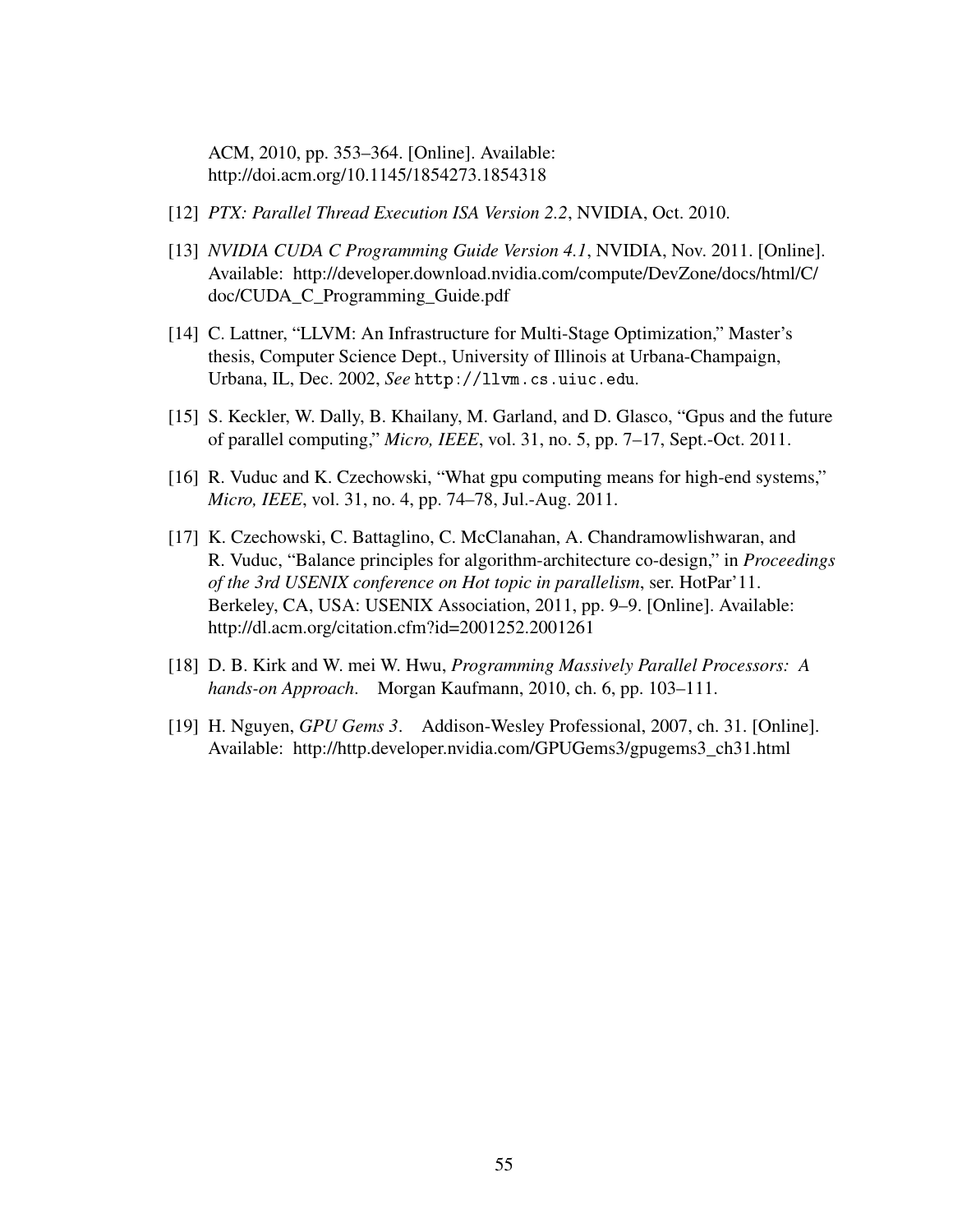ACM, 2010, pp. 353–364. [Online]. Available: http://doi.acm.org/10.1145/1854273.1854318

[12] *PTX: Parallel Thread Execution ISA Version 2.2*, NVIDIA, Oct. 2010.

[13] *NVIDIA CUDA C Programming Guide Version 4.1*, NVIDIA, Nov. 2011. [Online]. Available: http://developer.download.nvidia.com/compute/DevZone/docs/html/C/doc/CUDA_C_Programming_Guide.pdf

[14] C. Lattner, "LLVM: An Infrastructure for Multi-Stage Optimization," Master's thesis, Computer Science Dept., University of Illinois at Urbana-Champaign, Urbana, IL, Dec. 2002, *See* `http://llvm.cs.uiuc.edu`.

[15] S. Keckler, W. Dally, B. Khailany, M. Garland, and D. Glasco, "Gpus and the future of parallel computing," *Micro, IEEE*, vol. 31, no. 5, pp. 7–17, Sept.-Oct. 2011.

[16] R. Vuduc and K. Czechowski, "What gpu computing means for high-end systems," *Micro, IEEE*, vol. 31, no. 4, pp. 74–78, Jul.-Aug. 2011.

[17] K. Czechowski, C. Battaglino, C. McClanahan, A. Chandramowlishwaran, and R. Vuduc, "Balance principles for algorithm-architecture co-design," in *Proceedings of the 3rd USENIX conference on Hot topic in parallelism*, ser. HotPar'11. Berkeley, CA, USA: USENIX Association, 2011, pp. 9–9. [Online]. Available: http://dl.acm.org/citation.cfm?id=2001252.2001261

[18] D. B. Kirk and W. mei W. Hwu, *Programming Massively Parallel Processors: A hands-on Approach*. Morgan Kaufmann, 2010, ch. 6, pp. 103–111.

[19] H. Nguyen, *GPU Gems 3*. Addison-Wesley Professional, 2007, ch. 31. [Online]. Available: http://http.developer.nvidia.com/GPUGems3/gpugems3_ch31.html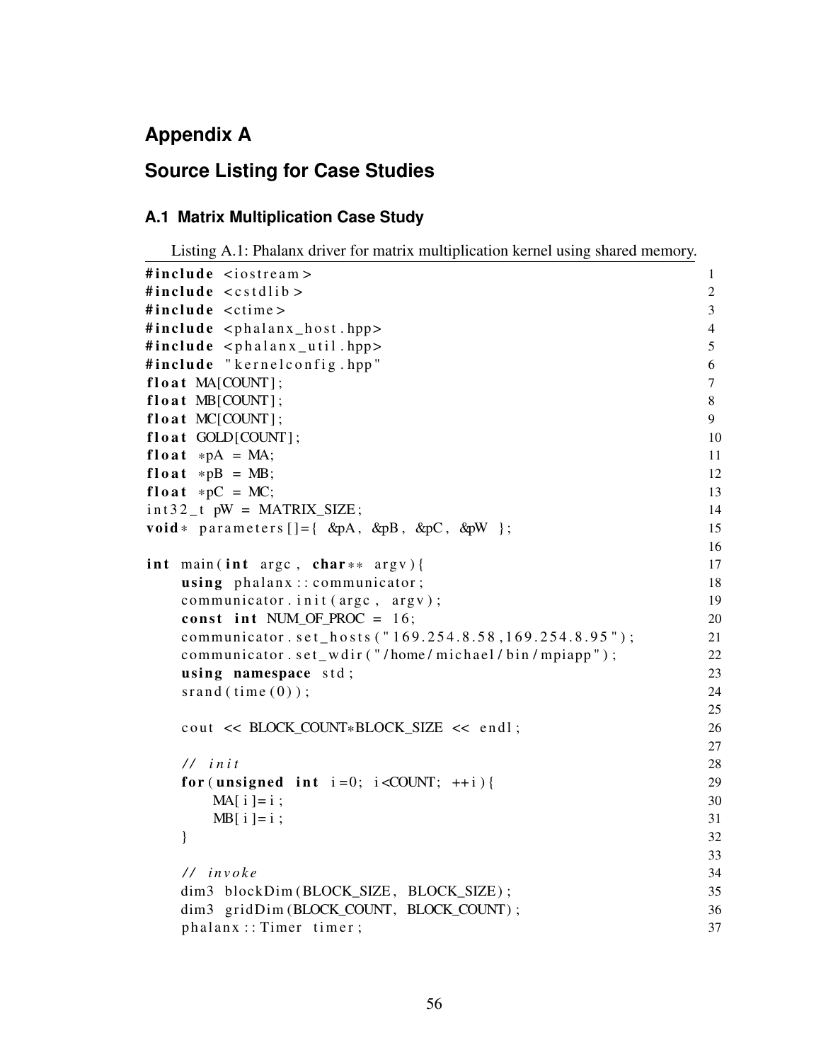# Appendix A

# Source Listing for Case Studies

## A.1 Matrix Multiplication Case Study

Listing A.1: Phalanx driver for matrix multiplication kernel using shared memory.

```
#include <iostream>
#include <cstdlib>
#include <ctime>
#include <phalanx_host.hpp>
#include <phalanx_util.hpp>
#include "kernelconfig.hpp"
float MA[COUNT];
float MB[COUNT];
float MC[COUNT];
float GOLD[COUNT];
float *pA = MA;
float *pB = MB;
float *pC = MC;
int32_t pW = MATRIX_SIZE;
void* parameters[]={ &pA, &pB, &pC, &pW };

int main(int argc, char** argv){
    using phalanx::communicator;
    communicator.init(argc, argv);
    const int NUM_OF_PROC = 16;
    communicator.set_hosts("169.254.8.58,169.254.8.95");
    communicator.set_wdir("/home/michael/bin/mpiapp");
    using namespace std;
    srand(time(0));

    cout << BLOCK_COUNT*BLOCK_SIZE << endl;

    // init
    for(unsigned int i=0; i<COUNT; ++i){
        MA[i]=i;
        MB[i]=i;
    }

    // invoke
    dim3 blockDim(BLOCK_SIZE, BLOCK_SIZE);
    dim3 gridDim(BLOCK_COUNT, BLOCK_COUNT);
    phalanx::Timer timer;
```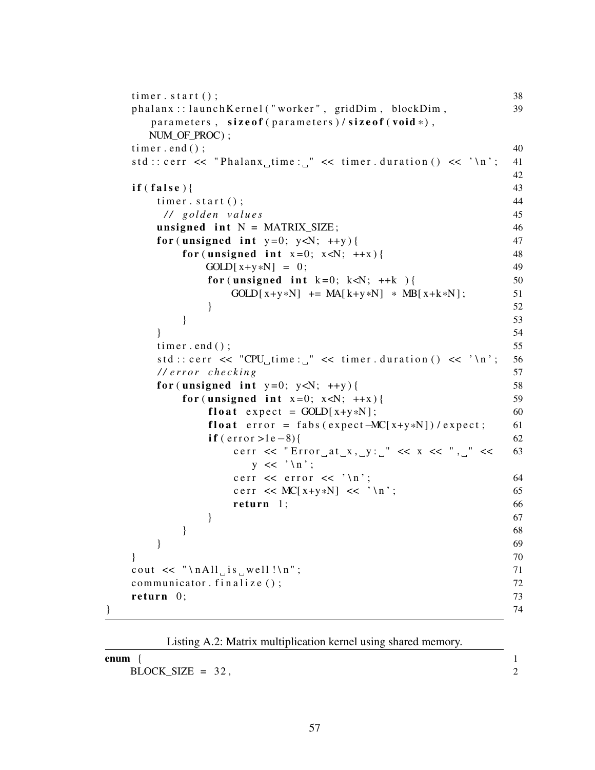```
    timer.start();                                                    38
    phalanx::launchKernel("worker", gridDim, blockDim,                39
        parameters, sizeof(parameters)/sizeof(void*),
        NUM_OF_PROC);
    timer.end();                                                      40
    std::cerr << "Phalanx time: " << timer.duration() << '\n';       41
                                                                      42
    if(false){                                                        43
        timer.start();                                                44
         // golden values                                             45
        unsigned int N = MATRIX_SIZE;                                 46
        for(unsigned int y=0; y<N; ++y){                              47
            for(unsigned int x=0; x<N; ++x){                          48
                GOLD[x+y*N] = 0;                                      49
                for(unsigned int k=0; k<N; ++k ){                     50
                    GOLD[x+y*N] += MA[k+y*N] * MB[x+k*N];             51
                }                                                     52
            }                                                         53
        }                                                             54
        timer.end();                                                  55
        std::cerr << "CPU time: " << timer.duration() << '\n';       56
        //error checking                                              57
        for(unsigned int y=0; y<N; ++y){                              58
            for(unsigned int x=0; x<N; ++x){                          59
                float expect = GOLD[x+y*N];                           60
                float error = fabs(expect-MC[x+y*N])/expect;          61
                if(error>1e-8){                                       62
                    cerr << "Error at x, y: " << x << ", " <<         63
                       y << '\n';
                    cerr << error << '\n';                            64
                    cerr << MC[x+y*N] << '\n';                        65
                    return 1;                                         66
                }                                                     67
            }                                                         68
        }                                                             69
    }                                                                 70
    cout << "\nAll is well!\n";                                       71
    communicator.finalize();                                          72
    return 0;                                                         73
}                                                                     74
```

Listing A.2: Matrix multiplication kernel using shared memory.

```
enum {                                                                1
    BLOCK_SIZE = 32,                                                  2
```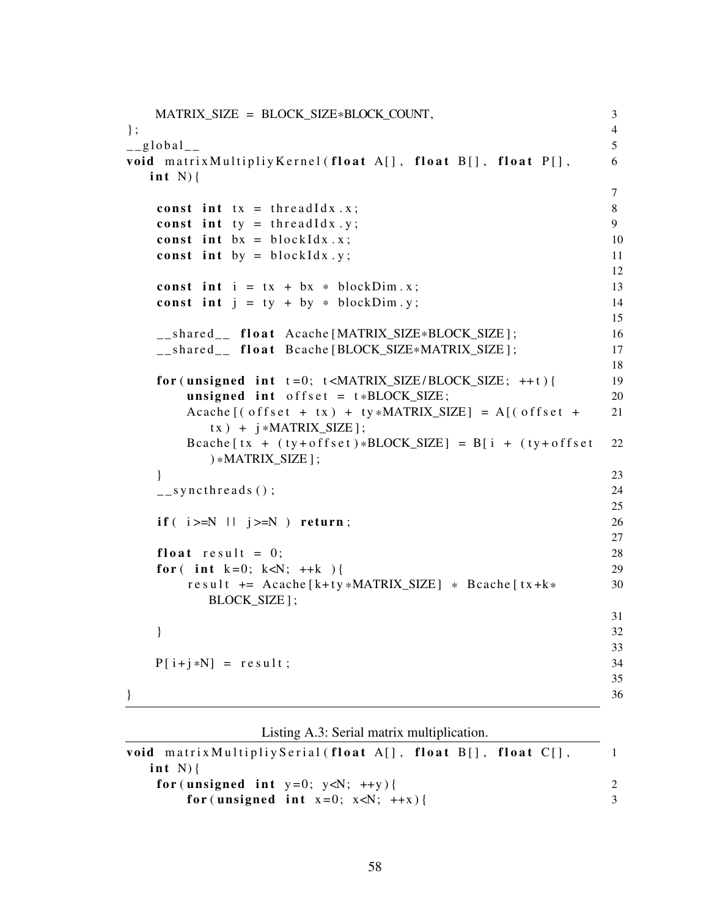```
    MATRIX_SIZE = BLOCK_SIZE*BLOCK_COUNT,
};
__global__
void matrixMultipliyKernel(float A[], float B[], float P[],
    int N){

    const int tx = threadIdx.x;
    const int ty = threadIdx.y;
    const int bx = blockIdx.x;
    const int by = blockIdx.y;

    const int i = tx + bx * blockDim.x;
    const int j = ty + by * blockDim.y;

    __shared__ float Acache[MATRIX_SIZE*BLOCK_SIZE];
    __shared__ float Bcache[BLOCK_SIZE*MATRIX_SIZE];

    for(unsigned int t=0; t<MATRIX_SIZE/BLOCK_SIZE; ++t){
        unsigned int offset = t*BLOCK_SIZE;
        Acache[(offset + tx) + ty*MATRIX_SIZE] = A[(offset +
            tx) + j*MATRIX_SIZE];
        Bcache[tx + (ty+offset)*BLOCK_SIZE] = B[i + (ty+offset
            )*MATRIX_SIZE];
    }
    __syncthreads();

    if( i>=N || j>=N ) return;

    float result = 0;
    for( int k=0; k<N; ++k ){
        result += Acache[k+ty*MATRIX_SIZE] * Bcache[tx+k*
            BLOCK_SIZE];

    }

    P[i+j*N] = result;

}
```

Listing A.3: Serial matrix multiplication.

```
void matrixMultipliySerial(float A[], float B[], float C[],
    int N){
    for(unsigned int y=0; y<N; ++y){
        for(unsigned int x=0; x<N; ++x){
```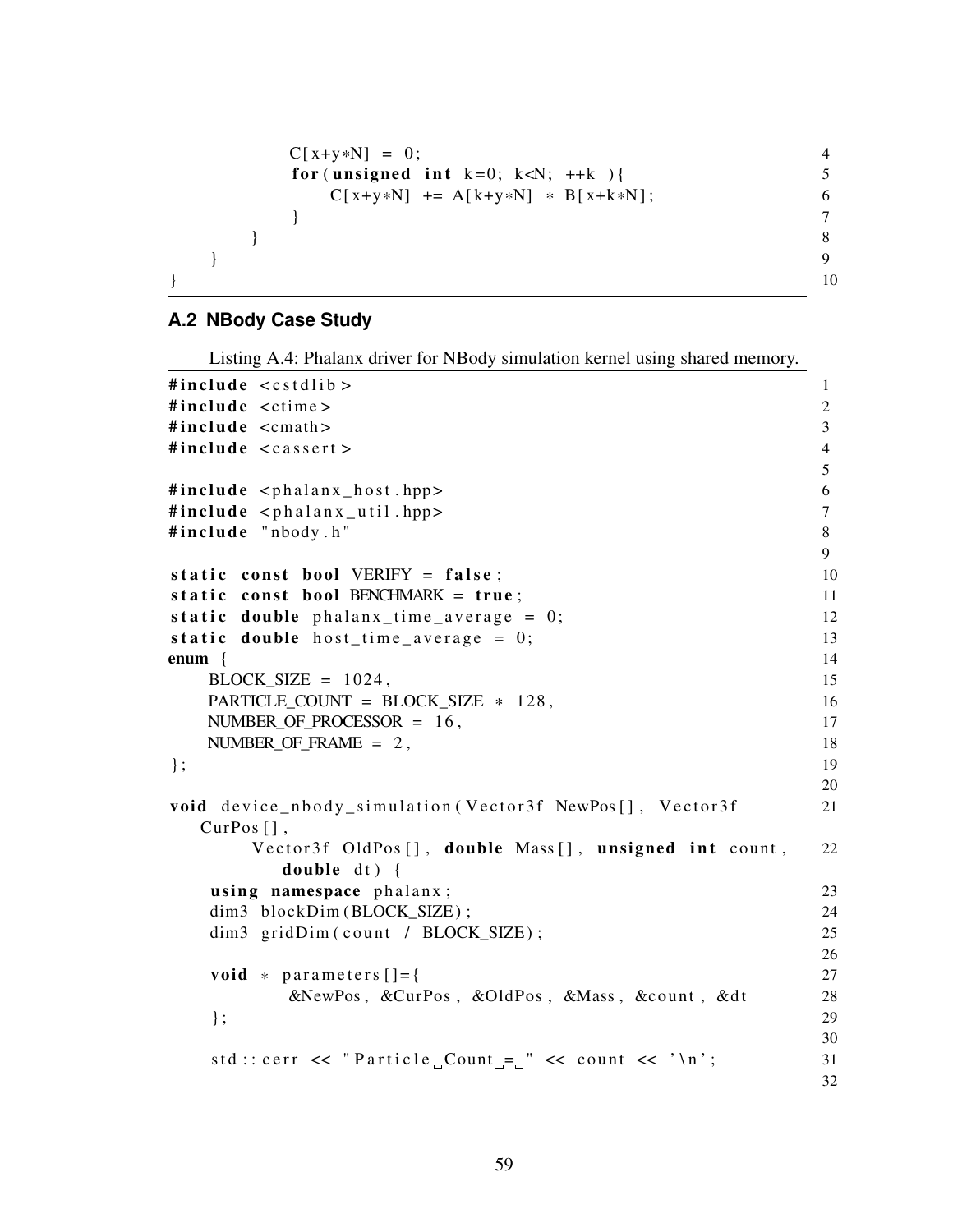```
            C[x+y*N] = 0;
            for(unsigned int k=0; k<N; ++k ){
                C[x+y*N] += A[k+y*N] * B[x+k*N];
            }
        }
    }
}
```

## A.2 NBody Case Study

Listing A.4: Phalanx driver for NBody simulation kernel using shared memory.

```
#include <cstdlib>
#include <ctime>
#include <cmath>
#include <cassert>

#include <phalanx_host.hpp>
#include <phalanx_util.hpp>
#include "nbody.h"

static const bool VERIFY = false;
static const bool BENCHMARK = true;
static double phalanx_time_average = 0;
static double host_time_average = 0;
enum {
    BLOCK_SIZE = 1024,
    PARTICLE_COUNT = BLOCK_SIZE * 128,
    NUMBER_OF_PROCESSOR = 16,
    NUMBER_OF_FRAME = 2,
};

void device_nbody_simulation(Vector3f NewPos[], Vector3f
   CurPos[],
        Vector3f OldPos[], double Mass[], unsigned int count,
           double dt) {
    using namespace phalanx;
    dim3 blockDim(BLOCK_SIZE);
    dim3 gridDim(count / BLOCK_SIZE);

    void * parameters[]={
            &NewPos, &CurPos, &OldPos, &Mass, &count, &dt
    };

    std::cerr << "Particle Count = " << count << '\n';

```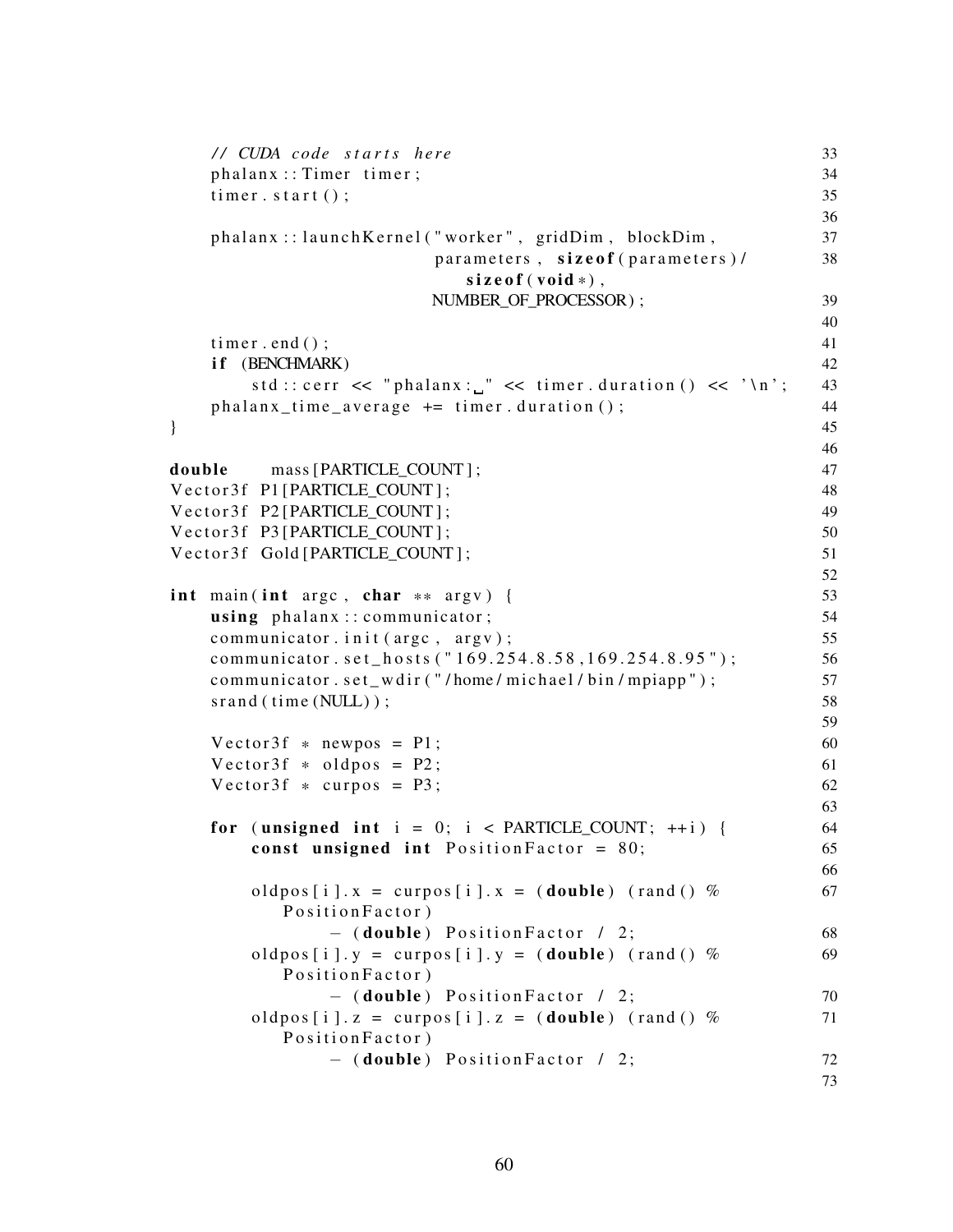```cpp
    // CUDA code starts here                                          33
    phalanx::Timer timer;                                             34
    timer.start();                                                    35
                                                                      36
    phalanx::launchKernel("worker", gridDim, blockDim,                37
                          parameters, sizeof(parameters)/             38
                              sizeof(void*),
                          NUMBER_OF_PROCESSOR);                       39
                                                                      40
    timer.end();                                                      41
    if (BENCHMARK)                                                    42
        std::cerr << "phalanx: " << timer.duration() << '\n';         43
    phalanx_time_average += timer.duration();                         44
}                                                                     45
                                                                      46
double     mass[PARTICLE_COUNT];                                      47
Vector3f  P1[PARTICLE_COUNT];                                         48
Vector3f  P2[PARTICLE_COUNT];                                         49
Vector3f  P3[PARTICLE_COUNT];                                         50
Vector3f  Gold[PARTICLE_COUNT];                                       51
                                                                      52
int main(int argc, char ** argv) {                                    53
    using phalanx::communicator;                                      54
    communicator.init(argc, argv);                                    55
    communicator.set_hosts("169.254.8.58,169.254.8.95");              56
    communicator.set_wdir("/home/michael/bin/mpiapp");                57
    srand(time(NULL));                                                58
                                                                      59
    Vector3f * newpos = P1;                                           60
    Vector3f * oldpos = P2;                                           61
    Vector3f * curpos = P3;                                           62
                                                                      63
    for (unsigned int i = 0; i < PARTICLE_COUNT; ++i) {               64
        const unsigned int PositionFactor = 80;                       65
                                                                      66
        oldpos[i].x = curpos[i].x = (double) (rand() %                67
            PositionFactor)
                - (double) PositionFactor / 2;                        68
        oldpos[i].y = curpos[i].y = (double) (rand() %                69
            PositionFactor)
                - (double) PositionFactor / 2;                        70
        oldpos[i].z = curpos[i].z = (double) (rand() %                71
            PositionFactor)
                - (double) PositionFactor / 2;                        72
                                                                      73
```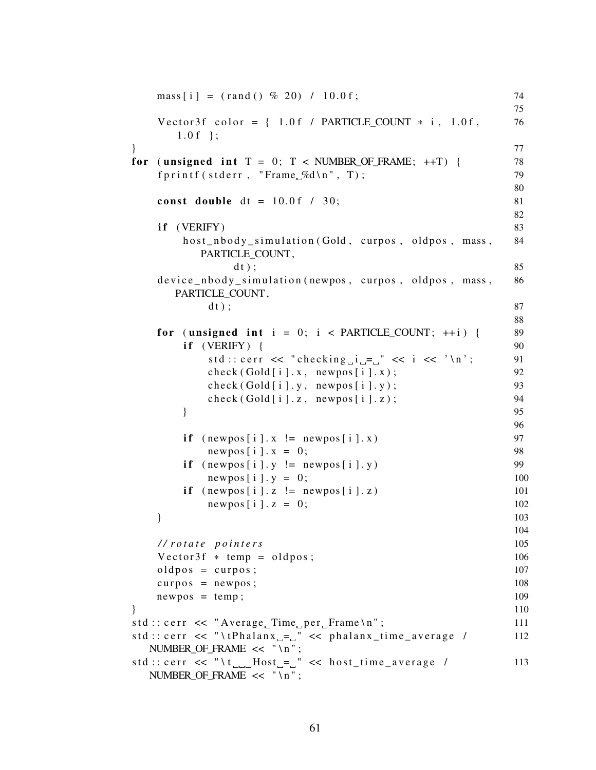```cpp
        mass[i] = (rand() % 20) / 10.0f;

        Vector3f color = { 1.0f / PARTICLE_COUNT * i, 1.0f,
            1.0f };
    }
    for (unsigned int T = 0; T < NUMBER_OF_FRAME; ++T) {
        fprintf(stderr, "Frame %d\n", T);

        const double dt = 10.0f / 30;

        if (VERIFY)
            host_nbody_simulation(Gold, curpos, oldpos, mass,
                PARTICLE_COUNT,
                    dt);
        device_nbody_simulation(newpos, curpos, oldpos, mass,
            PARTICLE_COUNT,
                dt);

        for (unsigned int i = 0; i < PARTICLE_COUNT; ++i) {
            if (VERIFY) {
                std::cerr << "checking i = " << i << '\n';
                check(Gold[i].x, newpos[i].x);
                check(Gold[i].y, newpos[i].y);
                check(Gold[i].z, newpos[i].z);
            }

            if (newpos[i].x != newpos[i].x)
                newpos[i].x = 0;
            if (newpos[i].y != newpos[i].y)
                newpos[i].y = 0;
            if (newpos[i].z != newpos[i].z)
                newpos[i].z = 0;
        }

        //rotate pointers
        Vector3f * temp = oldpos;
        oldpos = curpos;
        curpos = newpos;
        newpos = temp;
    }
    std::cerr << "Average Time per Frame\n";
    std::cerr << "\tPhalanx = " << phalanx_time_average /
        NUMBER_OF_FRAME << "\n";
    std::cerr << "\t   Host = " << host_time_average /
        NUMBER_OF_FRAME << "\n";
```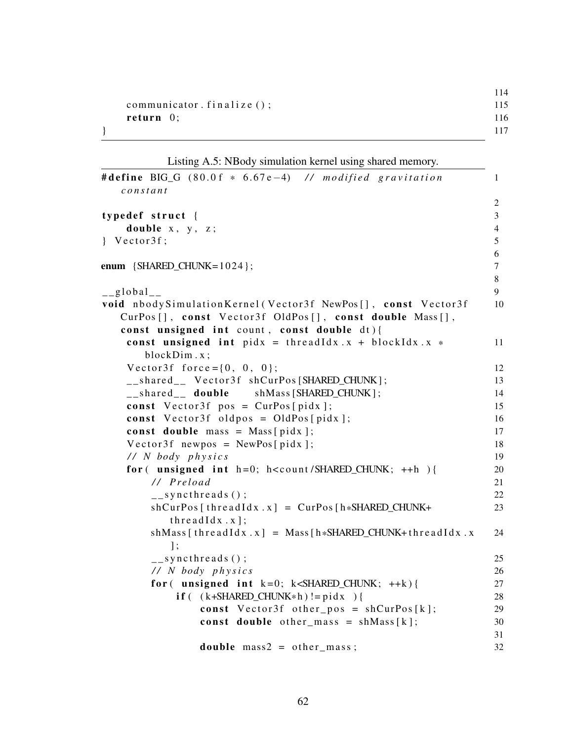```
    communicator.finalize();
    return 0;
}
```

Listing A.5: NBody simulation kernel using shared memory.

```
#define BIG_G (80.0f * 6.67e-4)  // modified gravitation constant

typedef struct {
    double x, y, z;
} Vector3f;

enum {SHARED_CHUNK=1024};

__global__
void nbodySimulationKernel(Vector3f NewPos[], const Vector3f CurPos[], const Vector3f OldPos[], const double Mass[], const unsigned int count, const double dt){
    const unsigned int pidx = threadIdx.x + blockIdx.x * blockDim.x;
    Vector3f force={0, 0, 0};
    __shared__ Vector3f shCurPos[SHARED_CHUNK];
    __shared__ double    shMass[SHARED_CHUNK];
    const Vector3f pos = CurPos[pidx];
    const Vector3f oldpos = OldPos[pidx];
    const double mass = Mass[pidx];
    Vector3f newpos = NewPos[pidx];
    // N body physics
    for( unsigned int h=0; h<count/SHARED_CHUNK; ++h ){
        // Preload
        __syncthreads();
        shCurPos[threadIdx.x] = CurPos[h*SHARED_CHUNK+threadIdx.x];
        shMass[threadIdx.x] = Mass[h*SHARED_CHUNK+threadIdx.x];
        __syncthreads();
        // N body physics
        for( unsigned int k=0; k<SHARED_CHUNK; ++k){
            if( (k+SHARED_CHUNK*h)!=pidx ){
                const Vector3f other_pos = shCurPos[k];
                const double other_mass = shMass[k];

                double mass2 = other_mass;
```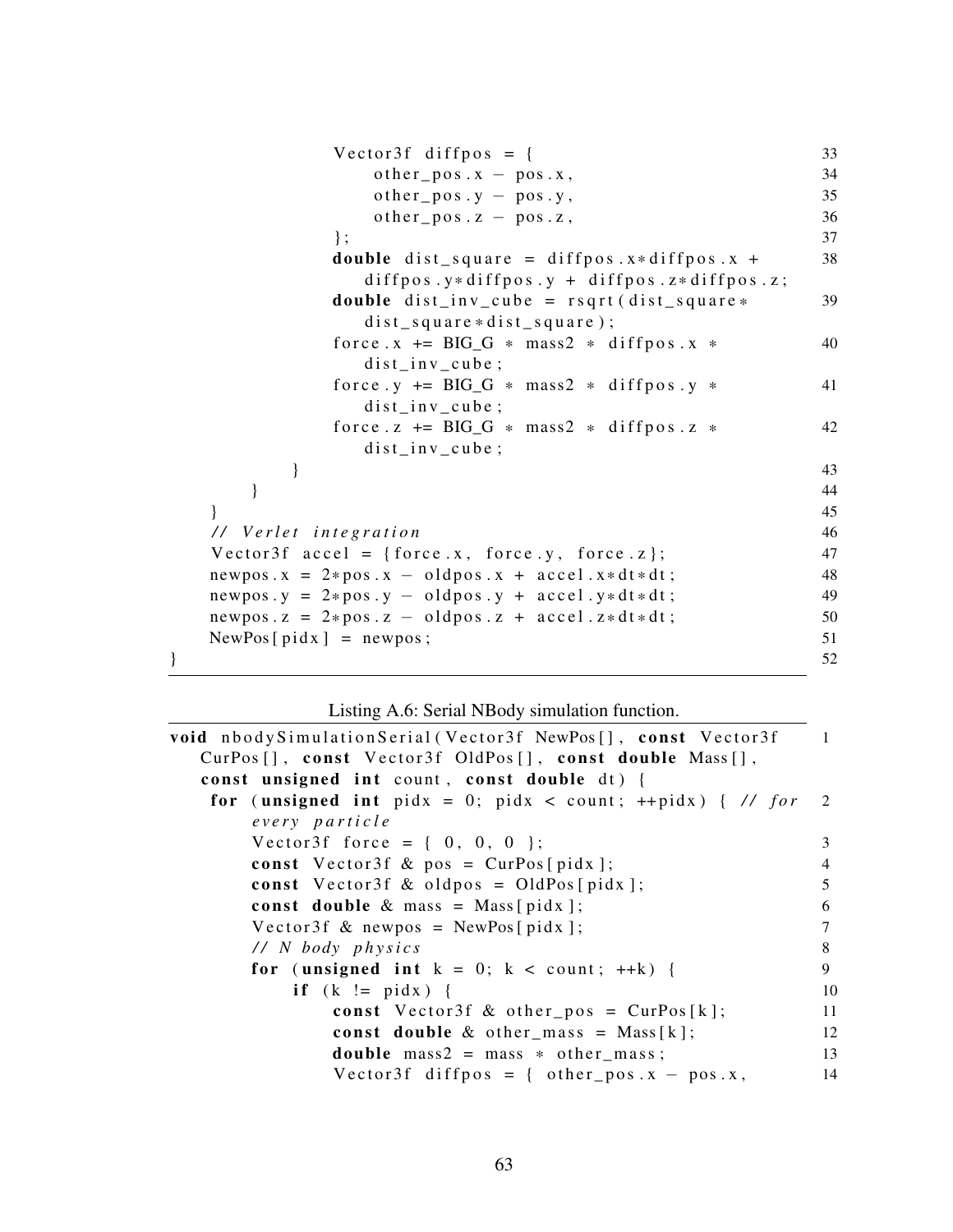```
                Vector3f diffpos = {                                    33
                    other_pos.x - pos.x,                                34
                    other_pos.y - pos.y,                                35
                    other_pos.z - pos.z,                                36
                };                                                      37
                double dist_square = diffpos.x*diffpos.x +              38
                    diffpos.y*diffpos.y + diffpos.z*diffpos.z;
                double dist_inv_cube = rsqrt(dist_square*               39
                    dist_square*dist_square);
                force.x += BIG_G * mass2 * diffpos.x *                  40
                    dist_inv_cube;
                force.y += BIG_G * mass2 * diffpos.y *                  41
                    dist_inv_cube;
                force.z += BIG_G * mass2 * diffpos.z *                  42
                    dist_inv_cube;
            }                                                           43
        }                                                               44
    }                                                                   45
    // Verlet integration                                               46
    Vector3f accel = {force.x, force.y, force.z};                       47
    newpos.x = 2*pos.x - oldpos.x + accel.x*dt*dt;                      48
    newpos.y = 2*pos.y - oldpos.y + accel.y*dt*dt;                      49
    newpos.z = 2*pos.z - oldpos.z + accel.z*dt*dt;                      50
    NewPos[pidx] = newpos;                                              51
}                                                                       52
```

Listing A.6: Serial NBody simulation function.

```
void nbodySimulationSerial(Vector3f NewPos[], const Vector3f            1
    CurPos[], const Vector3f OldPos[], const double Mass[],
    const unsigned int count, const double dt) {
    for (unsigned int pidx = 0; pidx < count; ++pidx) { // for          2
        every particle
        Vector3f force = { 0, 0, 0 };                                   3
        const Vector3f & pos = CurPos[pidx];                            4
        const Vector3f & oldpos = OldPos[pidx];                         5
        const double & mass = Mass[pidx];                               6
        Vector3f & newpos = NewPos[pidx];                               7
        // N body physics                                               8
        for (unsigned int k = 0; k < count; ++k) {                      9
            if (k != pidx) {                                            10
                const Vector3f & other_pos = CurPos[k];                 11
                const double & other_mass = Mass[k];                    12
                double mass2 = mass * other_mass;                       13
                Vector3f diffpos = { other_pos.x - pos.x,               14
```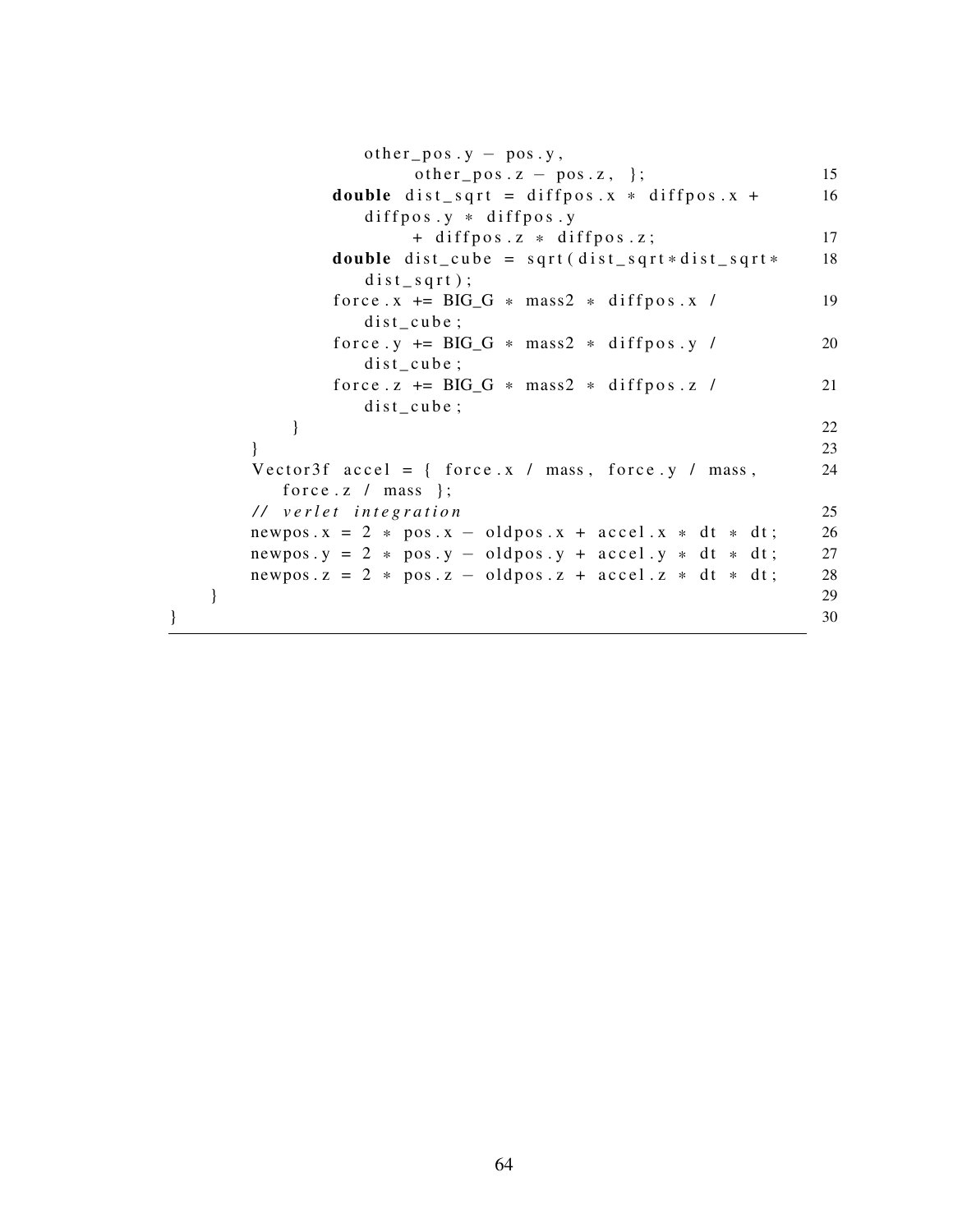```
                other_pos.y - pos.y,
                    other_pos.z - pos.z, };                        15
            double dist_sqrt = diffpos.x * diffpos.x +             16
                diffpos.y * diffpos.y
                    + diffpos.z * diffpos.z;                       17
            double dist_cube = sqrt(dist_sqrt*dist_sqrt*           18
                dist_sqrt);
            force.x += BIG_G * mass2 * diffpos.x /                 19
                dist_cube;
            force.y += BIG_G * mass2 * diffpos.y /                 20
                dist_cube;
            force.z += BIG_G * mass2 * diffpos.z /                 21
                dist_cube;
        }                                                          22
    }                                                              23
    Vector3f accel = { force.x / mass, force.y / mass,             24
        force.z / mass };
    // verlet integration                                          25
    newpos.x = 2 * pos.x - oldpos.x + accel.x * dt * dt;           26
    newpos.y = 2 * pos.y - oldpos.y + accel.y * dt * dt;           27
    newpos.z = 2 * pos.z - oldpos.z + accel.z * dt * dt;           28
  }                                                                29
}                                                                  30
```